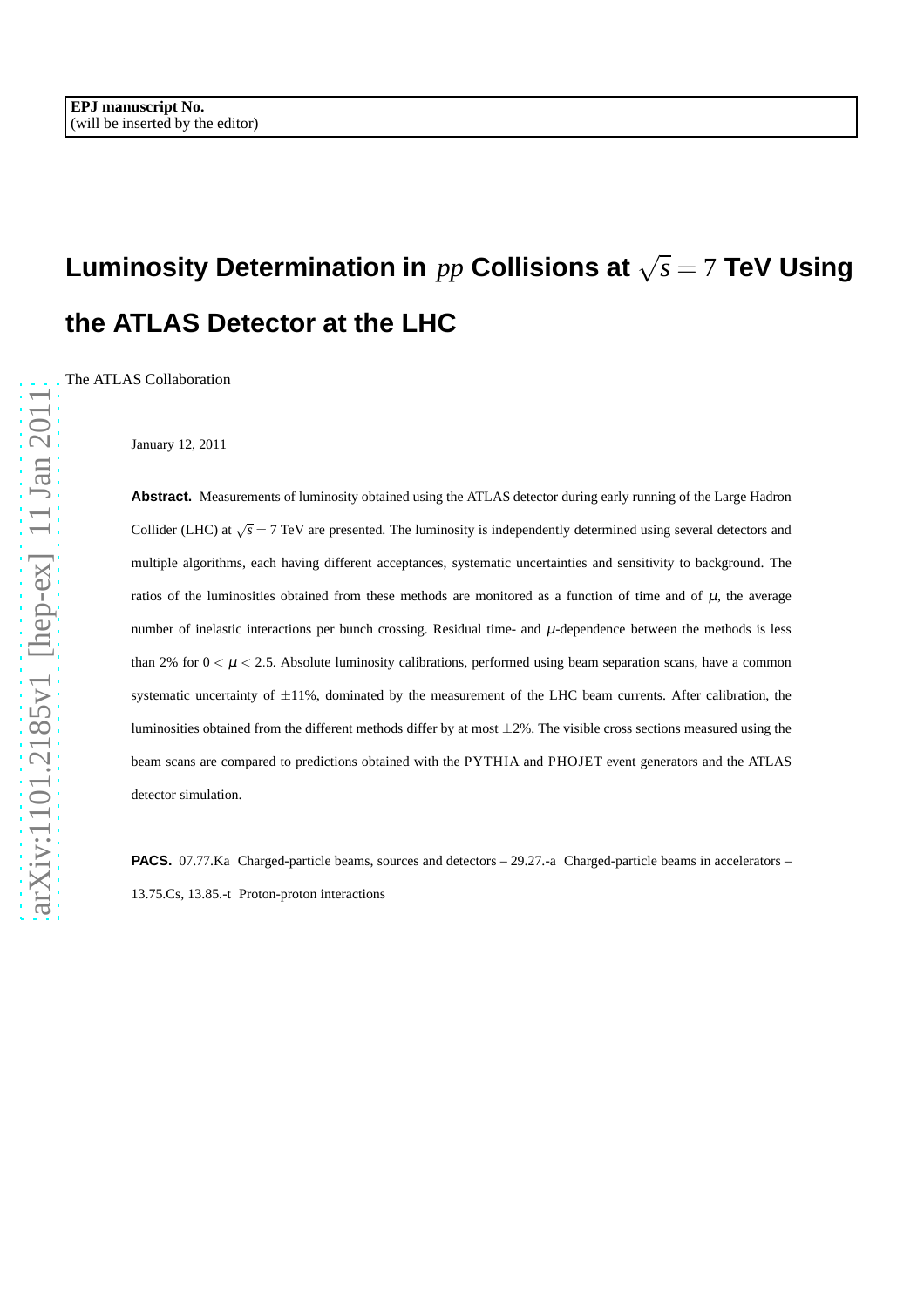EPJ manuscript No.
(will be inserted by the editor)

# Luminosity Determination in $pp$ Collisions at $\sqrt{s} = 7$ TeV Using the ATLAS Detector at the LHC

The ATLAS Collaboration

January 12, 2011

**Abstract.** Measurements of luminosity obtained using the ATLAS detector during early running of the Large Hadron Collider (LHC) at $\sqrt{s} = 7$ TeV are presented. The luminosity is independently determined using several detectors and multiple algorithms, each having different acceptances, systematic uncertainties and sensitivity to background. The ratios of the luminosities obtained from these methods are monitored as a function of time and of $\mu$, the average number of inelastic interactions per bunch crossing. Residual time- and $\mu$-dependence between the methods is less than 2% for $0 < \mu < 2.5$. Absolute luminosity calibrations, performed using beam separation scans, have a common systematic uncertainty of $\pm$11%, dominated by the measurement of the LHC beam currents. After calibration, the luminosities obtained from the different methods differ by at most $\pm$2%. The visible cross sections measured using the beam scans are compared to predictions obtained with the PYTHIA and PHOJET event generators and the ATLAS detector simulation.

**PACS.** 07.77.Ka Charged-particle beams, sources and detectors – 29.27.-a Charged-particle beams in accelerators – 13.75.Cs, 13.85.-t Proton-proton interactions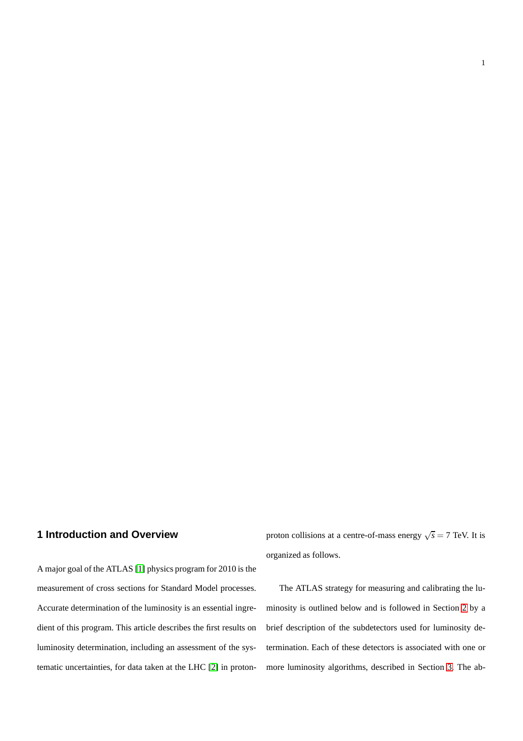# 1 Introduction and Overview

A major goal of the ATLAS [1] physics program for 2010 is the measurement of cross sections for Standard Model processes. Accurate determination of the luminosity is an essential ingredient of this program. This article describes the first results on luminosity determination, including an assessment of the systematic uncertainties, for data taken at the LHC [2] in proton-proton collisions at a centre-of-mass energy $\sqrt{s} = 7$ TeV. It is organized as follows.

The ATLAS strategy for measuring and calibrating the luminosity is outlined below and is followed in Section 2 by a brief description of the subdetectors used for luminosity determination. Each of these detectors is associated with one or more luminosity algorithms, described in Section 3. The ab-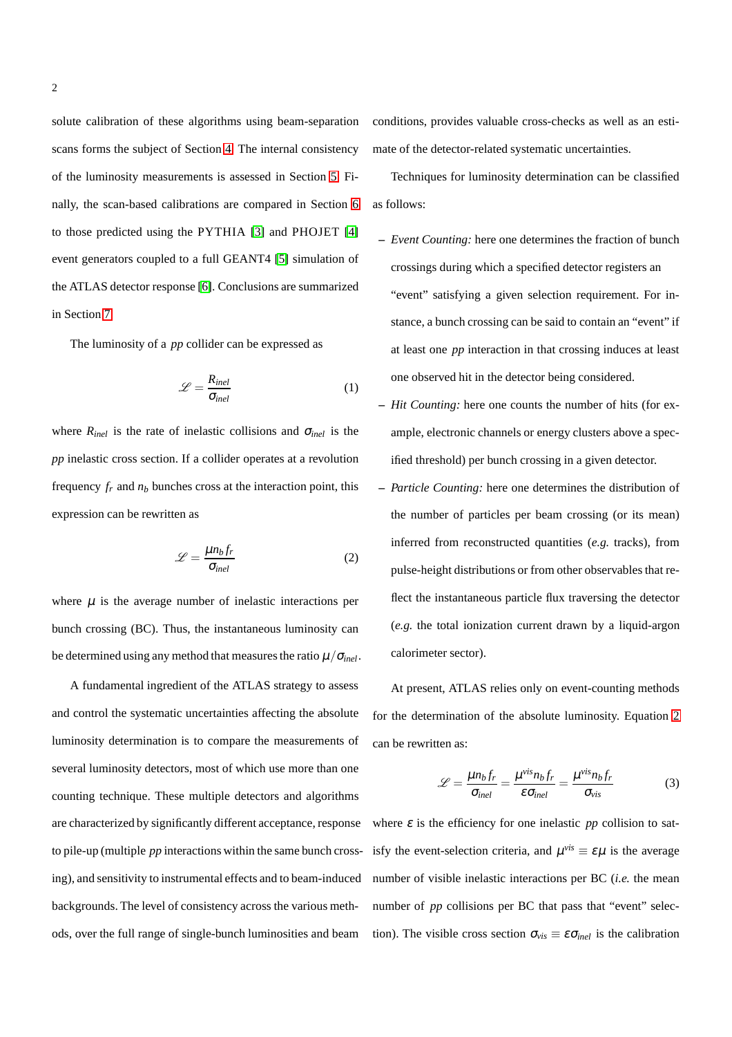solute calibration of these algorithms using beam-separation scans forms the subject of Section 4. The internal consistency of the luminosity measurements is assessed in Section 5. Finally, the scan-based calibrations are compared in Section 6 to those predicted using the PYTHIA [3] and PHOJET [4] event generators coupled to a full GEANT4 [5] simulation of the ATLAS detector response [6]. Conclusions are summarized in Section 7.

The luminosity of a *pp* collider can be expressed as

$$\mathscr{L} = \frac{R_{inel}}{\sigma_{inel}} \tag{1}$$

where $R_{inel}$ is the rate of inelastic collisions and $\sigma_{inel}$ is the *pp* inelastic cross section. If a collider operates at a revolution frequency $f_r$ and $n_b$ bunches cross at the interaction point, this expression can be rewritten as

$$\mathscr{L} = \frac{\mu n_b f_r}{\sigma_{inel}} \tag{2}$$

where $\mu$ is the average number of inelastic interactions per bunch crossing (BC). Thus, the instantaneous luminosity can be determined using any method that measures the ratio $\mu/\sigma_{inel}$.

A fundamental ingredient of the ATLAS strategy to assess and control the systematic uncertainties affecting the absolute luminosity determination is to compare the measurements of several luminosity detectors, most of which use more than one counting technique. These multiple detectors and algorithms are characterized by significantly different acceptance, response to pile-up (multiple *pp* interactions within the same bunch crossing), and sensitivity to instrumental effects and to beam-induced backgrounds. The level of consistency across the various methods, over the full range of single-bunch luminosities and beam conditions, provides valuable cross-checks as well as an estimate of the detector-related systematic uncertainties.

Techniques for luminosity determination can be classified as follows:

- *Event Counting:* here one determines the fraction of bunch crossings during which a specified detector registers an "event" satisfying a given selection requirement. For instance, a bunch crossing can be said to contain an "event" if at least one *pp* interaction in that crossing induces at least one observed hit in the detector being considered.
- *Hit Counting:* here one counts the number of hits (for example, electronic channels or energy clusters above a specified threshold) per bunch crossing in a given detector.
- *Particle Counting:* here one determines the distribution of the number of particles per beam crossing (or its mean) inferred from reconstructed quantities (*e.g.* tracks), from pulse-height distributions or from other observables that reflect the instantaneous particle flux traversing the detector (*e.g.* the total ionization current drawn by a liquid-argon calorimeter sector).

At present, ATLAS relies only on event-counting methods for the determination of the absolute luminosity. Equation 2 can be rewritten as:

$$\mathscr{L} = \frac{\mu n_b f_r}{\sigma_{inel}} = \frac{\mu^{vis} n_b f_r}{\varepsilon \sigma_{inel}} = \frac{\mu^{vis} n_b f_r}{\sigma_{vis}} \tag{3}$$

where $\varepsilon$ is the efficiency for one inelastic *pp* collision to satisfy the event-selection criteria, and $\mu^{vis} \equiv \varepsilon\mu$ is the average number of visible inelastic interactions per BC (*i.e.* the mean number of *pp* collisions per BC that pass that "event" selection). The visible cross section $\sigma_{vis} \equiv \varepsilon\sigma_{inel}$ is the calibration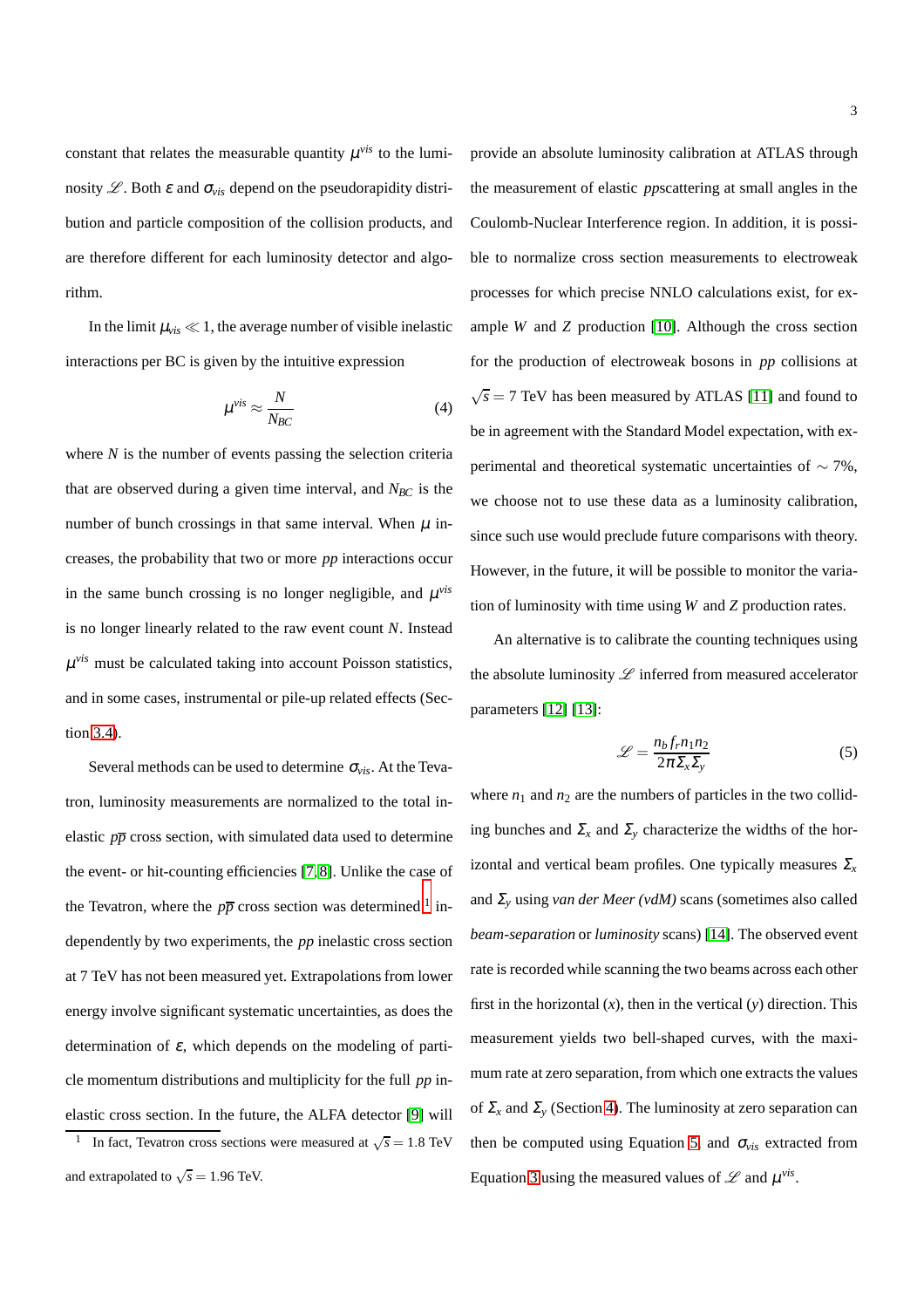constant that relates the measurable quantity $\mu^{vis}$ to the luminosity $\mathscr{L}$. Both $\varepsilon$ and $\sigma_{vis}$ depend on the pseudorapidity distribution and particle composition of the collision products, and are therefore different for each luminosity detector and algorithm.

In the limit $\mu_{vis} \ll 1$, the average number of visible inelastic interactions per BC is given by the intuitive expression

$$\mu^{vis} \approx \frac{N}{N_{BC}} \tag{4}$$

where $N$ is the number of events passing the selection criteria that are observed during a given time interval, and $N_{BC}$ is the number of bunch crossings in that same interval. When $\mu$ increases, the probability that two or more $pp$ interactions occur in the same bunch crossing is no longer negligible, and $\mu^{vis}$ is no longer linearly related to the raw event count $N$. Instead $\mu^{vis}$ must be calculated taking into account Poisson statistics, and in some cases, instrumental or pile-up related effects (Section 3.4).

Several methods can be used to determine $\sigma_{vis}$. At the Tevatron, luminosity measurements are normalized to the total inelastic $p\overline{p}$ cross section, with simulated data used to determine the event- or hit-counting efficiencies [7, 8]. Unlike the case of the Tevatron, where the $p\overline{p}$ cross section was determined [1] independently by two experiments, the $pp$ inelastic cross section at 7 TeV has not been measured yet. Extrapolations from lower energy involve significant systematic uncertainties, as does the determination of $\varepsilon$, which depends on the modeling of particle momentum distributions and multiplicity for the full $pp$ inelastic cross section. In the future, the ALFA detector [9] will provide an absolute luminosity calibration at ATLAS through the measurement of elastic $pp$scattering at small angles in the Coulomb-Nuclear Interference region. In addition, it is possible to normalize cross section measurements to electroweak processes for which precise NNLO calculations exist, for example $W$ and $Z$ production [10]. Although the cross section for the production of electroweak bosons in $pp$ collisions at $\sqrt{s} = 7$ TeV has been measured by ATLAS [11] and found to be in agreement with the Standard Model expectation, with experimental and theoretical systematic uncertainties of $\sim 7\%$, we choose not to use these data as a luminosity calibration, since such use would preclude future comparisons with theory. However, in the future, it will be possible to monitor the variation of luminosity with time using $W$ and $Z$ production rates.

An alternative is to calibrate the counting techniques using the absolute luminosity $\mathscr{L}$ inferred from measured accelerator parameters [12] [13]:

$$\mathscr{L} = \frac{n_b f_r n_1 n_2}{2\pi \Sigma_x \Sigma_y} \tag{5}$$

where $n_1$ and $n_2$ are the numbers of particles in the two colliding bunches and $\Sigma_x$ and $\Sigma_y$ characterize the widths of the horizontal and vertical beam profiles. One typically measures $\Sigma_x$ and $\Sigma_y$ using *van der Meer (vdM)* scans (sometimes also called *beam-separation* or *luminosity* scans) [14]. The observed event rate is recorded while scanning the two beams across each other first in the horizontal ($x$), then in the vertical ($y$) direction. This measurement yields two bell-shaped curves, with the maximum rate at zero separation, from which one extracts the values of $\Sigma_x$ and $\Sigma_y$ (Section 4). The luminosity at zero separation can then be computed using Equation 5, and $\sigma_{vis}$ extracted from Equation 3 using the measured values of $\mathscr{L}$ and $\mu^{vis}$.

[1] In fact, Tevatron cross sections were measured at $\sqrt{s} = 1.8$ TeV and extrapolated to $\sqrt{s} = 1.96$ TeV.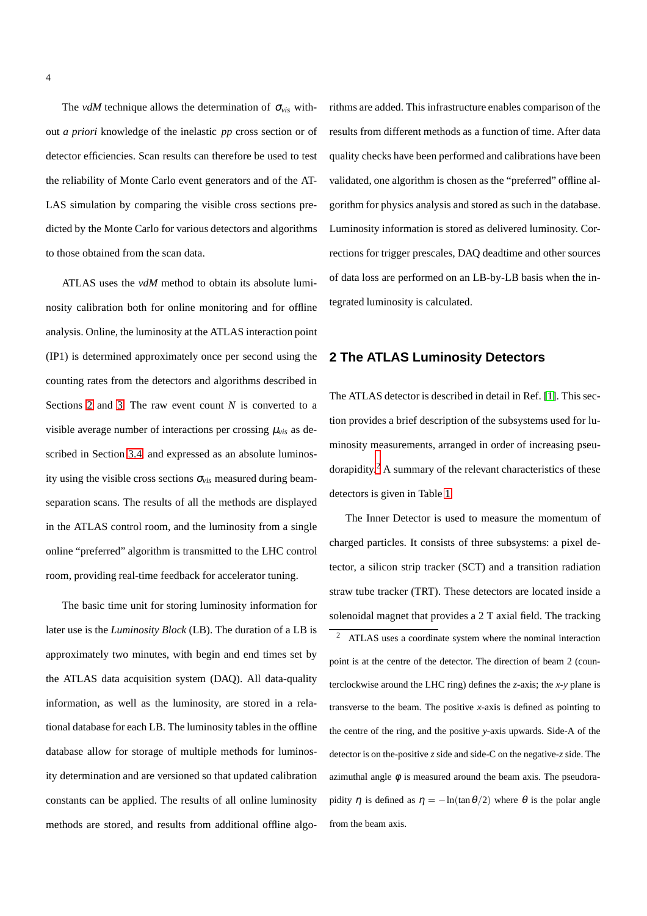The *vdM* technique allows the determination of $\sigma_{vis}$ without *a priori* knowledge of the inelastic *pp* cross section or of detector efficiencies. Scan results can therefore be used to test the reliability of Monte Carlo event generators and of the ATLAS simulation by comparing the visible cross sections predicted by the Monte Carlo for various detectors and algorithms to those obtained from the scan data.

ATLAS uses the *vdM* method to obtain its absolute luminosity calibration both for online monitoring and for offline analysis. Online, the luminosity at the ATLAS interaction point (IP1) is determined approximately once per second using the counting rates from the detectors and algorithms described in Sections 2 and 3. The raw event count $N$ is converted to a visible average number of interactions per crossing $\mu_{vis}$ as described in Section 3.4 and expressed as an absolute luminosity using the visible cross sections $\sigma_{vis}$ measured during beam-separation scans. The results of all the methods are displayed in the ATLAS control room, and the luminosity from a single online "preferred" algorithm is transmitted to the LHC control room, providing real-time feedback for accelerator tuning.

The basic time unit for storing luminosity information for later use is the *Luminosity Block* (LB). The duration of a LB is approximately two minutes, with begin and end times set by the ATLAS data acquisition system (DAQ). All data-quality information, as well as the luminosity, are stored in a relational database for each LB. The luminosity tables in the offline database allow for storage of multiple methods for luminosity determination and are versioned so that updated calibration constants can be applied. The results of all online luminosity methods are stored, and results from additional offline algorithms are added. This infrastructure enables comparison of the results from different methods as a function of time. After data quality checks have been performed and calibrations have been validated, one algorithm is chosen as the "preferred" offline algorithm for physics analysis and stored as such in the database. Luminosity information is stored as delivered luminosity. Corrections for trigger prescales, DAQ deadtime and other sources of data loss are performed on an LB-by-LB basis when the integrated luminosity is calculated.

## 2 The ATLAS Luminosity Detectors

The ATLAS detector is described in detail in Ref. [1]. This section provides a brief description of the subsystems used for luminosity measurements, arranged in order of increasing pseudorapidity.[2] A summary of the relevant characteristics of these detectors is given in Table 1.

The Inner Detector is used to measure the momentum of charged particles. It consists of three subsystems: a pixel detector, a silicon strip tracker (SCT) and a transition radiation straw tube tracker (TRT). These detectors are located inside a solenoidal magnet that provides a 2 T axial field. The tracking

[2] ATLAS uses a coordinate system where the nominal interaction point is at the centre of the detector. The direction of beam 2 (counterclockwise around the LHC ring) defines the *z*-axis; the *x*-*y* plane is transverse to the beam. The positive *x*-axis is defined as pointing to the centre of the ring, and the positive *y*-axis upwards. Side-A of the detector is on the-positive *z* side and side-C on the negative-*z* side. The azimuthal angle $\phi$ is measured around the beam axis. The pseudorapidity $\eta$ is defined as $\eta = -\ln(\tan\theta/2)$ where $\theta$ is the polar angle from the beam axis.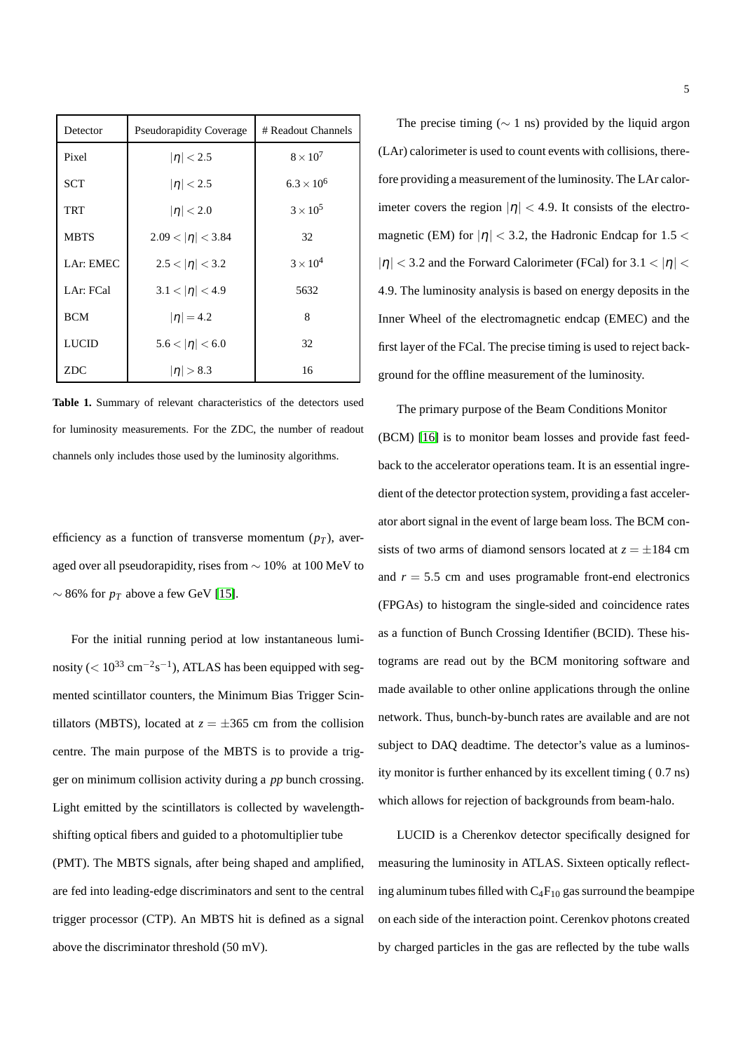| Detector | Pseudorapidity Coverage | # Readout Channels |
|---|---|---|
| Pixel | $\|\eta\| < 2.5$ | $8 \times 10^7$ |
| SCT | $\|\eta\| < 2.5$ | $6.3 \times 10^6$ |
| TRT | $\|\eta\| < 2.0$ | $3 \times 10^5$ |
| MBTS | $2.09 < \|\eta\| < 3.84$ | 32 |
| LAr: EMEC | $2.5 < \|\eta\| < 3.2$ | $3 \times 10^4$ |
| LAr: FCal | $3.1 < \|\eta\| < 4.9$ | 5632 |
| BCM | $\|\eta\| = 4.2$ | 8 |
| LUCID | $5.6 < \|\eta\| < 6.0$ | 32 |
| ZDC | $\|\eta\| > 8.3$ | 16 |

**Table 1.** Summary of relevant characteristics of the detectors used for luminosity measurements. For the ZDC, the number of readout channels only includes those used by the luminosity algorithms.

efficiency as a function of transverse momentum ($p_T$), averaged over all pseudorapidity, rises from $\sim 10\%$ at 100 MeV to $\sim 86\%$ for $p_T$ above a few GeV [15].

For the initial running period at low instantaneous luminosity ($< 10^{33}$ cm$^{-2}$s$^{-1}$), ATLAS has been equipped with segmented scintillator counters, the Minimum Bias Trigger Scintillators (MBTS), located at $z = \pm 365$ cm from the collision centre. The main purpose of the MBTS is to provide a trigger on minimum collision activity during a *pp* bunch crossing. Light emitted by the scintillators is collected by wavelength-shifting optical fibers and guided to a photomultiplier tube (PMT). The MBTS signals, after being shaped and amplified, are fed into leading-edge discriminators and sent to the central trigger processor (CTP). An MBTS hit is defined as a signal above the discriminator threshold (50 mV).

The precise timing ($\sim 1$ ns) provided by the liquid argon (LAr) calorimeter is used to count events with collisions, therefore providing a measurement of the luminosity. The LAr calorimeter covers the region $|\eta| < 4.9$. It consists of the electromagnetic (EM) for $|\eta| < 3.2$, the Hadronic Endcap for $1.5 < |\eta| < 3.2$ and the Forward Calorimeter (FCal) for $3.1 < |\eta| < 4.9$. The luminosity analysis is based on energy deposits in the Inner Wheel of the electromagnetic endcap (EMEC) and the first layer of the FCal. The precise timing is used to reject background for the offline measurement of the luminosity.

The primary purpose of the Beam Conditions Monitor (BCM) [16] is to monitor beam losses and provide fast feedback to the accelerator operations team. It is an essential ingredient of the detector protection system, providing a fast accelerator abort signal in the event of large beam loss. The BCM consists of two arms of diamond sensors located at $z = \pm 184$ cm and $r = 5.5$ cm and uses programable front-end electronics (FPGAs) to histogram the single-sided and coincidence rates as a function of Bunch Crossing Identifier (BCID). These histograms are read out by the BCM monitoring software and made available to other online applications through the online network. Thus, bunch-by-bunch rates are available and are not subject to DAQ deadtime. The detector's value as a luminosity monitor is further enhanced by its excellent timing ( 0.7 ns) which allows for rejection of backgrounds from beam-halo.

LUCID is a Cherenkov detector specifically designed for measuring the luminosity in ATLAS. Sixteen optically reflecting aluminum tubes filled with $C_4F_{10}$ gas surround the beampipe on each side of the interaction point. Cerenkov photons created by charged particles in the gas are reflected by the tube walls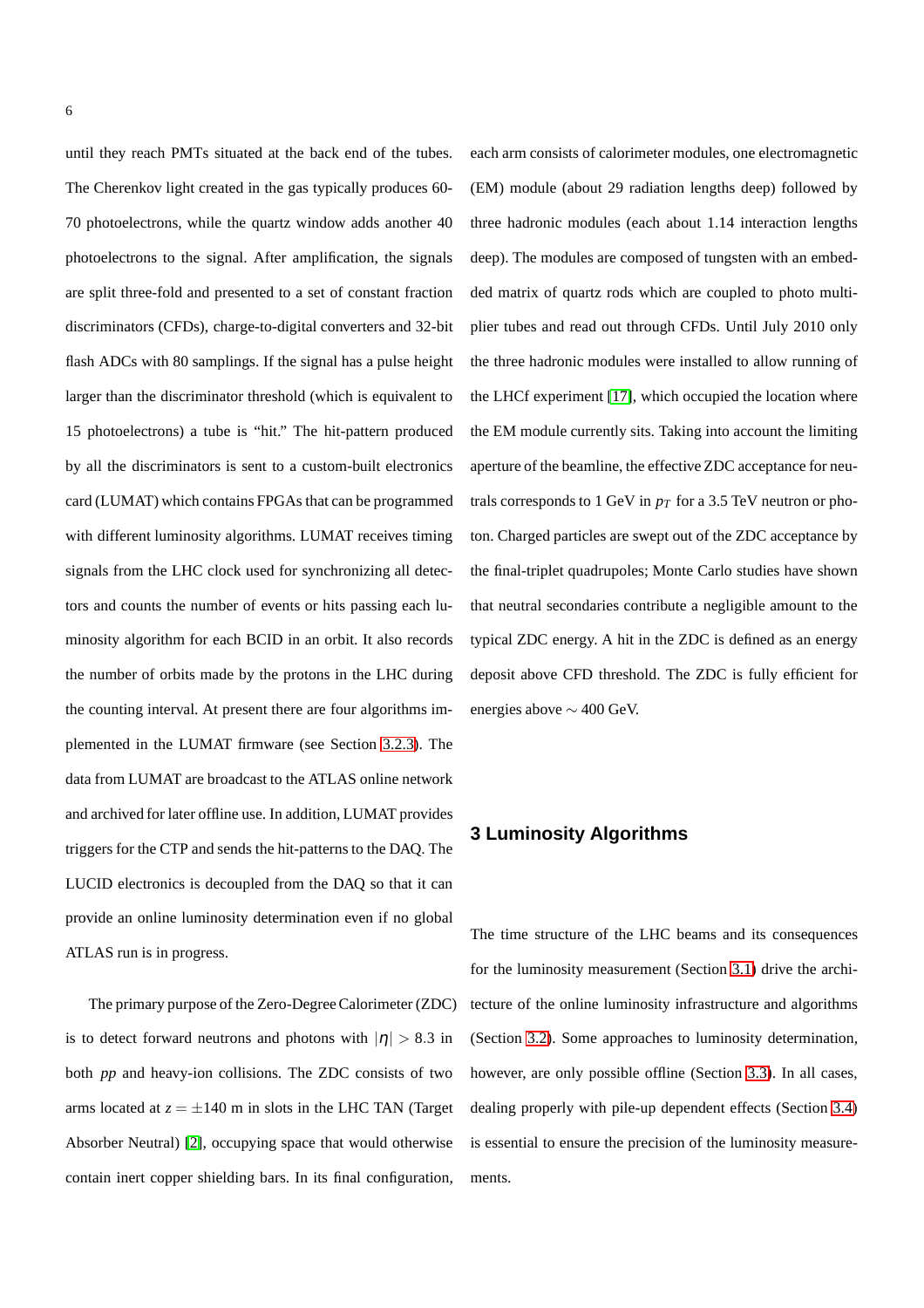until they reach PMTs situated at the back end of the tubes. The Cherenkov light created in the gas typically produces 60-70 photoelectrons, while the quartz window adds another 40 photoelectrons to the signal. After amplification, the signals are split three-fold and presented to a set of constant fraction discriminators (CFDs), charge-to-digital converters and 32-bit flash ADCs with 80 samplings. If the signal has a pulse height larger than the discriminator threshold (which is equivalent to 15 photoelectrons) a tube is "hit." The hit-pattern produced by all the discriminators is sent to a custom-built electronics card (LUMAT) which contains FPGAs that can be programmed with different luminosity algorithms. LUMAT receives timing signals from the LHC clock used for synchronizing all detectors and counts the number of events or hits passing each luminosity algorithm for each BCID in an orbit. It also records the number of orbits made by the protons in the LHC during the counting interval. At present there are four algorithms implemented in the LUMAT firmware (see Section 3.2.3). The data from LUMAT are broadcast to the ATLAS online network and archived for later offline use. In addition, LUMAT provides triggers for the CTP and sends the hit-patterns to the DAQ. The LUCID electronics is decoupled from the DAQ so that it can provide an online luminosity determination even if no global ATLAS run is in progress.

The primary purpose of the Zero-Degree Calorimeter (ZDC) is to detect forward neutrons and photons with $|\eta| > 8.3$ in both *pp* and heavy-ion collisions. The ZDC consists of two arms located at $z = \pm 140$ m in slots in the LHC TAN (Target Absorber Neutral) [2], occupying space that would otherwise contain inert copper shielding bars. In its final configuration, each arm consists of calorimeter modules, one electromagnetic (EM) module (about 29 radiation lengths deep) followed by three hadronic modules (each about 1.14 interaction lengths deep). The modules are composed of tungsten with an embedded matrix of quartz rods which are coupled to photo multiplier tubes and read out through CFDs. Until July 2010 only the three hadronic modules were installed to allow running of the LHCf experiment [17], which occupied the location where the EM module currently sits. Taking into account the limiting aperture of the beamline, the effective ZDC acceptance for neutrals corresponds to 1 GeV in $p_T$ for a 3.5 TeV neutron or photon. Charged particles are swept out of the ZDC acceptance by the final-triplet quadrupoles; Monte Carlo studies have shown that neutral secondaries contribute a negligible amount to the typical ZDC energy. A hit in the ZDC is defined as an energy deposit above CFD threshold. The ZDC is fully efficient for energies above $\sim 400$ GeV.

## 3 Luminosity Algorithms

The time structure of the LHC beams and its consequences for the luminosity measurement (Section 3.1) drive the architecture of the online luminosity infrastructure and algorithms (Section 3.2). Some approaches to luminosity determination, however, are only possible offline (Section 3.3). In all cases, dealing properly with pile-up dependent effects (Section 3.4) is essential to ensure the precision of the luminosity measurements.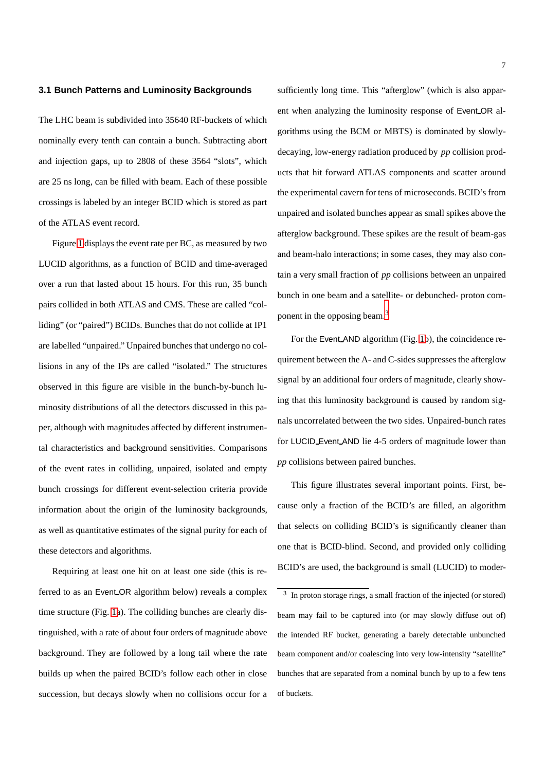### 3.1 Bunch Patterns and Luminosity Backgrounds

The LHC beam is subdivided into 35640 RF-buckets of which nominally every tenth can contain a bunch. Subtracting abort and injection gaps, up to 2808 of these 3564 "slots", which are 25 ns long, can be filled with beam. Each of these possible crossings is labeled by an integer BCID which is stored as part of the ATLAS event record.

Figure 1 displays the event rate per BC, as measured by two LUCID algorithms, as a function of BCID and time-averaged over a run that lasted about 15 hours. For this run, 35 bunch pairs collided in both ATLAS and CMS. These are called "colliding" (or "paired") BCIDs. Bunches that do not collide at IP1 are labelled "unpaired." Unpaired bunches that undergo no collisions in any of the IPs are called "isolated." The structures observed in this figure are visible in the bunch-by-bunch luminosity distributions of all the detectors discussed in this paper, although with magnitudes affected by different instrumental characteristics and background sensitivities. Comparisons of the event rates in colliding, unpaired, isolated and empty bunch crossings for different event-selection criteria provide information about the origin of the luminosity backgrounds, as well as quantitative estimates of the signal purity for each of these detectors and algorithms.

Requiring at least one hit on at least one side (this is referred to as an Event_OR algorithm below) reveals a complex time structure (Fig. 1a). The colliding bunches are clearly distinguished, with a rate of about four orders of magnitude above background. They are followed by a long tail where the rate builds up when the paired BCID's follow each other in close succession, but decays slowly when no collisions occur for a sufficiently long time. This "afterglow" (which is also apparent when analyzing the luminosity response of Event_OR algorithms using the BCM or MBTS) is dominated by slowly-decaying, low-energy radiation produced by *pp* collision products that hit forward ATLAS components and scatter around the experimental cavern for tens of microseconds. BCID's from unpaired and isolated bunches appear as small spikes above the afterglow background. These spikes are the result of beam-gas and beam-halo interactions; in some cases, they may also contain a very small fraction of *pp* collisions between an unpaired bunch in one beam and a satellite- or debunched- proton component in the opposing beam.[3]

For the Event_AND algorithm (Fig. 1b), the coincidence requirement between the A- and C-sides suppresses the afterglow signal by an additional four orders of magnitude, clearly showing that this luminosity background is caused by random signals uncorrelated between the two sides. Unpaired-bunch rates for LUCID_Event_AND lie 4-5 orders of magnitude lower than *pp* collisions between paired bunches.

This figure illustrates several important points. First, because only a fraction of the BCID's are filled, an algorithm that selects on colliding BCID's is significantly cleaner than one that is BCID-blind. Second, and provided only colliding BCID's are used, the background is small (LUCID) to moder-

[3] In proton storage rings, a small fraction of the injected (or stored) beam may fail to be captured into (or may slowly diffuse out of) the intended RF bucket, generating a barely detectable unbunched beam component and/or coalescing into very low-intensity "satellite" bunches that are separated from a nominal bunch by up to a few tens of buckets.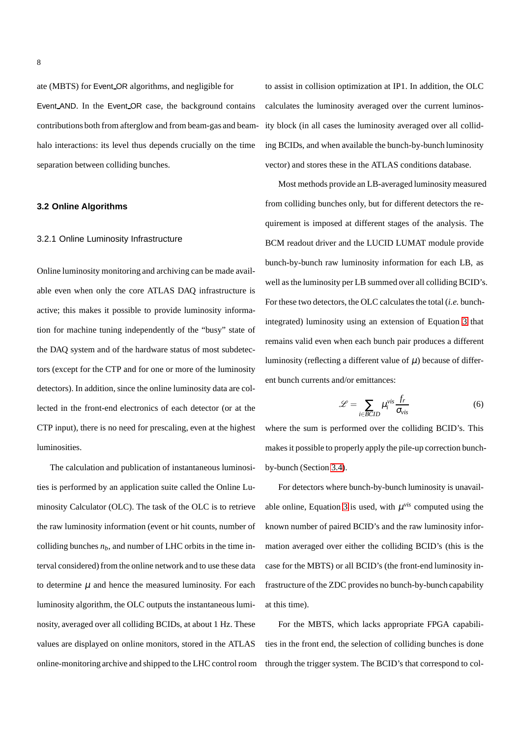ate (MBTS) for Event_OR algorithms, and negligible for Event_AND. In the Event_OR case, the background contains contributions both from afterglow and from beam-gas and beam-halo interactions: its level thus depends crucially on the time separation between colliding bunches.

## 3.2 Online Algorithms

### 3.2.1 Online Luminosity Infrastructure

Online luminosity monitoring and archiving can be made available even when only the core ATLAS DAQ infrastructure is active; this makes it possible to provide luminosity information for machine tuning independently of the "busy" state of the DAQ system and of the hardware status of most subdetectors (except for the CTP and for one or more of the luminosity detectors). In addition, since the online luminosity data are collected in the front-end electronics of each detector (or at the CTP input), there is no need for prescaling, even at the highest luminosities.

The calculation and publication of instantaneous luminosities is performed by an application suite called the Online Luminosity Calculator (OLC). The task of the OLC is to retrieve the raw luminosity information (event or hit counts, number of colliding bunches $n_b$, and number of LHC orbits in the time interval considered) from the online network and to use these data to determine $\mu$ and hence the measured luminosity. For each luminosity algorithm, the OLC outputs the instantaneous luminosity, averaged over all colliding BCIDs, at about 1 Hz. These values are displayed on online monitors, stored in the ATLAS online-monitoring archive and shipped to the LHC control room to assist in collision optimization at IP1. In addition, the OLC calculates the luminosity averaged over the current luminosity block (in all cases the luminosity averaged over all colliding BCIDs, and when available the bunch-by-bunch luminosity vector) and stores these in the ATLAS conditions database.

Most methods provide an LB-averaged luminosity measured from colliding bunches only, but for different detectors the requirement is imposed at different stages of the analysis. The BCM readout driver and the LUCID LUMAT module provide bunch-by-bunch raw luminosity information for each LB, as well as the luminosity per LB summed over all colliding BCID's. For these two detectors, the OLC calculates the total (*i.e.* bunch-integrated) luminosity using an extension of Equation 3 that remains valid even when each bunch pair produces a different luminosity (reflecting a different value of $\mu$) because of different bunch currents and/or emittances:

$$\mathscr{L} = \sum_{i \in BCID} \mu_i^{vis} \frac{f_r}{\sigma_{vis}} \tag{6}$$

where the sum is performed over the colliding BCID's. This makes it possible to properly apply the pile-up correction bunch-by-bunch (Section 3.4).

For detectors where bunch-by-bunch luminosity is unavailable online, Equation 3 is used, with $\mu^{vis}$ computed using the known number of paired BCID's and the raw luminosity information averaged over either the colliding BCID's (this is the case for the MBTS) or all BCID's (the front-end luminosity infrastructure of the ZDC provides no bunch-by-bunch capability at this time).

For the MBTS, which lacks appropriate FPGA capabilities in the front end, the selection of colliding bunches is done through the trigger system. The BCID's that correspond to col-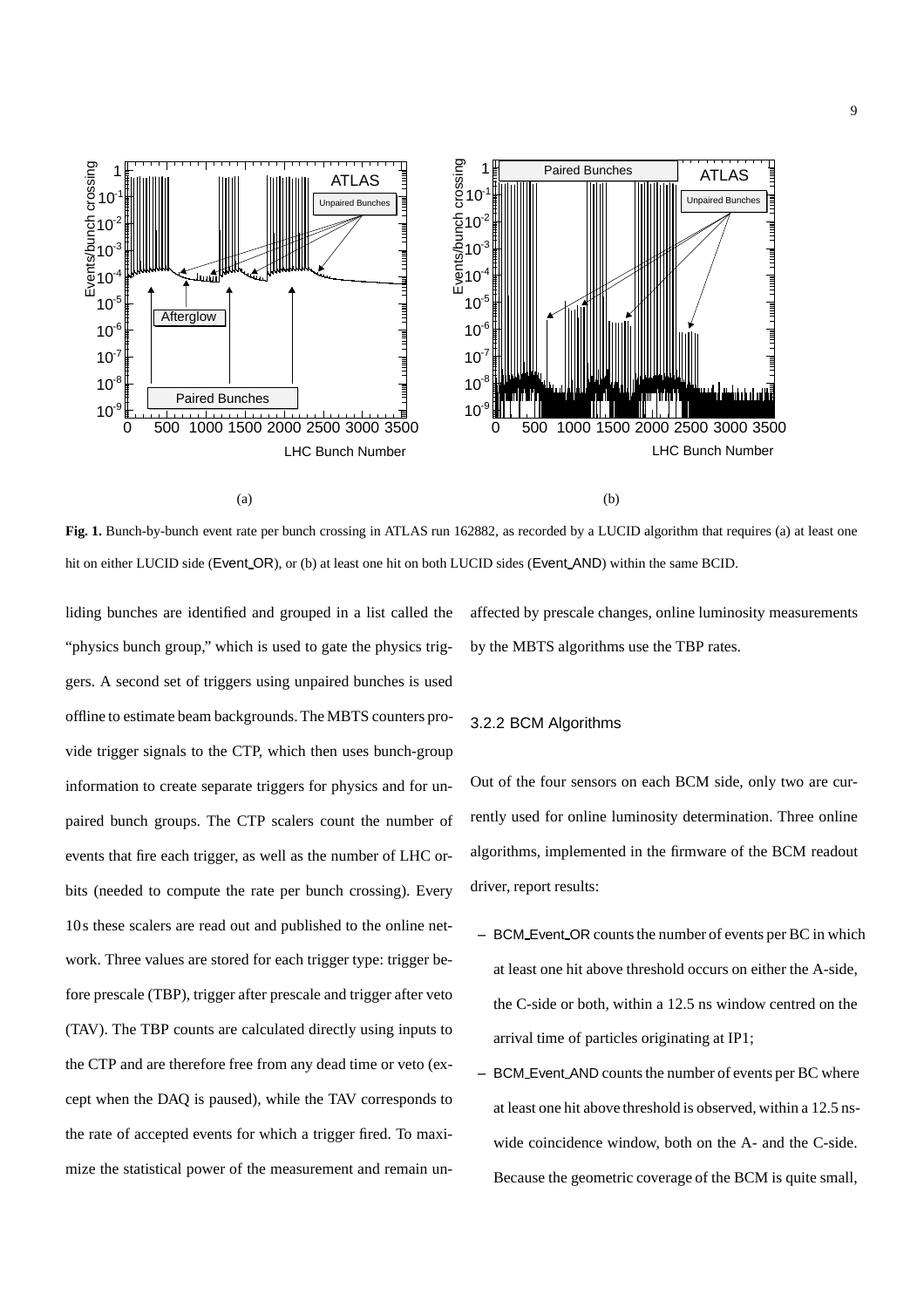(a)

(b)

**Fig. 1.** Bunch-by-bunch event rate per bunch crossing in ATLAS run 162882, as recorded by a LUCID algorithm that requires (a) at least one hit on either LUCID side (Event_OR), or (b) at least one hit on both LUCID sides (Event_AND) within the same BCID.

liding bunches are identified and grouped in a list called the "physics bunch group," which is used to gate the physics triggers. A second set of triggers using unpaired bunches is used offline to estimate beam backgrounds. The MBTS counters provide trigger signals to the CTP, which then uses bunch-group information to create separate triggers for physics and for unpaired bunch groups. The CTP scalers count the number of events that fire each trigger, as well as the number of LHC orbits (needed to compute the rate per bunch crossing). Every 10 s these scalers are read out and published to the online network. Three values are stored for each trigger type: trigger before prescale (TBP), trigger after prescale and trigger after veto (TAV). The TBP counts are calculated directly using inputs to the CTP and are therefore free from any dead time or veto (except when the DAQ is paused), while the TAV corresponds to the rate of accepted events for which a trigger fired. To maximize the statistical power of the measurement and remain unaffected by prescale changes, online luminosity measurements by the MBTS algorithms use the TBP rates.

#### 3.2.2 BCM Algorithms

Out of the four sensors on each BCM side, only two are currently used for online luminosity determination. Three online algorithms, implemented in the firmware of the BCM readout driver, report results:

- BCM_Event_OR counts the number of events per BC in which at least one hit above threshold occurs on either the A-side, the C-side or both, within a 12.5 ns window centred on the arrival time of particles originating at IP1;
- BCM_Event_AND counts the number of events per BC where at least one hit above threshold is observed, within a 12.5 ns-wide coincidence window, both on the A- and the C-side. Because the geometric coverage of the BCM is quite small,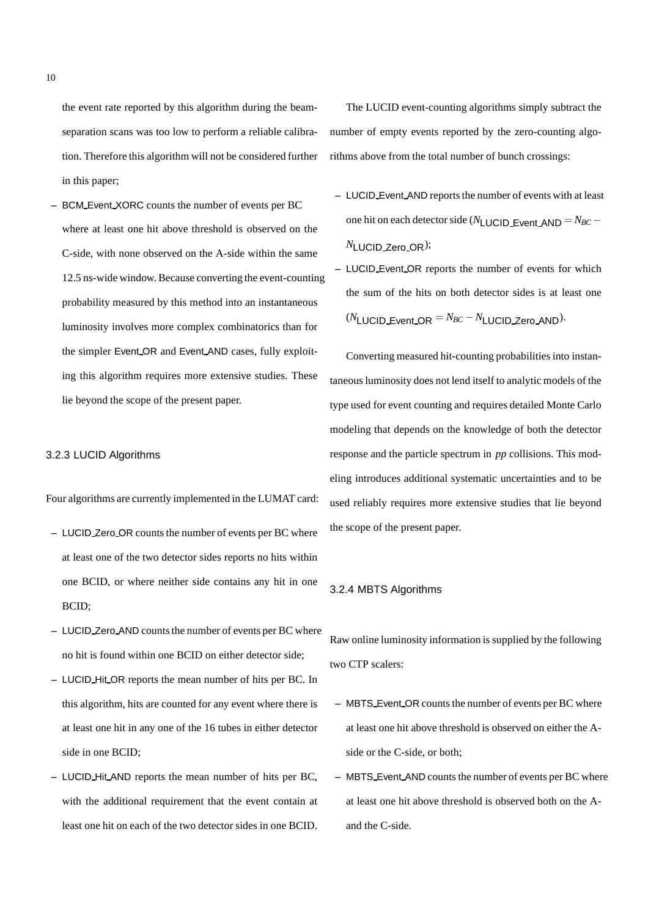the event rate reported by this algorithm during the beam-separation scans was too low to perform a reliable calibration. Therefore this algorithm will not be considered further in this paper;

– BCM_Event_XORC counts the number of events per BC where at least one hit above threshold is observed on the C-side, with none observed on the A-side within the same 12.5 ns-wide window. Because converting the event-counting probability measured by this method into an instantaneous luminosity involves more complex combinatorics than for the simpler Event_OR and Event_AND cases, fully exploiting this algorithm requires more extensive studies. These lie beyond the scope of the present paper.

#### 3.2.3 LUCID Algorithms

Four algorithms are currently implemented in the LUMAT card:

– LUCID_Zero_OR counts the number of events per BC where at least one of the two detector sides reports no hits within one BCID, or where neither side contains any hit in one BCID;
– LUCID_Zero_AND counts the number of events per BC where no hit is found within one BCID on either detector side;
– LUCID_Hit_OR reports the mean number of hits per BC. In this algorithm, hits are counted for any event where there is at least one hit in any one of the 16 tubes in either detector side in one BCID;
– LUCID_Hit_AND reports the mean number of hits per BC, with the additional requirement that the event contain at least one hit on each of the two detector sides in one BCID.

The LUCID event-counting algorithms simply subtract the number of empty events reported by the zero-counting algorithms above from the total number of bunch crossings:

– LUCID_Event_AND reports the number of events with at least one hit on each detector side ($N_{\text{LUCID\_Event\_AND}} = N_{BC} - N_{\text{LUCID\_Zero\_OR}}$);
– LUCID_Event_OR reports the number of events for which the sum of the hits on both detector sides is at least one ($N_{\text{LUCID\_Event\_OR}} = N_{BC} - N_{\text{LUCID\_Zero\_AND}}$).

Converting measured hit-counting probabilities into instantaneous luminosity does not lend itself to analytic models of the type used for event counting and requires detailed Monte Carlo modeling that depends on the knowledge of both the detector response and the particle spectrum in *pp* collisions. This modeling introduces additional systematic uncertainties and to be used reliably requires more extensive studies that lie beyond the scope of the present paper.

#### 3.2.4 MBTS Algorithms

Raw online luminosity information is supplied by the following two CTP scalers:

– MBTS_Event_OR counts the number of events per BC where at least one hit above threshold is observed on either the A-side or the C-side, or both;
– MBTS_Event_AND counts the number of events per BC where at least one hit above threshold is observed both on the A- and the C-side.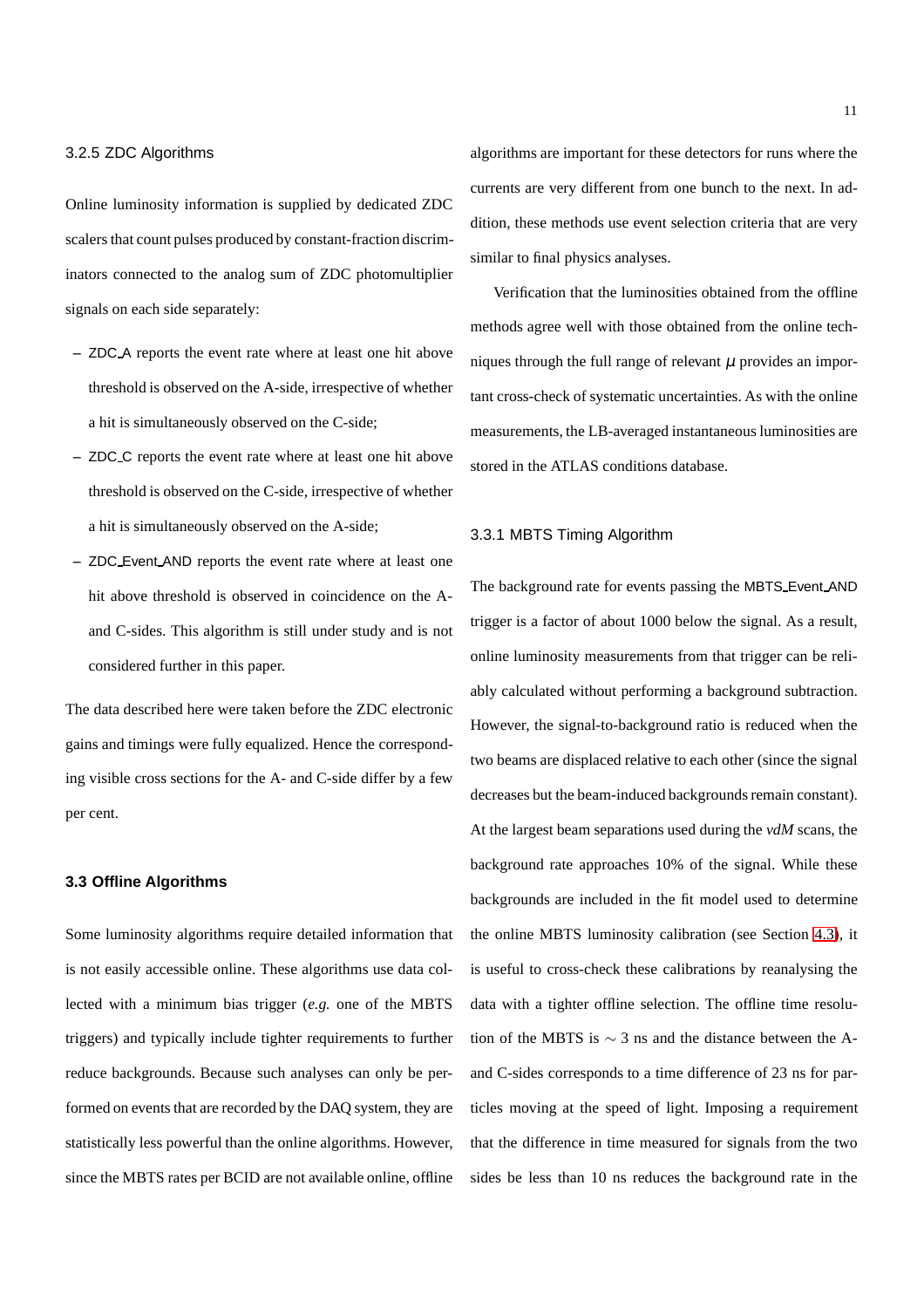#### 3.2.5 ZDC Algorithms

Online luminosity information is supplied by dedicated ZDC scalers that count pulses produced by constant-fraction discriminators connected to the analog sum of ZDC photomultiplier signals on each side separately:

– ZDC_A reports the event rate where at least one hit above threshold is observed on the A-side, irrespective of whether a hit is simultaneously observed on the C-side;

– ZDC_C reports the event rate where at least one hit above threshold is observed on the C-side, irrespective of whether a hit is simultaneously observed on the A-side;

– ZDC_Event_AND reports the event rate where at least one hit above threshold is observed in coincidence on the A- and C-sides. This algorithm is still under study and is not considered further in this paper.

The data described here were taken before the ZDC electronic gains and timings were fully equalized. Hence the corresponding visible cross sections for the A- and C-side differ by a few per cent.

### 3.3 Offline Algorithms

Some luminosity algorithms require detailed information that is not easily accessible online. These algorithms use data collected with a minimum bias trigger (*e.g.* one of the MBTS triggers) and typically include tighter requirements to further reduce backgrounds. Because such analyses can only be performed on events that are recorded by the DAQ system, they are statistically less powerful than the online algorithms. However, since the MBTS rates per BCID are not available online, offline algorithms are important for these detectors for runs where the currents are very different from one bunch to the next. In addition, these methods use event selection criteria that are very similar to final physics analyses.

Verification that the luminosities obtained from the offline methods agree well with those obtained from the online techniques through the full range of relevant $\mu$ provides an important cross-check of systematic uncertainties. As with the online measurements, the LB-averaged instantaneous luminosities are stored in the ATLAS conditions database.

#### 3.3.1 MBTS Timing Algorithm

The background rate for events passing the MBTS_Event_AND trigger is a factor of about 1000 below the signal. As a result, online luminosity measurements from that trigger can be reliably calculated without performing a background subtraction. However, the signal-to-background ratio is reduced when the two beams are displaced relative to each other (since the signal decreases but the beam-induced backgrounds remain constant). At the largest beam separations used during the *vdM* scans, the background rate approaches 10% of the signal. While these backgrounds are included in the fit model used to determine the online MBTS luminosity calibration (see Section 4.3), it is useful to cross-check these calibrations by reanalysing the data with a tighter offline selection. The offline time resolution of the MBTS is $\sim 3$ ns and the distance between the A- and C-sides corresponds to a time difference of 23 ns for particles moving at the speed of light. Imposing a requirement that the difference in time measured for signals from the two sides be less than 10 ns reduces the background rate in the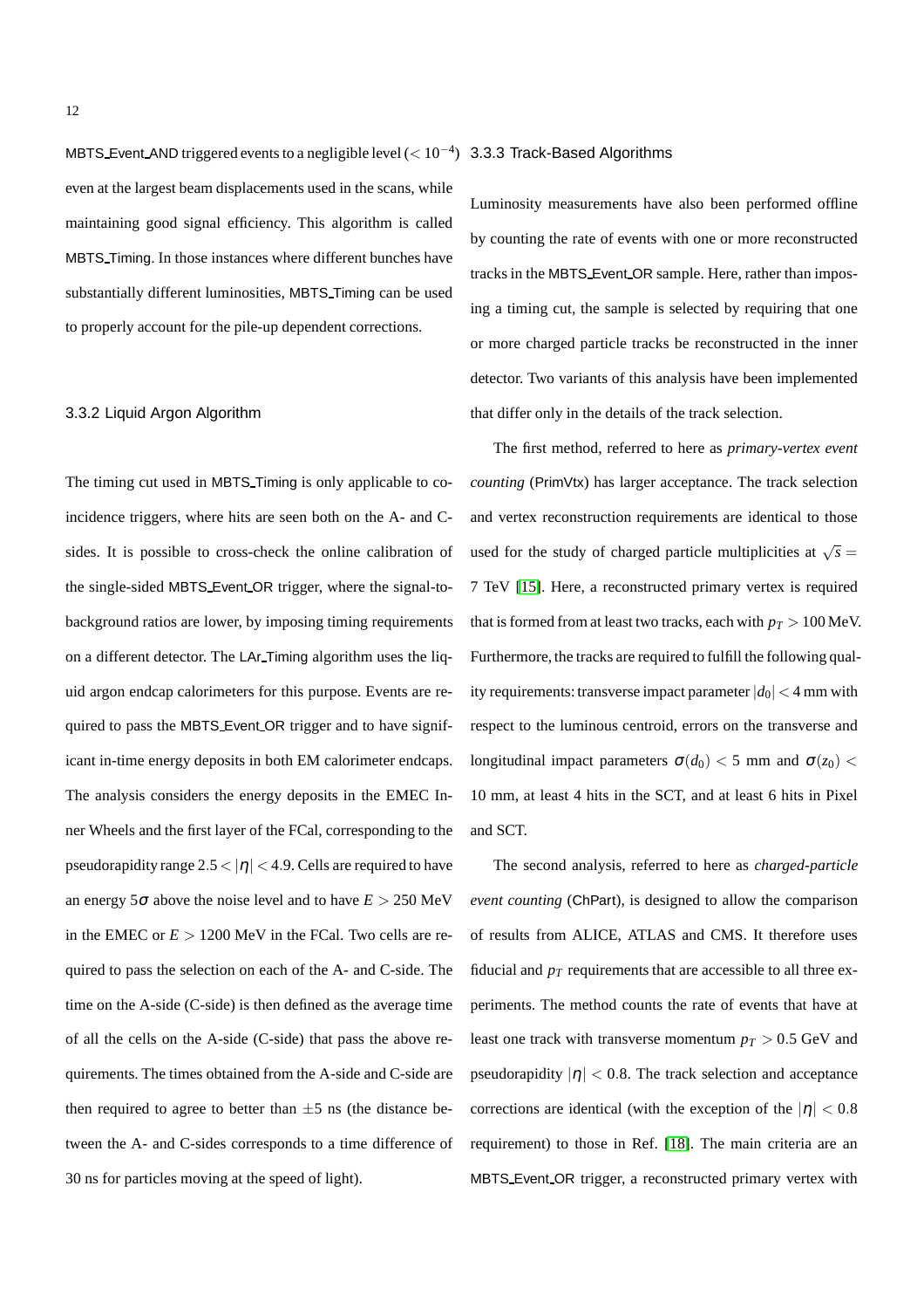MBTS_Event_AND triggered events to a negligible level ($< 10^{-4}$) even at the largest beam displacements used in the scans, while maintaining good signal efficiency. This algorithm is called MBTS_Timing. In those instances where different bunches have substantially different luminosities, MBTS_Timing can be used to properly account for the pile-up dependent corrections.

### 3.3.2 Liquid Argon Algorithm

The timing cut used in MBTS_Timing is only applicable to coincidence triggers, where hits are seen both on the A- and C-sides. It is possible to cross-check the online calibration of the single-sided MBTS_Event_OR trigger, where the signal-to-background ratios are lower, by imposing timing requirements on a different detector. The LAr_Timing algorithm uses the liquid argon endcap calorimeters for this purpose. Events are required to pass the MBTS_Event_OR trigger and to have significant in-time energy deposits in both EM calorimeter endcaps. The analysis considers the energy deposits in the EMEC Inner Wheels and the first layer of the FCal, corresponding to the pseudorapidity range $2.5 < |\eta| < 4.9$. Cells are required to have an energy $5\sigma$ above the noise level and to have $E > 250$ MeV in the EMEC or $E > 1200$ MeV in the FCal. Two cells are required to pass the selection on each of the A- and C-side. The time on the A-side (C-side) is then defined as the average time of all the cells on the A-side (C-side) that pass the above requirements. The times obtained from the A-side and C-side are then required to agree to better than $\pm 5$ ns (the distance between the A- and C-sides corresponds to a time difference of 30 ns for particles moving at the speed of light).

### 3.3.3 Track-Based Algorithms

Luminosity measurements have also been performed offline by counting the rate of events with one or more reconstructed tracks in the MBTS_Event_OR sample. Here, rather than imposing a timing cut, the sample is selected by requiring that one or more charged particle tracks be reconstructed in the inner detector. Two variants of this analysis have been implemented that differ only in the details of the track selection.

The first method, referred to here as *primary-vertex event counting* (PrimVtx) has larger acceptance. The track selection and vertex reconstruction requirements are identical to those used for the study of charged particle multiplicities at $\sqrt{s} = 7$ TeV [15]. Here, a reconstructed primary vertex is required that is formed from at least two tracks, each with $p_T > 100$ MeV. Furthermore, the tracks are required to fulfill the following quality requirements: transverse impact parameter $|d_0| < 4$ mm with respect to the luminous centroid, errors on the transverse and longitudinal impact parameters $\sigma(d_0) < 5$ mm and $\sigma(z_0) < 10$ mm, at least 4 hits in the SCT, and at least 6 hits in Pixel and SCT.

The second analysis, referred to here as *charged-particle event counting* (ChPart), is designed to allow the comparison of results from ALICE, ATLAS and CMS. It therefore uses fiducial and $p_T$ requirements that are accessible to all three experiments. The method counts the rate of events that have at least one track with transverse momentum $p_T > 0.5$ GeV and pseudorapidity $|\eta| < 0.8$. The track selection and acceptance corrections are identical (with the exception of the $|\eta| < 0.8$ requirement) to those in Ref. [18]. The main criteria are an MBTS_Event_OR trigger, a reconstructed primary vertex with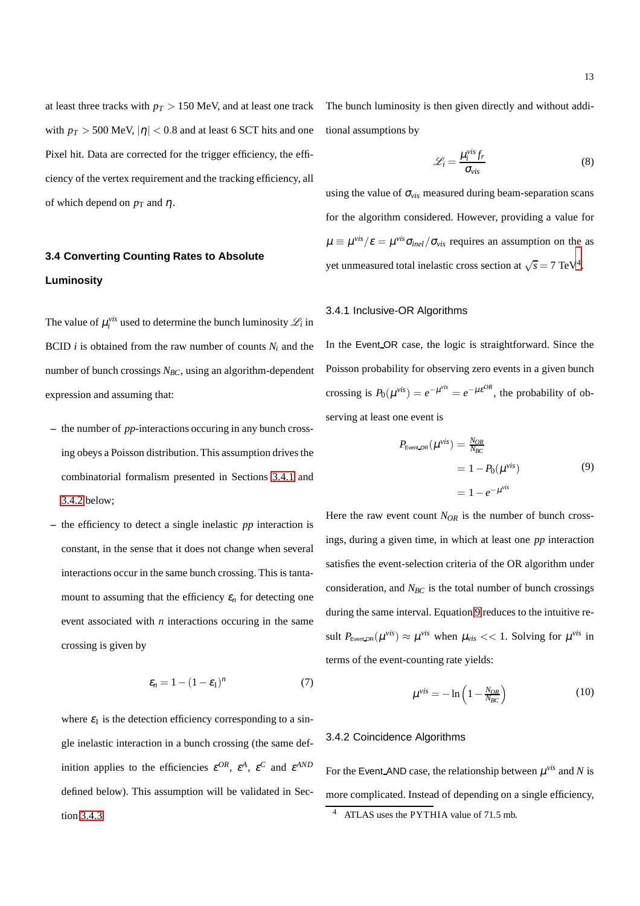at least three tracks with $p_T > 150$ MeV, and at least one track with $p_T > 500$ MeV, $|\eta| < 0.8$ and at least 6 SCT hits and one Pixel hit. Data are corrected for the trigger efficiency, the efficiency of the vertex requirement and the tracking efficiency, all of which depend on $p_T$ and $\eta$.

### 3.4 Converting Counting Rates to Absolute Luminosity

The value of $\mu_i^{vis}$ used to determine the bunch luminosity $\mathscr{L}_i$ in BCID $i$ is obtained from the raw number of counts $N_i$ and the number of bunch crossings $N_{BC}$, using an algorithm-dependent expression and assuming that:

- the number of *pp*-interactions occuring in any bunch crossing obeys a Poisson distribution. This assumption drives the combinatorial formalism presented in Sections 3.4.1 and 3.4.2 below;
- the efficiency to detect a single inelastic *pp* interaction is constant, in the sense that it does not change when several interactions occur in the same bunch crossing. This is tantamount to assuming that the efficiency $\varepsilon_n$ for detecting one event associated with $n$ interactions occuring in the same crossing is given by

$$\varepsilon_n = 1 - (1 - \varepsilon_1)^n \tag{7}$$

  where $\varepsilon_1$ is the detection efficiency corresponding to a single inelastic interaction in a bunch crossing (the same definition applies to the efficiencies $\varepsilon^{OR}$, $\varepsilon^{A}$, $\varepsilon^{C}$ and $\varepsilon^{AND}$ defined below). This assumption will be validated in Section 3.4.3.

The bunch luminosity is then given directly and without additional assumptions by

$$\mathscr{L}_i = \frac{\mu_i^{vis} f_r}{\sigma_{vis}} \tag{8}$$

using the value of $\sigma_{vis}$ measured during beam-separation scans for the algorithm considered. However, providing a value for $\mu \equiv \mu^{vis}/\varepsilon = \mu^{vis}\sigma_{inel}/\sigma_{vis}$ requires an assumption on the as yet unmeasured total inelastic cross section at $\sqrt{s} = 7$ TeV[4].

#### 3.4.1 Inclusive-OR Algorithms

In the Event_OR case, the logic is straightforward. Since the Poisson probability for observing zero events in a given bunch crossing is $P_0(\mu^{vis}) = e^{-\mu^{vis}} = e^{-\mu\varepsilon^{OR}}$, the probability of observing at least one event is

$$\begin{aligned} P_{\text{Event\_OR}}(\mu^{vis}) &= \frac{N_{OR}}{N_{BC}} \\ &= 1 - P_0(\mu^{vis}) \\ &= 1 - e^{-\mu^{vis}} \end{aligned} \tag{9}$$

Here the raw event count $N_{OR}$ is the number of bunch crossings, during a given time, in which at least one *pp* interaction satisfies the event-selection criteria of the OR algorithm under consideration, and $N_{BC}$ is the total number of bunch crossings during the same interval. Equation 9 reduces to the intuitive result $P_{\text{Event\_OR}}(\mu^{vis}) \approx \mu^{vis}$ when $\mu_{vis} << 1$. Solving for $\mu^{vis}$ in terms of the event-counting rate yields:

$$\mu^{vis} = -\ln\left(1 - \frac{N_{OR}}{N_{BC}}\right) \tag{10}$$

#### 3.4.2 Coincidence Algorithms

For the Event_AND case, the relationship between $\mu^{vis}$ and $N$ is more complicated. Instead of depending on a single efficiency,

[4] ATLAS uses the PYTHIA value of 71.5 mb.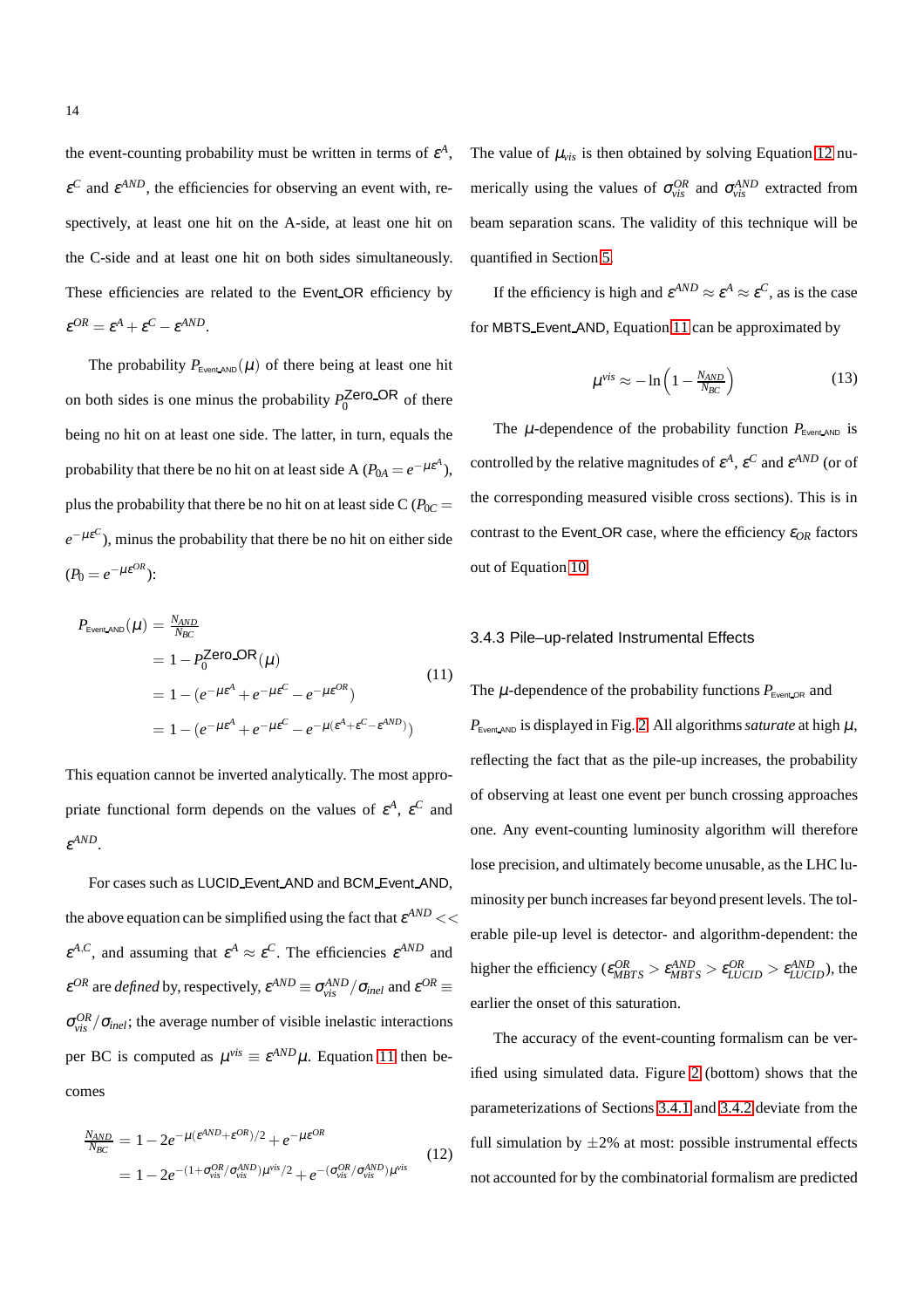the event-counting probability must be written in terms of $\varepsilon^A$, $\varepsilon^C$ and $\varepsilon^{AND}$, the efficiencies for observing an event with, respectively, at least one hit on the A-side, at least one hit on the C-side and at least one hit on both sides simultaneously. These efficiencies are related to the Event_OR efficiency by $\varepsilon^{OR} = \varepsilon^A + \varepsilon^C - \varepsilon^{AND}$.

The probability $P_{\text{Event\_AND}}(\mu)$ of there being at least one hit on both sides is one minus the probability $P_0^{\text{Zero\_OR}}$ of there being no hit on at least one side. The latter, in turn, equals the probability that there be no hit on at least side A ($P_{0A} = e^{-\mu\varepsilon^A}$), plus the probability that there be no hit on at least side C ($P_{0C} = e^{-\mu\varepsilon^C}$), minus the probability that there be no hit on either side ($P_0 = e^{-\mu\varepsilon^{OR}}$):

$$
\begin{aligned}
P_{\text{Event\_AND}}(\mu) &= \frac{N_{AND}}{N_{BC}} \\
&= 1 - P_0^{\text{Zero\_OR}}(\mu) \\
&= 1 - (e^{-\mu\varepsilon^A} + e^{-\mu\varepsilon^C} - e^{-\mu\varepsilon^{OR}}) \\
&= 1 - (e^{-\mu\varepsilon^A} + e^{-\mu\varepsilon^C} - e^{-\mu(\varepsilon^A + \varepsilon^C - \varepsilon^{AND})})
\end{aligned}
\tag{11}
$$

This equation cannot be inverted analytically. The most appropriate functional form depends on the values of $\varepsilon^A$, $\varepsilon^C$ and $\varepsilon^{AND}$.

For cases such as LUCID_Event_AND and BCM_Event_AND, the above equation can be simplified using the fact that $\varepsilon^{AND} << \varepsilon^{A,C}$, and assuming that $\varepsilon^A \approx \varepsilon^C$. The efficiencies $\varepsilon^{AND}$ and $\varepsilon^{OR}$ are *defined* by, respectively, $\varepsilon^{AND} \equiv \sigma_{vis}^{AND}/\sigma_{inel}$ and $\varepsilon^{OR} \equiv \sigma_{vis}^{OR}/\sigma_{inel}$; the average number of visible inelastic interactions per BC is computed as $\mu^{vis} \equiv \varepsilon^{AND}\mu$. Equation 11 then becomes

$$
\begin{aligned}
\frac{N_{AND}}{N_{BC}} &= 1 - 2e^{-\mu(\varepsilon^{AND} + \varepsilon^{OR})/2} + e^{-\mu\varepsilon^{OR}} \\
&= 1 - 2e^{-(1 + \sigma_{vis}^{OR}/\sigma_{vis}^{AND})\mu^{vis}/2} + e^{-(\sigma_{vis}^{OR}/\sigma_{vis}^{AND})\mu^{vis}}
\end{aligned}
\tag{12}
$$

The value of $\mu_{vis}$ is then obtained by solving Equation 12 numerically using the values of $\sigma_{vis}^{OR}$ and $\sigma_{vis}^{AND}$ extracted from beam separation scans. The validity of this technique will be quantified in Section 5.

If the efficiency is high and $\varepsilon^{AND} \approx \varepsilon^A \approx \varepsilon^C$, as is the case for MBTS_Event_AND, Equation 11 can be approximated by

$$
\mu^{vis} \approx -\ln\left(1 - \frac{N_{AND}}{N_{BC}}\right) \tag{13}
$$

The $\mu$-dependence of the probability function $P_{\text{Event\_AND}}$ is controlled by the relative magnitudes of $\varepsilon^A$, $\varepsilon^C$ and $\varepsilon^{AND}$ (or of the corresponding measured visible cross sections). This is in contrast to the Event_OR case, where the efficiency $\varepsilon_{OR}$ factors out of Equation 10.

### 3.4.3 Pile–up-related Instrumental Effects

The $\mu$-dependence of the probability functions $P_{\text{Event\_OR}}$ and $P_{\text{Event\_AND}}$ is displayed in Fig. 2. All algorithms *saturate* at high $\mu$, reflecting the fact that as the pile-up increases, the probability of observing at least one event per bunch crossing approaches one. Any event-counting luminosity algorithm will therefore lose precision, and ultimately become unusable, as the LHC luminosity per bunch increases far beyond present levels. The tolerable pile-up level is detector- and algorithm-dependent: the higher the efficiency ($\varepsilon_{MBTS}^{OR} > \varepsilon_{MBTS}^{AND} > \varepsilon_{LUCID}^{OR} > \varepsilon_{LUCID}^{AND}$), the earlier the onset of this saturation.

The accuracy of the event-counting formalism can be verified using simulated data. Figure 2 (bottom) shows that the parameterizations of Sections 3.4.1 and 3.4.2 deviate from the full simulation by ±2% at most: possible instrumental effects not accounted for by the combinatorial formalism are predicted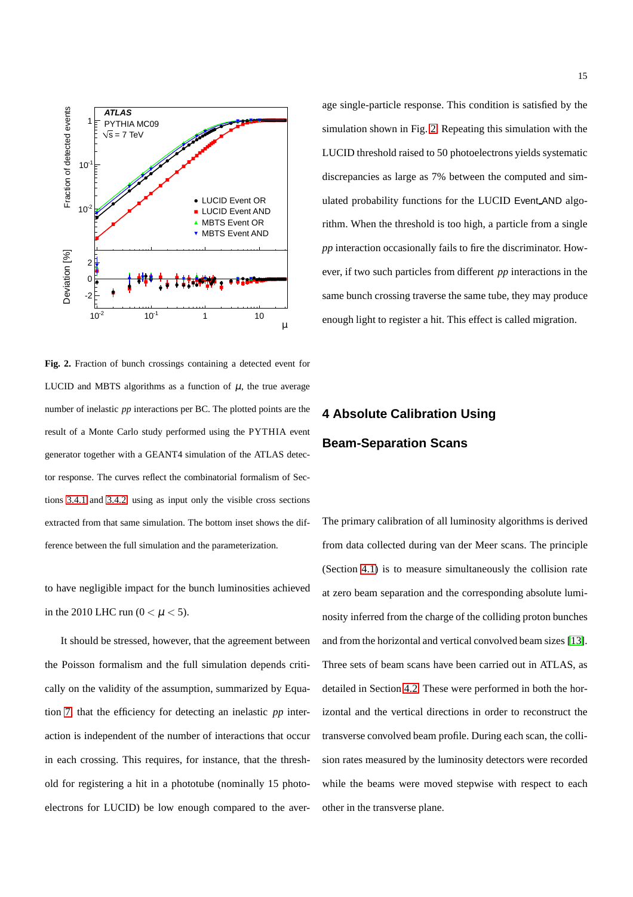**Fig. 2.** Fraction of bunch crossings containing a detected event for LUCID and MBTS algorithms as a function of $\mu$, the true average number of inelastic *pp* interactions per BC. The plotted points are the result of a Monte Carlo study performed using the PYTHIA event generator together with a GEANT4 simulation of the ATLAS detector response. The curves reflect the combinatorial formalism of Sections 3.4.1 and 3.4.2, using as input only the visible cross sections extracted from that same simulation. The bottom inset shows the difference between the full simulation and the parameterization.

to have negligible impact for the bunch luminosities achieved in the 2010 LHC run ($0 < \mu < 5$).

It should be stressed, however, that the agreement between the Poisson formalism and the full simulation depends critically on the validity of the assumption, summarized by Equation 7, that the efficiency for detecting an inelastic *pp* interaction is independent of the number of interactions that occur in each crossing. This requires, for instance, that the threshold for registering a hit in a phototube (nominally 15 photoelectrons for LUCID) be low enough compared to the average single-particle response. This condition is satisfied by the simulation shown in Fig. 2. Repeating this simulation with the LUCID threshold raised to 50 photoelectrons yields systematic discrepancies as large as 7% between the computed and simulated probability functions for the LUCID Event_AND algorithm. When the threshold is too high, a particle from a single *pp* interaction occasionally fails to fire the discriminator. However, if two such particles from different *pp* interactions in the same bunch crossing traverse the same tube, they may produce enough light to register a hit. This effect is called migration.

## 4 Absolute Calibration Using Beam-Separation Scans

The primary calibration of all luminosity algorithms is derived from data collected during van der Meer scans. The principle (Section 4.1) is to measure simultaneously the collision rate at zero beam separation and the corresponding absolute luminosity inferred from the charge of the colliding proton bunches and from the horizontal and vertical convolved beam sizes [13]. Three sets of beam scans have been carried out in ATLAS, as detailed in Section 4.2. These were performed in both the horizontal and the vertical directions in order to reconstruct the transverse convolved beam profile. During each scan, the collision rates measured by the luminosity detectors were recorded while the beams were moved stepwise with respect to each other in the transverse plane.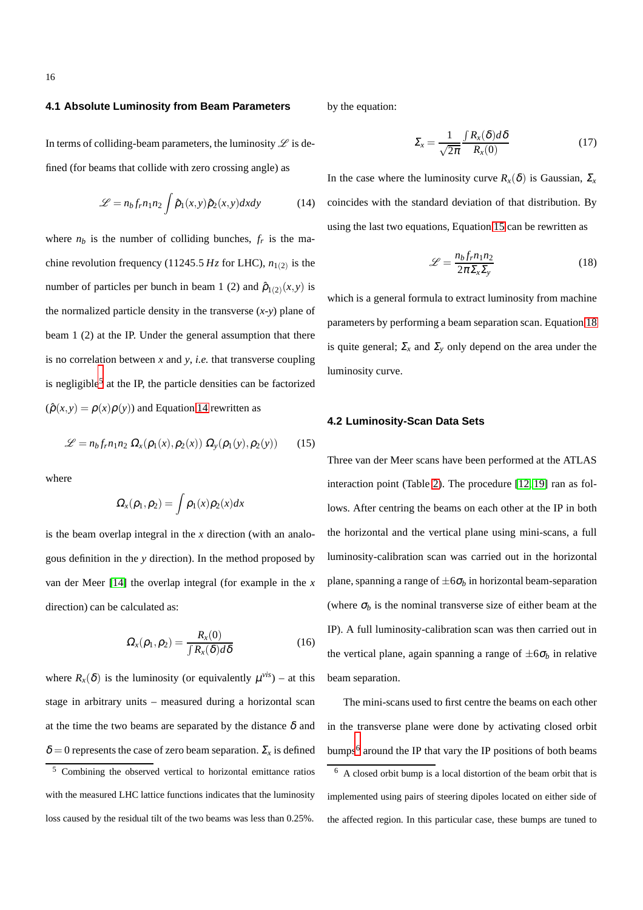### 4.1 Absolute Luminosity from Beam Parameters

In terms of colliding-beam parameters, the luminosity $\mathscr{L}$ is defined (for beams that collide with zero crossing angle) as

$$\mathscr{L} = n_b f_r n_1 n_2 \int \hat{\rho}_1(x,y)\hat{\rho}_2(x,y)dxdy \tag{14}$$

where $n_b$ is the number of colliding bunches, $f_r$ is the machine revolution frequency (11245.5 $Hz$ for LHC), $n_{1(2)}$ is the number of particles per bunch in beam 1 (2) and $\hat{\rho}_{1(2)}(x,y)$ is the normalized particle density in the transverse ($x$-$y$) plane of beam 1 (2) at the IP. Under the general assumption that there is no correlation between $x$ and $y$, *i.e.* that transverse coupling is negligible[5] at the IP, the particle densities can be factorized ($\hat{\rho}(x,y) = \rho(x)\rho(y)$) and Equation 14 rewritten as

$$\mathscr{L} = n_b f_r n_1 n_2 \; \Omega_x(\rho_1(x),\rho_2(x)) \; \Omega_y(\rho_1(y),\rho_2(y)) \tag{15}$$

where

$$\Omega_x(\rho_1,\rho_2) = \int \rho_1(x)\rho_2(x)dx$$

is the beam overlap integral in the $x$ direction (with an analogous definition in the $y$ direction). In the method proposed by van der Meer [14] the overlap integral (for example in the $x$ direction) can be calculated as:

$$\Omega_x(\rho_1,\rho_2) = \frac{R_x(0)}{\int R_x(\delta)d\delta} \tag{16}$$

where $R_x(\delta)$ is the luminosity (or equivalently $\mu^{vis}$) – at this stage in arbitrary units – measured during a horizontal scan at the time the two beams are separated by the distance $\delta$ and $\delta = 0$ represents the case of zero beam separation. $\Sigma_x$ is defined by the equation:

$$\Sigma_x = \frac{1}{\sqrt{2\pi}} \frac{\int R_x(\delta)d\delta}{R_x(0)} \tag{17}$$

In the case where the luminosity curve $R_x(\delta)$ is Gaussian, $\Sigma_x$ coincides with the standard deviation of that distribution. By using the last two equations, Equation 15 can be rewritten as

$$\mathscr{L} = \frac{n_b f_r n_1 n_2}{2\pi \Sigma_x \Sigma_y} \tag{18}$$

which is a general formula to extract luminosity from machine parameters by performing a beam separation scan. Equation 18 is quite general; $\Sigma_x$ and $\Sigma_y$ only depend on the area under the luminosity curve.

### 4.2 Luminosity-Scan Data Sets

Three van der Meer scans have been performed at the ATLAS interaction point (Table 2). The procedure [12, 19] ran as follows. After centring the beams on each other at the IP in both the horizontal and the vertical plane using mini-scans, a full luminosity-calibration scan was carried out in the horizontal plane, spanning a range of $\pm 6\sigma_b$ in horizontal beam-separation (where $\sigma_b$ is the nominal transverse size of either beam at the IP). A full luminosity-calibration scan was then carried out in the vertical plane, again spanning a range of $\pm 6\sigma_b$ in relative beam separation.

The mini-scans used to first centre the beams on each other in the transverse plane were done by activating closed orbit bumps[6] around the IP that vary the IP positions of both beams

[5] Combining the observed vertical to horizontal emittance ratios with the measured LHC lattice functions indicates that the luminosity loss caused by the residual tilt of the two beams was less than 0.25%.

[6] A closed orbit bump is a local distortion of the beam orbit that is implemented using pairs of steering dipoles located on either side of the affected region. In this particular case, these bumps are tuned to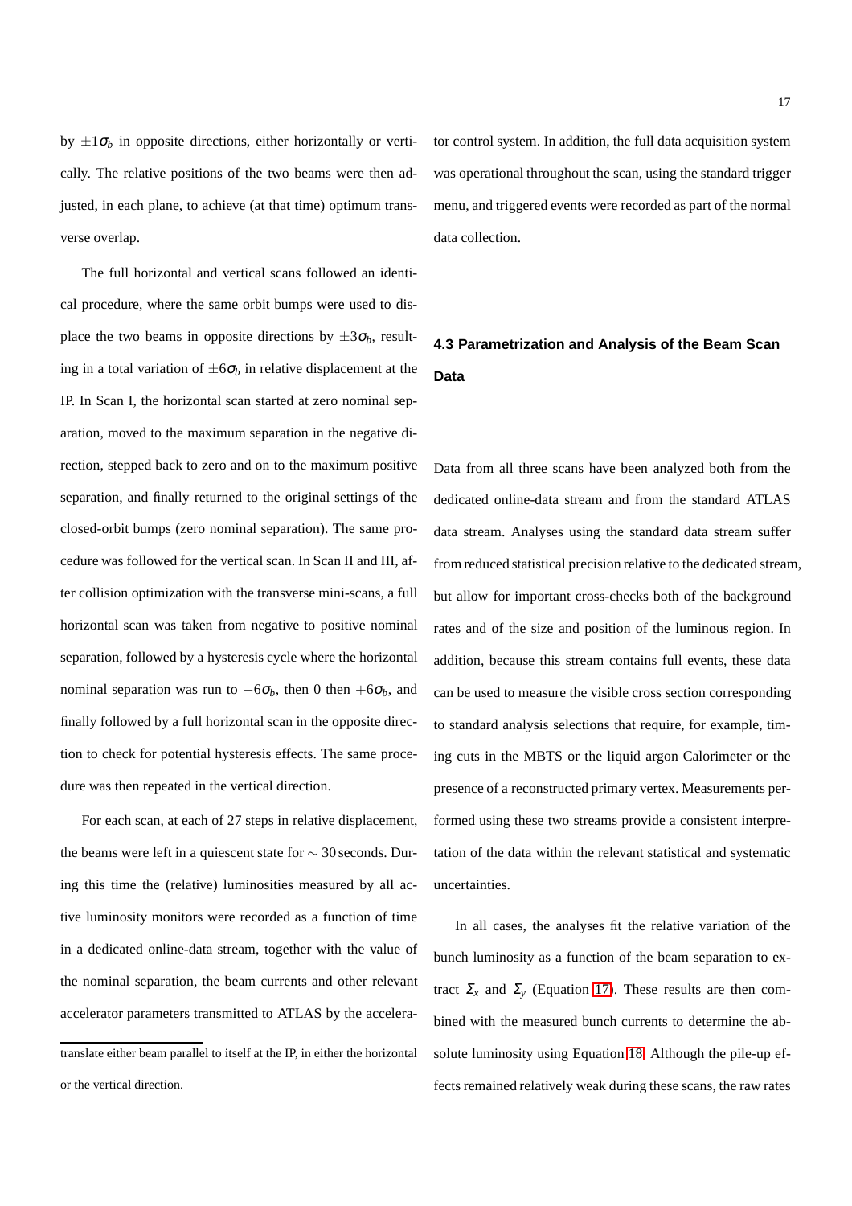by $\pm 1\sigma_b$ in opposite directions, either horizontally or vertically. The relative positions of the two beams were then adjusted, in each plane, to achieve (at that time) optimum transverse overlap.

The full horizontal and vertical scans followed an identical procedure, where the same orbit bumps were used to displace the two beams in opposite directions by $\pm 3\sigma_b$, resulting in a total variation of $\pm 6\sigma_b$ in relative displacement at the IP. In Scan I, the horizontal scan started at zero nominal separation, moved to the maximum separation in the negative direction, stepped back to zero and on to the maximum positive separation, and finally returned to the original settings of the closed-orbit bumps (zero nominal separation). The same procedure was followed for the vertical scan. In Scan II and III, after collision optimization with the transverse mini-scans, a full horizontal scan was taken from negative to positive nominal separation, followed by a hysteresis cycle where the horizontal nominal separation was run to $-6\sigma_b$, then 0 then $+6\sigma_b$, and finally followed by a full horizontal scan in the opposite direction to check for potential hysteresis effects. The same procedure was then repeated in the vertical direction.

For each scan, at each of 27 steps in relative displacement, the beams were left in a quiescent state for $\sim 30$ seconds. During this time the (relative) luminosities measured by all active luminosity monitors were recorded as a function of time in a dedicated online-data stream, together with the value of the nominal separation, the beam currents and other relevant accelerator parameters transmitted to ATLAS by the accelerator control system. In addition, the full data acquisition system was operational throughout the scan, using the standard trigger menu, and triggered events were recorded as part of the normal data collection.

translate either beam parallel to itself at the IP, in either the horizontal or the vertical direction.

### 4.3 Parametrization and Analysis of the Beam Scan Data

Data from all three scans have been analyzed both from the dedicated online-data stream and from the standard ATLAS data stream. Analyses using the standard data stream suffer from reduced statistical precision relative to the dedicated stream, but allow for important cross-checks both of the background rates and of the size and position of the luminous region. In addition, because this stream contains full events, these data can be used to measure the visible cross section corresponding to standard analysis selections that require, for example, timing cuts in the MBTS or the liquid argon Calorimeter or the presence of a reconstructed primary vertex. Measurements performed using these two streams provide a consistent interpretation of the data within the relevant statistical and systematic uncertainties.

In all cases, the analyses fit the relative variation of the bunch luminosity as a function of the beam separation to extract $\Sigma_x$ and $\Sigma_y$ (Equation 17). These results are then combined with the measured bunch currents to determine the absolute luminosity using Equation 18. Although the pile-up effects remained relatively weak during these scans, the raw rates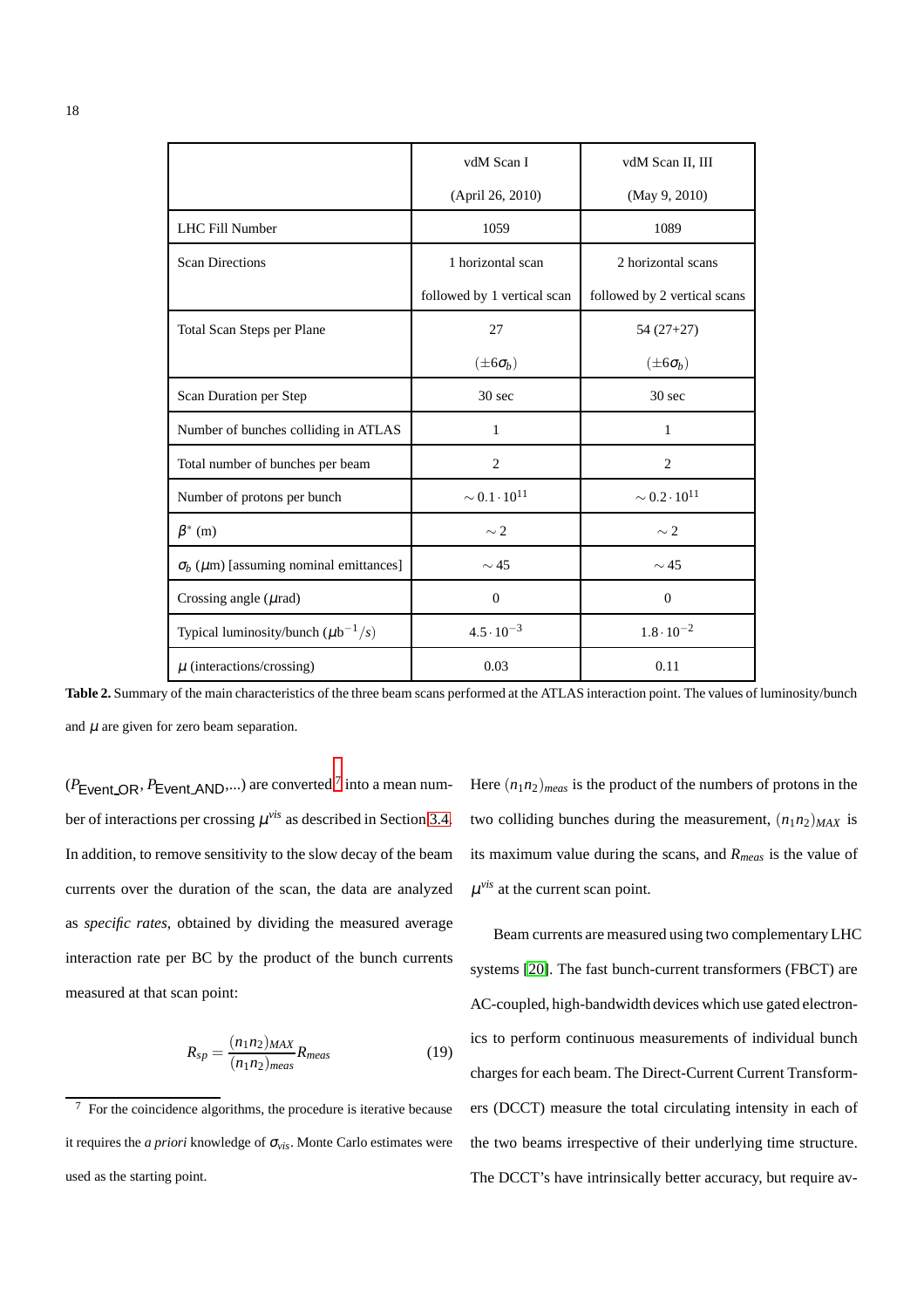| | vdM Scan I (April 26, 2010) | vdM Scan II, III (May 9, 2010) |
|---|---|---|
| LHC Fill Number | 1059 | 1089 |
| Scan Directions | 1 horizontal scan followed by 1 vertical scan | 2 horizontal scans followed by 2 vertical scans |
| Total Scan Steps per Plane | 27 ($\pm 6\sigma_b$) | 54 (27+27) ($\pm 6\sigma_b$) |
| Scan Duration per Step | 30 sec | 30 sec |
| Number of bunches colliding in ATLAS | 1 | 1 |
| Total number of bunches per beam | 2 | 2 |
| Number of protons per bunch | $\sim 0.1 \cdot 10^{11}$ | $\sim 0.2 \cdot 10^{11}$ |
| $\beta^*$ (m) | $\sim 2$ | $\sim 2$ |
| $\sigma_b$ ($\mu$m) [assuming nominal emittances] | $\sim 45$ | $\sim 45$ |
| Crossing angle ($\mu$rad) | 0 | 0 |
| Typical luminosity/bunch ($\mu b^{-1}/s$) | $4.5 \cdot 10^{-3}$ | $1.8 \cdot 10^{-2}$ |
| $\mu$ (interactions/crossing) | 0.03 | 0.11 |

**Table 2.** Summary of the main characteristics of the three beam scans performed at the ATLAS interaction point. The values of luminosity/bunch and $\mu$ are given for zero beam separation.

($P_{\text{Event\_OR}}$, $P_{\text{Event\_AND}}$,...) are converted[7] into a mean number of interactions per crossing $\mu^{vis}$ as described in Section 3.4. In addition, to remove sensitivity to the slow decay of the beam currents over the duration of the scan, the data are analyzed as *specific rates*, obtained by dividing the measured average interaction rate per BC by the product of the bunch currents measured at that scan point:

$$R_{sp} = \frac{(n_1 n_2)_{MAX}}{(n_1 n_2)_{meas}} R_{meas} \tag{19}$$

Here $(n_1 n_2)_{meas}$ is the product of the numbers of protons in the two colliding bunches during the measurement, $(n_1 n_2)_{MAX}$ is its maximum value during the scans, and $R_{meas}$ is the value of $\mu^{vis}$ at the current scan point.

Beam currents are measured using two complementary LHC systems [20]. The fast bunch-current transformers (FBCT) are AC-coupled, high-bandwidth devices which use gated electronics to perform continuous measurements of individual bunch charges for each beam. The Direct-Current Current Transformers (DCCT) measure the total circulating intensity in each of the two beams irrespective of their underlying time structure. The DCCT's have intrinsically better accuracy, but require av-

[7] For the coincidence algorithms, the procedure is iterative because it requires the *a priori* knowledge of $\sigma_{vis}$. Monte Carlo estimates were used as the starting point.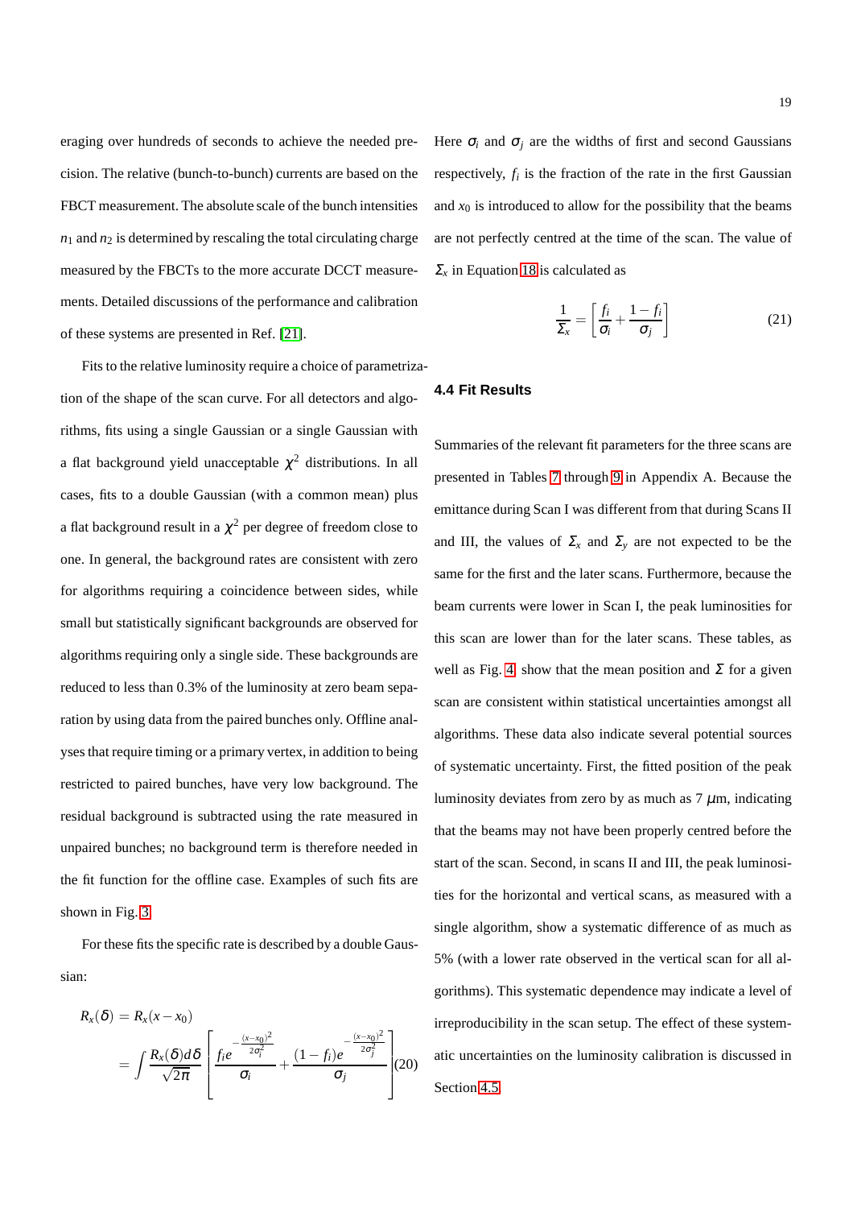eraging over hundreds of seconds to achieve the needed precision. The relative (bunch-to-bunch) currents are based on the FBCT measurement. The absolute scale of the bunch intensities $n_1$ and $n_2$ is determined by rescaling the total circulating charge measured by the FBCTs to the more accurate DCCT measurements. Detailed discussions of the performance and calibration of these systems are presented in Ref. [21].

Fits to the relative luminosity require a choice of parametrization of the shape of the scan curve. For all detectors and algorithms, fits using a single Gaussian or a single Gaussian with a flat background yield unacceptable $\chi^2$ distributions. In all cases, fits to a double Gaussian (with a common mean) plus a flat background result in a $\chi^2$ per degree of freedom close to one. In general, the background rates are consistent with zero for algorithms requiring a coincidence between sides, while small but statistically significant backgrounds are observed for algorithms requiring only a single side. These backgrounds are reduced to less than 0.3% of the luminosity at zero beam separation by using data from the paired bunches only. Offline analyses that require timing or a primary vertex, in addition to being restricted to paired bunches, have very low background. The residual background is subtracted using the rate measured in unpaired bunches; no background term is therefore needed in the fit function for the offline case. Examples of such fits are shown in Fig. 3.

For these fits the specific rate is described by a double Gaussian:

$$R_x(\delta) = R_x(x - x_0) = \int \frac{R_x(\delta)d\delta}{\sqrt{2\pi}} \left[ \frac{f_i e^{-\frac{(x-x_0)^2}{2\sigma_i^2}}}{\sigma_i} + \frac{(1-f_i)e^{-\frac{(x-x_0)^2}{2\sigma_j^2}}}{\sigma_j} \right] \tag{20}$$

Here $\sigma_i$ and $\sigma_j$ are the widths of first and second Gaussians respectively, $f_i$ is the fraction of the rate in the first Gaussian and $x_0$ is introduced to allow for the possibility that the beams are not perfectly centred at the time of the scan. The value of $\Sigma_x$ in Equation 18 is calculated as

$$\frac{1}{\Sigma_x} = \left[ \frac{f_i}{\sigma_i} + \frac{1-f_i}{\sigma_j} \right] \tag{21}$$

### 4.4 Fit Results

Summaries of the relevant fit parameters for the three scans are presented in Tables 7 through 9 in Appendix A. Because the emittance during Scan I was different from that during Scans II and III, the values of $\Sigma_x$ and $\Sigma_y$ are not expected to be the same for the first and the later scans. Furthermore, because the beam currents were lower in Scan I, the peak luminosities for this scan are lower than for the later scans. These tables, as well as Fig. 4, show that the mean position and $\Sigma$ for a given scan are consistent within statistical uncertainties amongst all algorithms. These data also indicate several potential sources of systematic uncertainty. First, the fitted position of the peak luminosity deviates from zero by as much as 7 $\mu$m, indicating that the beams may not have been properly centred before the start of the scan. Second, in scans II and III, the peak luminosities for the horizontal and vertical scans, as measured with a single algorithm, show a systematic difference of as much as 5% (with a lower rate observed in the vertical scan for all algorithms). This systematic dependence may indicate a level of irreproducibility in the scan setup. The effect of these systematic uncertainties on the luminosity calibration is discussed in Section 4.5.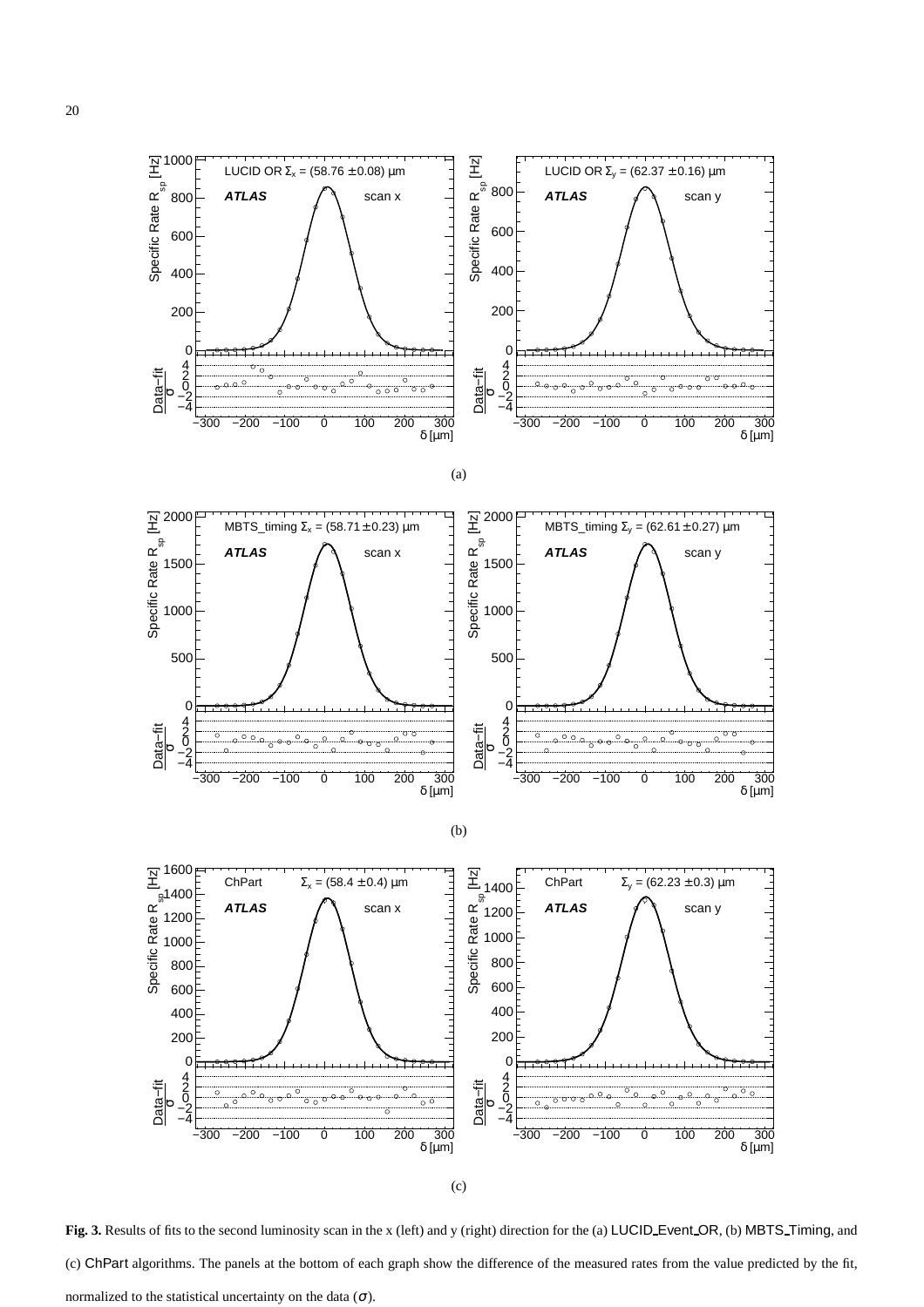(a)

(b)

(c)

**Fig. 3.** Results of fits to the second luminosity scan in the x (left) and y (right) direction for the (a) LUCID_Event_OR, (b) MBTS_Timing, and (c) ChPart algorithms. The panels at the bottom of each graph show the difference of the measured rates from the value predicted by the fit, normalized to the statistical uncertainty on the data ($\sigma$).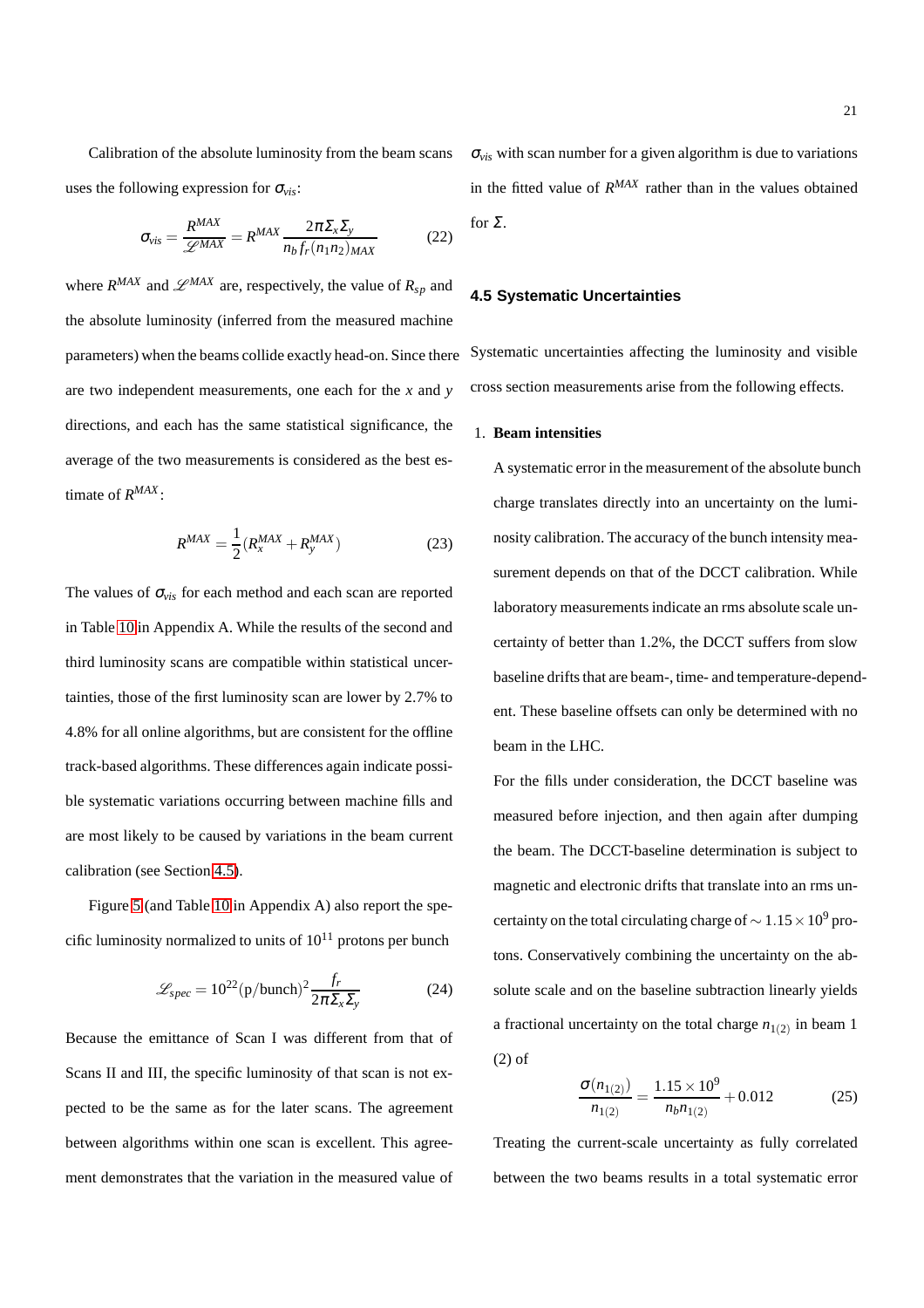Calibration of the absolute luminosity from the beam scans uses the following expression for $\sigma_{vis}$:

$$\sigma_{vis} = \frac{R^{MAX}}{\mathscr{L}^{MAX}} = R^{MAX} \frac{2\pi \Sigma_x \Sigma_y}{n_b f_r (n_1 n_2)_{MAX}} \tag{22}$$

where $R^{MAX}$ and $\mathscr{L}^{MAX}$ are, respectively, the value of $R_{sp}$ and the absolute luminosity (inferred from the measured machine parameters) when the beams collide exactly head-on. Since there are two independent measurements, one each for the $x$ and $y$ directions, and each has the same statistical significance, the average of the two measurements is considered as the best estimate of $R^{MAX}$:

$$R^{MAX} = \frac{1}{2}(R_x^{MAX} + R_y^{MAX}) \tag{23}$$

The values of $\sigma_{vis}$ for each method and each scan are reported in Table 10 in Appendix A. While the results of the second and third luminosity scans are compatible within statistical uncertainties, those of the first luminosity scan are lower by 2.7% to 4.8% for all online algorithms, but are consistent for the offline track-based algorithms. These differences again indicate possible systematic variations occurring between machine fills and are most likely to be caused by variations in the beam current calibration (see Section 4.5).

Figure 5 (and Table 10 in Appendix A) also report the specific luminosity normalized to units of $10^{11}$ protons per bunch

$$\mathscr{L}_{spec} = 10^{22}(\text{p/bunch})^2 \frac{f_r}{2\pi \Sigma_x \Sigma_y} \tag{24}$$

Because the emittance of Scan I was different from that of Scans II and III, the specific luminosity of that scan is not expected to be the same as for the later scans. The agreement between algorithms within one scan is excellent. This agreement demonstrates that the variation in the measured value of $\sigma_{vis}$ with scan number for a given algorithm is due to variations in the fitted value of $R^{MAX}$ rather than in the values obtained for $\Sigma$.

### 4.5 Systematic Uncertainties

Systematic uncertainties affecting the luminosity and visible cross section measurements arise from the following effects.

1. **Beam intensities**

   A systematic error in the measurement of the absolute bunch charge translates directly into an uncertainty on the luminosity calibration. The accuracy of the bunch intensity measurement depends on that of the DCCT calibration. While laboratory measurements indicate an rms absolute scale uncertainty of better than 1.2%, the DCCT suffers from slow baseline drifts that are beam-, time- and temperature-dependent. These baseline offsets can only be determined with no beam in the LHC.

   For the fills under consideration, the DCCT baseline was measured before injection, and then again after dumping the beam. The DCCT-baseline determination is subject to magnetic and electronic drifts that translate into an rms uncertainty on the total circulating charge of $\sim 1.15 \times 10^9$ protons. Conservatively combining the uncertainty on the absolute scale and on the baseline subtraction linearly yields a fractional uncertainty on the total charge $n_{1(2)}$ in beam 1 (2) of

$$\frac{\sigma(n_{1(2)})}{n_{1(2)}} = \frac{1.15 \times 10^9}{n_b n_{1(2)}} + 0.012 \tag{25}$$

   Treating the current-scale uncertainty as fully correlated between the two beams results in a total systematic error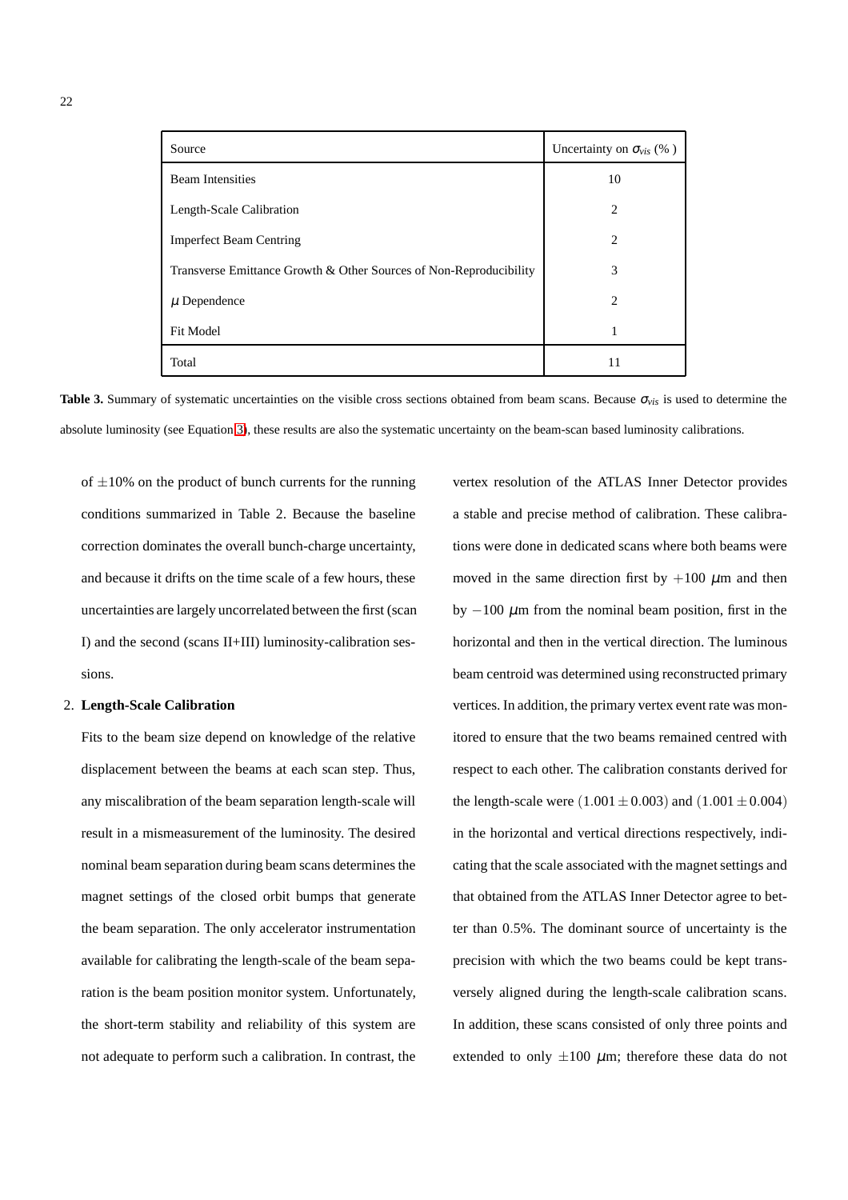| Source | Uncertainty on $\sigma_{vis}$ (% ) |
| --- | --- |
| Beam Intensities | 10 |
| Length-Scale Calibration | 2 |
| Imperfect Beam Centring | 2 |
| Transverse Emittance Growth & Other Sources of Non-Reproducibility | 3 |
| $\mu$ Dependence | 2 |
| Fit Model | 1 |
| Total | 11 |

**Table 3.** Summary of systematic uncertainties on the visible cross sections obtained from beam scans. Because $\sigma_{vis}$ is used to determine the absolute luminosity (see Equation 3), these results are also the systematic uncertainty on the beam-scan based luminosity calibrations.

of $\pm 10\%$ on the product of bunch currents for the running conditions summarized in Table 2. Because the baseline correction dominates the overall bunch-charge uncertainty, and because it drifts on the time scale of a few hours, these uncertainties are largely uncorrelated between the first (scan I) and the second (scans II+III) luminosity-calibration sessions.

2. **Length-Scale Calibration**

   Fits to the beam size depend on knowledge of the relative displacement between the beams at each scan step. Thus, any miscalibration of the beam separation length-scale will result in a mismeasurement of the luminosity. The desired nominal beam separation during beam scans determines the magnet settings of the closed orbit bumps that generate the beam separation. The only accelerator instrumentation available for calibrating the length-scale of the beam separation is the beam position monitor system. Unfortunately, the short-term stability and reliability of this system are not adequate to perform such a calibration. In contrast, the vertex resolution of the ATLAS Inner Detector provides a stable and precise method of calibration. These calibrations were done in dedicated scans where both beams were moved in the same direction first by $+100$ $\mu$m and then by $-100$ $\mu$m from the nominal beam position, first in the horizontal and then in the vertical direction. The luminous beam centroid was determined using reconstructed primary vertices. In addition, the primary vertex event rate was monitored to ensure that the two beams remained centred with respect to each other. The calibration constants derived for the length-scale were $(1.001 \pm 0.003)$ and $(1.001 \pm 0.004)$ in the horizontal and vertical directions respectively, indicating that the scale associated with the magnet settings and that obtained from the ATLAS Inner Detector agree to better than 0.5%. The dominant source of uncertainty is the precision with which the two beams could be kept transversely aligned during the length-scale calibration scans. In addition, these scans consisted of only three points and extended to only $\pm 100$ $\mu$m; therefore these data do not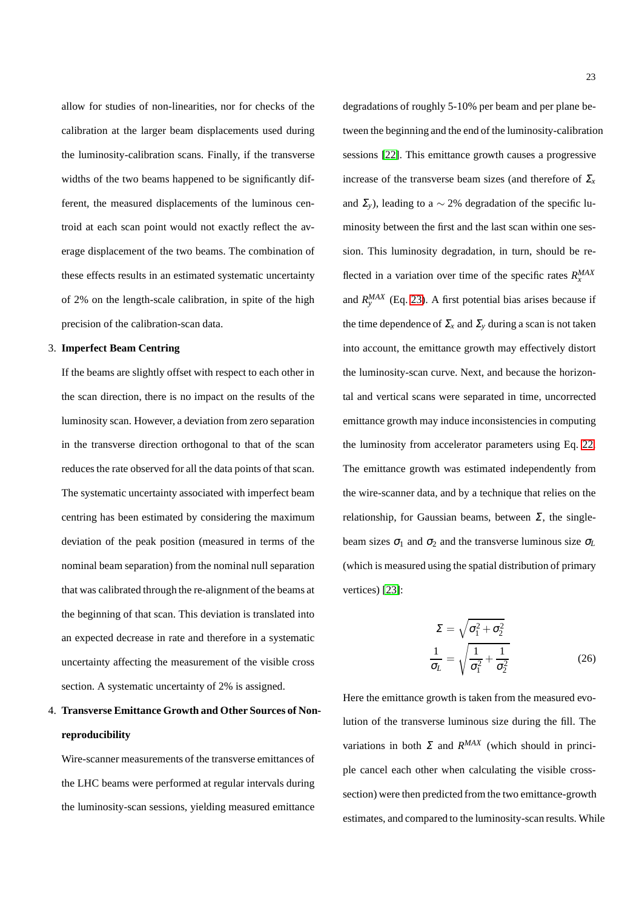allow for studies of non-linearities, nor for checks of the calibration at the larger beam displacements used during the luminosity-calibration scans. Finally, if the transverse widths of the two beams happened to be significantly different, the measured displacements of the luminous centroid at each scan point would not exactly reflect the average displacement of the two beams. The combination of these effects results in an estimated systematic uncertainty of 2% on the length-scale calibration, in spite of the high precision of the calibration-scan data.

3. **Imperfect Beam Centring**

   If the beams are slightly offset with respect to each other in the scan direction, there is no impact on the results of the luminosity scan. However, a deviation from zero separation in the transverse direction orthogonal to that of the scan reduces the rate observed for all the data points of that scan. The systematic uncertainty associated with imperfect beam centring has been estimated by considering the maximum deviation of the peak position (measured in terms of the nominal beam separation) from the nominal null separation that was calibrated through the re-alignment of the beams at the beginning of that scan. This deviation is translated into an expected decrease in rate and therefore in a systematic uncertainty affecting the measurement of the visible cross section. A systematic uncertainty of 2% is assigned.

4. **Transverse Emittance Growth and Other Sources of Non-reproducibility**

   Wire-scanner measurements of the transverse emittances of the LHC beams were performed at regular intervals during the luminosity-scan sessions, yielding measured emittance degradations of roughly 5-10% per beam and per plane between the beginning and the end of the luminosity-calibration sessions [22]. This emittance growth causes a progressive increase of the transverse beam sizes (and therefore of $\Sigma_x$ and $\Sigma_y$), leading to a $\sim 2\%$ degradation of the specific luminosity between the first and the last scan within one session. This luminosity degradation, in turn, should be reflected in a variation over time of the specific rates $R_x^{MAX}$ and $R_y^{MAX}$ (Eq. 23). A first potential bias arises because if the time dependence of $\Sigma_x$ and $\Sigma_y$ during a scan is not taken into account, the emittance growth may effectively distort the luminosity-scan curve. Next, and because the horizontal and vertical scans were separated in time, uncorrected emittance growth may induce inconsistencies in computing the luminosity from accelerator parameters using Eq. 22. The emittance growth was estimated independently from the wire-scanner data, and by a technique that relies on the relationship, for Gaussian beams, between $\Sigma$, the single-beam sizes $\sigma_1$ and $\sigma_2$ and the transverse luminous size $\sigma_L$ (which is measured using the spatial distribution of primary vertices) [23]:

$$\Sigma = \sqrt{\sigma_1^2 + \sigma_2^2}$$
$$\frac{1}{\sigma_L} = \sqrt{\frac{1}{\sigma_1^2} + \frac{1}{\sigma_2^2}} \qquad (26)$$

   Here the emittance growth is taken from the measured evolution of the transverse luminous size during the fill. The variations in both $\Sigma$ and $R^{MAX}$ (which should in principle cancel each other when calculating the visible cross-section) were then predicted from the two emittance-growth estimates, and compared to the luminosity-scan results. While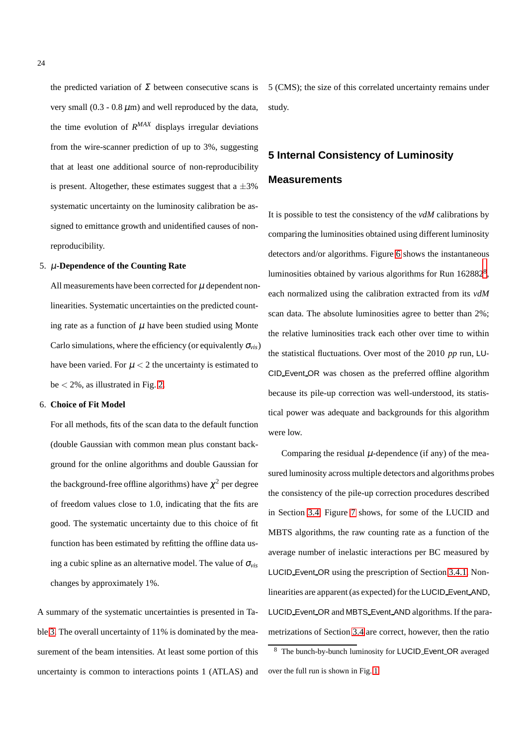the predicted variation of $\Sigma$ between consecutive scans is very small (0.3 - 0.8 $\mu$m) and well reproduced by the data, the time evolution of $R^{MAX}$ displays irregular deviations from the wire-scanner prediction of up to 3%, suggesting that at least one additional source of non-reproducibility is present. Altogether, these estimates suggest that a $\pm$3% systematic uncertainty on the luminosity calibration be assigned to emittance growth and unidentified causes of non-reproducibility.

5. **$\mu$-Dependence of the Counting Rate**

   All measurements have been corrected for $\mu$ dependent non-linearities. Systematic uncertainties on the predicted counting rate as a function of $\mu$ have been studied using Monte Carlo simulations, where the efficiency (or equivalently $\sigma_{vis}$) have been varied. For $\mu < 2$ the uncertainty is estimated to be $< 2$%, as illustrated in Fig. 2.

6. **Choice of Fit Model**

   For all methods, fits of the scan data to the default function (double Gaussian with common mean plus constant background for the online algorithms and double Gaussian for the background-free offline algorithms) have $\chi^2$ per degree of freedom values close to 1.0, indicating that the fits are good. The systematic uncertainty due to this choice of fit function has been estimated by refitting the offline data using a cubic spline as an alternative model. The value of $\sigma_{vis}$ changes by approximately 1%.

A summary of the systematic uncertainties is presented in Table 3. The overall uncertainty of 11% is dominated by the measurement of the beam intensities. At least some portion of this uncertainty is common to interactions points 1 (ATLAS) and 5 (CMS); the size of this correlated uncertainty remains under study.

## 5 Internal Consistency of Luminosity Measurements

It is possible to test the consistency of the *vdM* calibrations by comparing the luminosities obtained using different luminosity detectors and/or algorithms. Figure 6 shows the instantaneous luminosities obtained by various algorithms for Run 162882[8], each normalized using the calibration extracted from its *vdM* scan data. The absolute luminosities agree to better than 2%; the relative luminosities track each other over time to within the statistical fluctuations. Over most of the 2010 *pp* run, LUCID_Event_OR was chosen as the preferred offline algorithm because its pile-up correction was well-understood, its statistical power was adequate and backgrounds for this algorithm were low.

Comparing the residual $\mu$-dependence (if any) of the measured luminosity across multiple detectors and algorithms probes the consistency of the pile-up correction procedures described in Section 3.4. Figure 7 shows, for some of the LUCID and MBTS algorithms, the raw counting rate as a function of the average number of inelastic interactions per BC measured by LUCID_Event_OR using the prescription of Section 3.4.1. Non-linearities are apparent (as expected) for the LUCID_Event_AND, LUCID_Event_OR and MBTS_Event_AND algorithms. If the parametrizations of Section 3.4 are correct, however, then the ratio

[8] The bunch-by-bunch luminosity for LUCID_Event_OR averaged over the full run is shown in Fig. 1.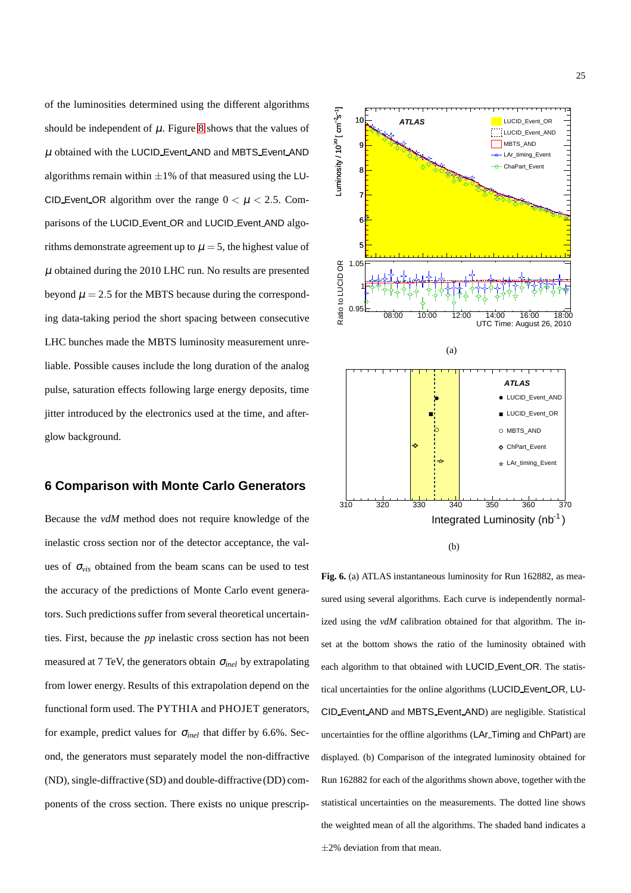of the luminosities determined using the different algorithms should be independent of $\mu$. Figure 8 shows that the values of $\mu$ obtained with the LUCID_Event_AND and MBTS_Event_AND algorithms remain within $\pm 1\%$ of that measured using the LUCID_Event_OR algorithm over the range $0 < \mu < 2.5$. Comparisons of the LUCID_Event_OR and LUCID_Event_AND algorithms demonstrate agreement up to $\mu = 5$, the highest value of $\mu$ obtained during the 2010 LHC run. No results are presented beyond $\mu = 2.5$ for the MBTS because during the corresponding data-taking period the short spacing between consecutive LHC bunches made the MBTS luminosity measurement unreliable. Possible causes include the long duration of the analog pulse, saturation effects following large energy deposits, time jitter introduced by the electronics used at the time, and afterglow background.

## 6 Comparison with Monte Carlo Generators

Because the *vdM* method does not require knowledge of the inelastic cross section nor of the detector acceptance, the values of $\sigma_{vis}$ obtained from the beam scans can be used to test the accuracy of the predictions of Monte Carlo event generators. Such predictions suffer from several theoretical uncertainties. First, because the *pp* inelastic cross section has not been measured at 7 TeV, the generators obtain $\sigma_{inel}$ by extrapolating from lower energy. Results of this extrapolation depend on the functional form used. The PYTHIA and PHOJET generators, for example, predict values for $\sigma_{inel}$ that differ by 6.6%. Second, the generators must separately model the non-diffractive (ND), single-diffractive (SD) and double-diffractive (DD) components of the cross section. There exists no unique prescrip-

**Fig. 6.** (a) ATLAS instantaneous luminosity for Run 162882, as measured using several algorithms. Each curve is independently normalized using the *vdM* calibration obtained for that algorithm. The inset at the bottom shows the ratio of the luminosity obtained with each algorithm to that obtained with LUCID_Event_OR. The statistical uncertainties for the online algorithms (LUCID_Event_OR, LUCID_Event_AND and MBTS_Event_AND) are negligible. Statistical uncertainties for the offline algorithms (LAr_Timing and ChPart) are displayed. (b) Comparison of the integrated luminosity obtained for Run 162882 for each of the algorithms shown above, together with the statistical uncertainties on the measurements. The dotted line shows the weighted mean of all the algorithms. The shaded band indicates a $\pm 2\%$ deviation from that mean.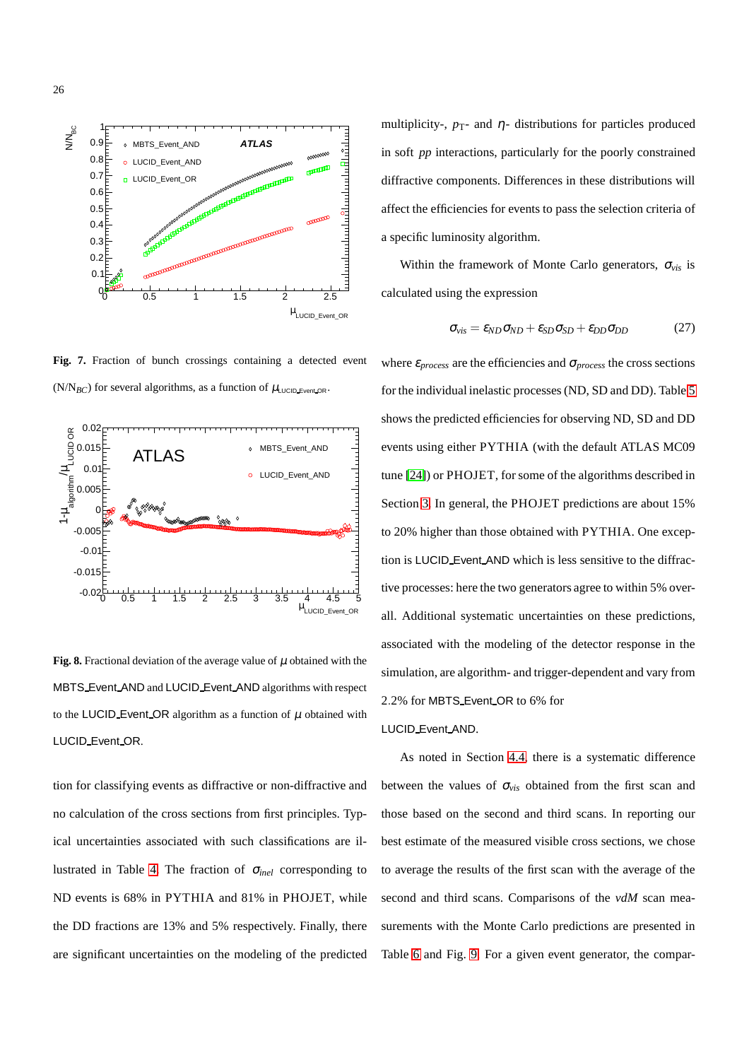**Fig. 7.** Fraction of bunch crossings containing a detected event ($N/N_{BC}$) for several algorithms, as a function of $\mu_{\text{LUCID\_Event\_OR}}$.

**Fig. 8.** Fractional deviation of the average value of $\mu$ obtained with the MBTS_Event_AND and LUCID_Event_AND algorithms with respect to the LUCID_Event_OR algorithm as a function of $\mu$ obtained with LUCID_Event_OR.

tion for classifying events as diffractive or non-diffractive and no calculation of the cross sections from first principles. Typical uncertainties associated with such classifications are illustrated in Table 4. The fraction of $\sigma_{inel}$ corresponding to ND events is 68% in PYTHIA and 81% in PHOJET, while the DD fractions are 13% and 5% respectively. Finally, there are significant uncertainties on the modeling of the predicted multiplicity-, $p_T$- and $\eta$- distributions for particles produced in soft $pp$ interactions, particularly for the poorly constrained diffractive components. Differences in these distributions will affect the efficiencies for events to pass the selection criteria of a specific luminosity algorithm.

Within the framework of Monte Carlo generators, $\sigma_{vis}$ is calculated using the expression

$$\sigma_{vis} = \varepsilon_{ND}\sigma_{ND} + \varepsilon_{SD}\sigma_{SD} + \varepsilon_{DD}\sigma_{DD} \tag{27}$$

where $\varepsilon_{process}$ are the efficiencies and $\sigma_{process}$ the cross sections for the individual inelastic processes (ND, SD and DD). Table 5 shows the predicted efficiencies for observing ND, SD and DD events using either PYTHIA (with the default ATLAS MC09 tune [24]) or PHOJET, for some of the algorithms described in Section 3. In general, the PHOJET predictions are about 15% to 20% higher than those obtained with PYTHIA. One exception is LUCID_Event_AND which is less sensitive to the diffractive processes: here the two generators agree to within 5% overall. Additional systematic uncertainties on these predictions, associated with the modeling of the detector response in the simulation, are algorithm- and trigger-dependent and vary from 2.2% for MBTS_Event_OR to 6% for LUCID_Event_AND.

As noted in Section 4.4, there is a systematic difference between the values of $\sigma_{vis}$ obtained from the first scan and those based on the second and third scans. In reporting our best estimate of the measured visible cross sections, we chose to average the results of the first scan with the average of the second and third scans. Comparisons of the *vdM* scan measurements with the Monte Carlo predictions are presented in Table 6 and Fig. 9. For a given event generator, the compar-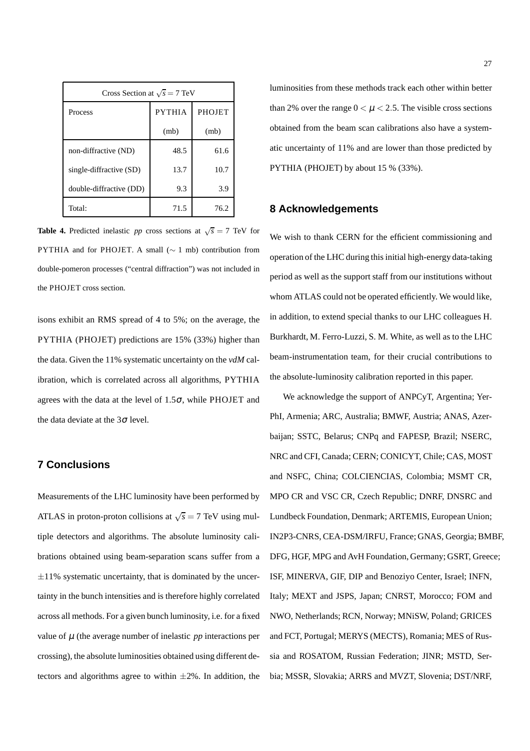| Cross Section at $\sqrt{s} = 7$ TeV | | |
|---|---|---|
| Process | PYTHIA (mb) | PHOJET (mb) |
| non-diffractive (ND) | 48.5 | 61.6 |
| single-diffractive (SD) | 13.7 | 10.7 |
| double-diffractive (DD) | 9.3 | 3.9 |
| Total: | 71.5 | 76.2 |

**Table 4.** Predicted inelastic *pp* cross sections at $\sqrt{s} = 7$ TeV for PYTHIA and for PHOJET. A small ($\sim 1$ mb) contribution from double-pomeron processes ("central diffraction") was not included in the PHOJET cross section.

isons exhibit an RMS spread of 4 to 5%; on the average, the PYTHIA (PHOJET) predictions are 15% (33%) higher than the data. Given the 11% systematic uncertainty on the *vdM* calibration, which is correlated across all algorithms, PYTHIA agrees with the data at the level of $1.5\sigma$, while PHOJET and the data deviate at the $3\sigma$ level.

## 7 Conclusions

Measurements of the LHC luminosity have been performed by ATLAS in proton-proton collisions at $\sqrt{s} = 7$ TeV using multiple detectors and algorithms. The absolute luminosity calibrations obtained using beam-separation scans suffer from a $\pm 11\%$ systematic uncertainty, that is dominated by the uncertainty in the bunch intensities and is therefore highly correlated across all methods. For a given bunch luminosity, i.e. for a fixed value of $\mu$ (the average number of inelastic *pp* interactions per crossing), the absolute luminosities obtained using different detectors and algorithms agree to within $\pm 2\%$. In addition, the luminosities from these methods track each other within better than 2% over the range $0 < \mu < 2.5$. The visible cross sections obtained from the beam scan calibrations also have a systematic uncertainty of 11% and are lower than those predicted by PYTHIA (PHOJET) by about 15 % (33%).

## 8 Acknowledgements

We wish to thank CERN for the efficient commissioning and operation of the LHC during this initial high-energy data-taking period as well as the support staff from our institutions without whom ATLAS could not be operated efficiently. We would like, in addition, to extend special thanks to our LHC colleagues H. Burkhardt, M. Ferro-Luzzi, S. M. White, as well as to the LHC beam-instrumentation team, for their crucial contributions to the absolute-luminosity calibration reported in this paper.

We acknowledge the support of ANPCyT, Argentina; YerPhI, Armenia; ARC, Australia; BMWF, Austria; ANAS, Azerbaijan; SSTC, Belarus; CNPq and FAPESP, Brazil; NSERC, NRC and CFI, Canada; CERN; CONICYT, Chile; CAS, MOST and NSFC, China; COLCIENCIAS, Colombia; MSMT CR, MPO CR and VSC CR, Czech Republic; DNRF, DNSRC and Lundbeck Foundation, Denmark; ARTEMIS, European Union; IN2P3-CNRS, CEA-DSM/IRFU, France; GNAS, Georgia; BMBF, DFG, HGF, MPG and AvH Foundation, Germany; GSRT, Greece; ISF, MINERVA, GIF, DIP and Benoziyo Center, Israel; INFN, Italy; MEXT and JSPS, Japan; CNRST, Morocco; FOM and NWO, Netherlands; RCN, Norway; MNiSW, Poland; GRICES and FCT, Portugal; MERYS (MECTS), Romania; MES of Russia and ROSATOM, Russian Federation; JINR; MSTD, Serbia; MSSR, Slovakia; ARRS and MVZT, Slovenia; DST/NRF,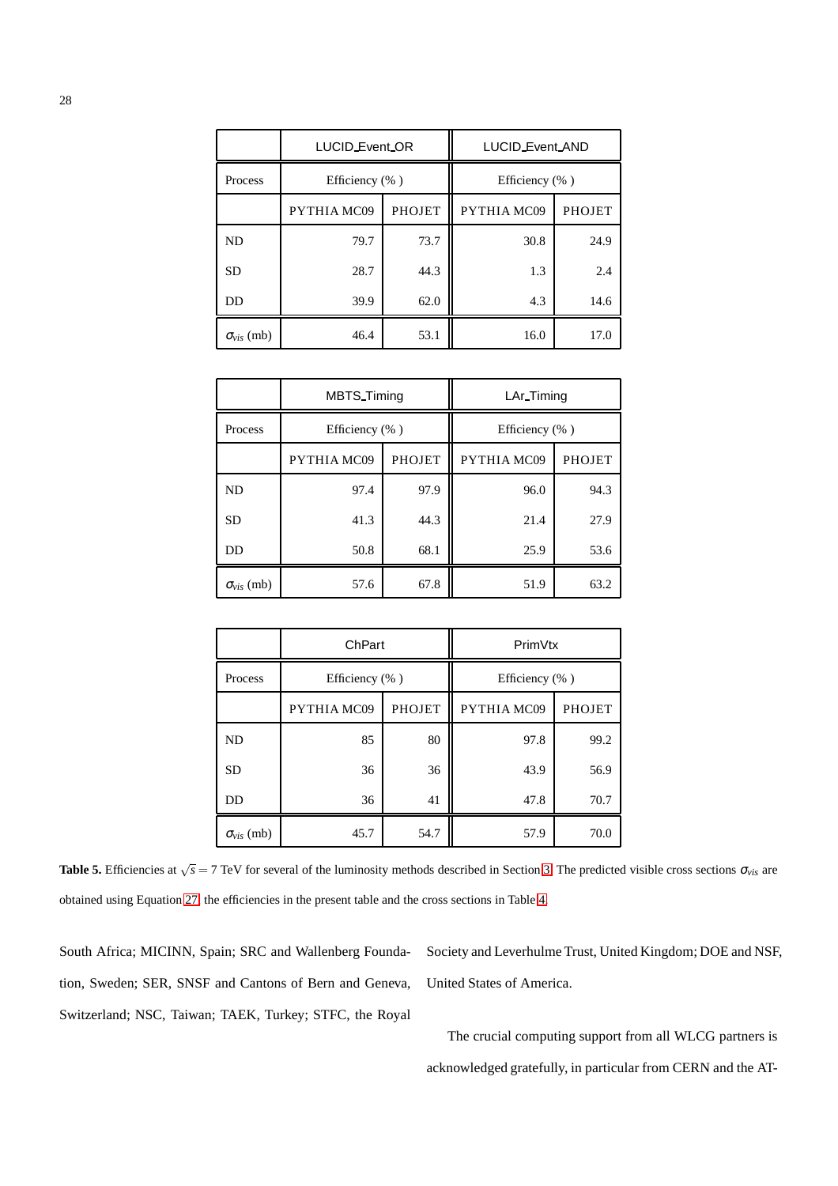| | LUCID_Event_OR | | LUCID_Event_AND | |
|---|---|---|---|---|
| Process | Efficiency (% ) | | Efficiency (% ) | |
| | PYTHIA MC09 | PHOJET | PYTHIA MC09 | PHOJET |
| ND | 79.7 | 73.7 | 30.8 | 24.9 |
| SD | 28.7 | 44.3 | 1.3 | 2.4 |
| DD | 39.9 | 62.0 | 4.3 | 14.6 |
| $\sigma_{vis}$ (mb) | 46.4 | 53.1 | 16.0 | 17.0 |

| | MBTS_Timing | | LAr_Timing | |
|---|---|---|---|---|
| Process | Efficiency (% ) | | Efficiency (% ) | |
| | PYTHIA MC09 | PHOJET | PYTHIA MC09 | PHOJET |
| ND | 97.4 | 97.9 | 96.0 | 94.3 |
| SD | 41.3 | 44.3 | 21.4 | 27.9 |
| DD | 50.8 | 68.1 | 25.9 | 53.6 |
| $\sigma_{vis}$ (mb) | 57.6 | 67.8 | 51.9 | 63.2 |

| | ChPart | | PrimVtx | |
|---|---|---|---|---|
| Process | Efficiency (% ) | | Efficiency (% ) | |
| | PYTHIA MC09 | PHOJET | PYTHIA MC09 | PHOJET |
| ND | 85 | 80 | 97.8 | 99.2 |
| SD | 36 | 36 | 43.9 | 56.9 |
| DD | 36 | 41 | 47.8 | 70.7 |
| $\sigma_{vis}$ (mb) | 45.7 | 54.7 | 57.9 | 70.0 |

**Table 5.** Efficiencies at $\sqrt{s} = 7$ TeV for several of the luminosity methods described in Section 3. The predicted visible cross sections $\sigma_{vis}$ are obtained using Equation 27, the efficiencies in the present table and the cross sections in Table 4.

South Africa; MICINN, Spain; SRC and Wallenberg Foundation, Sweden; SER, SNSF and Cantons of Bern and Geneva, Switzerland; NSC, Taiwan; TAEK, Turkey; STFC, the Royal Society and Leverhulme Trust, United Kingdom; DOE and NSF, United States of America.

The crucial computing support from all WLCG partners is acknowledged gratefully, in particular from CERN and the AT-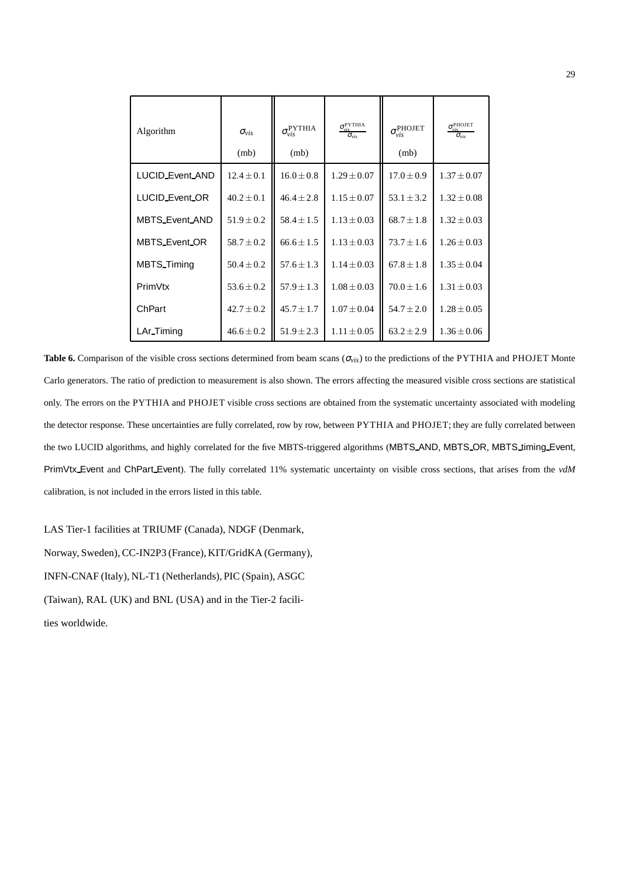| Algorithm | $\sigma_{vis}$ (mb) | $\sigma_{vis}^{\text{PYTHIA}}$ (mb) | $\frac{\sigma_{vis}^{\text{PYTHIA}}}{\sigma_{vis}}$ | $\sigma_{vis}^{\text{PHOJET}}$ (mb) | $\frac{\sigma_{vis}^{\text{PHOJET}}}{\sigma_{vis}}$ |
|---|---|---|---|---|---|
| LUCID_Event_AND | $12.4 \pm 0.1$ | $16.0 \pm 0.8$ | $1.29 \pm 0.07$ | $17.0 \pm 0.9$ | $1.37 \pm 0.07$ |
| LUCID_Event_OR | $40.2 \pm 0.1$ | $46.4 \pm 2.8$ | $1.15 \pm 0.07$ | $53.1 \pm 3.2$ | $1.32 \pm 0.08$ |
| MBTS_Event_AND | $51.9 \pm 0.2$ | $58.4 \pm 1.5$ | $1.13 \pm 0.03$ | $68.7 \pm 1.8$ | $1.32 \pm 0.03$ |
| MBTS_Event_OR | $58.7 \pm 0.2$ | $66.6 \pm 1.5$ | $1.13 \pm 0.03$ | $73.7 \pm 1.6$ | $1.26 \pm 0.03$ |
| MBTS_Timing | $50.4 \pm 0.2$ | $57.6 \pm 1.3$ | $1.14 \pm 0.03$ | $67.8 \pm 1.8$ | $1.35 \pm 0.04$ |
| PrimVtx | $53.6 \pm 0.2$ | $57.9 \pm 1.3$ | $1.08 \pm 0.03$ | $70.0 \pm 1.6$ | $1.31 \pm 0.03$ |
| ChPart | $42.7 \pm 0.2$ | $45.7 \pm 1.7$ | $1.07 \pm 0.04$ | $54.7 \pm 2.0$ | $1.28 \pm 0.05$ |
| LAr_Timing | $46.6 \pm 0.2$ | $51.9 \pm 2.3$ | $1.11 \pm 0.05$ | $63.2 \pm 2.9$ | $1.36 \pm 0.06$ |

**Table 6.** Comparison of the visible cross sections determined from beam scans ($\sigma_{vis}$) to the predictions of the PYTHIA and PHOJET Monte Carlo generators. The ratio of prediction to measurement is also shown. The errors affecting the measured visible cross sections are statistical only. The errors on the PYTHIA and PHOJET visible cross sections are obtained from the systematic uncertainty associated with modeling the detector response. These uncertainties are fully correlated, row by row, between PYTHIA and PHOJET; they are fully correlated between the two LUCID algorithms, and highly correlated for the five MBTS-triggered algorithms (MBTS_AND, MBTS_OR, MBTS_timing_Event, PrimVtx_Event and ChPart_Event). The fully correlated 11% systematic uncertainty on visible cross sections, that arises from the *vdM* calibration, is not included in the errors listed in this table.

LAS Tier-1 facilities at TRIUMF (Canada), NDGF (Denmark, Norway, Sweden), CC-IN2P3 (France), KIT/GridKA (Germany), INFN-CNAF (Italy), NL-T1 (Netherlands), PIC (Spain), ASGC (Taiwan), RAL (UK) and BNL (USA) and in the Tier-2 facilities worldwide.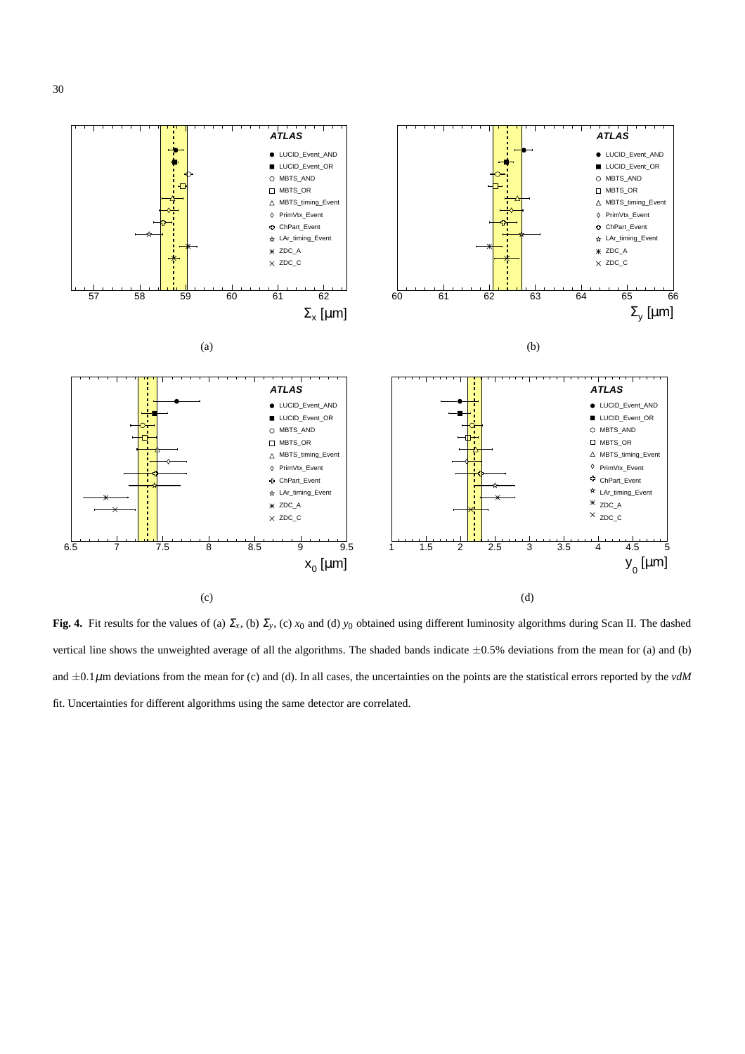**Fig. 4.** Fit results for the values of (a) $\Sigma_x$, (b) $\Sigma_y$, (c) $x_0$ and (d) $y_0$ obtained using different luminosity algorithms during Scan II. The dashed vertical line shows the unweighted average of all the algorithms. The shaded bands indicate $\pm 0.5\%$ deviations from the mean for (a) and (b) and $\pm 0.1\mu$m deviations from the mean for (c) and (d). In all cases, the uncertainties on the points are the statistical errors reported by the *vdM* fit. Uncertainties for different algorithms using the same detector are correlated.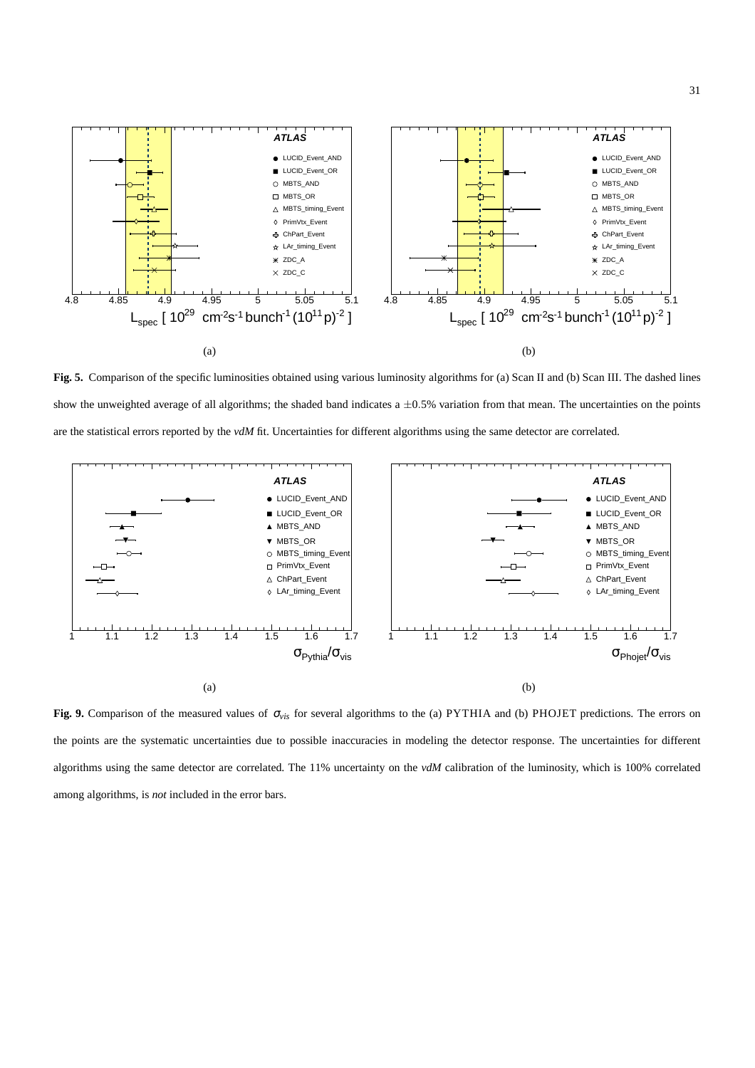**Fig. 5.** Comparison of the specific luminosities obtained using various luminosity algorithms for (a) Scan II and (b) Scan III. The dashed lines show the unweighted average of all algorithms; the shaded band indicates a $\pm 0.5\%$ variation from that mean. The uncertainties on the points are the statistical errors reported by the *vdM* fit. Uncertainties for different algorithms using the same detector are correlated.

**Fig. 9.** Comparison of the measured values of $\sigma_{vis}$ for several algorithms to the (a) PYTHIA and (b) PHOJET predictions. The errors on the points are the systematic uncertainties due to possible inaccuracies in modeling the detector response. The uncertainties for different algorithms using the same detector are correlated. The 11% uncertainty on the *vdM* calibration of the luminosity, which is 100% correlated among algorithms, is *not* included in the error bars.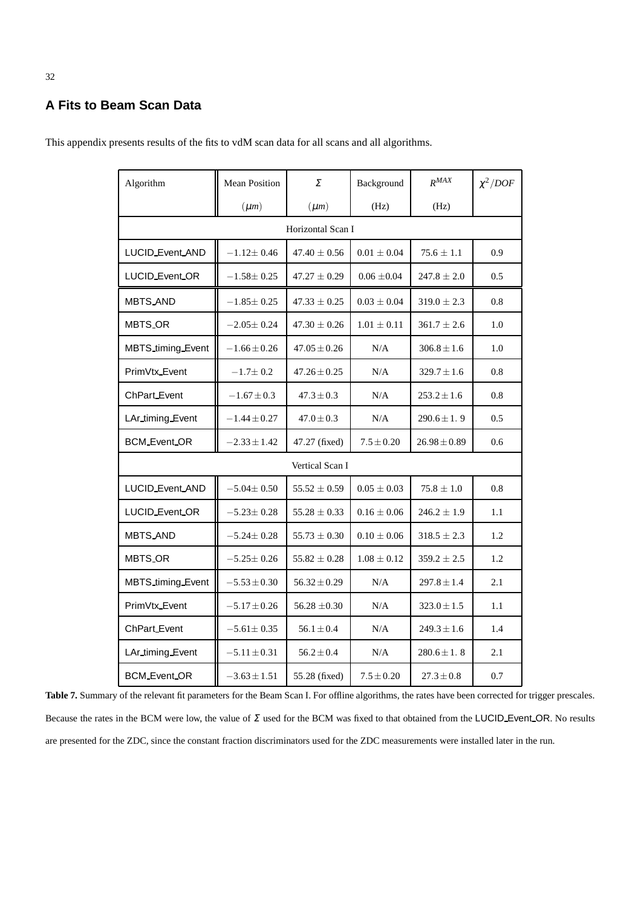# A Fits to Beam Scan Data

This appendix presents results of the fits to vdM scan data for all scans and all algorithms.

| Algorithm | Mean Position ($\mu m$) | $\Sigma$ ($\mu m$) | Background (Hz) | $R^{MAX}$ (Hz) | $\chi^2/DOF$ |
|---|---|---|---|---|---|
| Horizontal Scan I | | | | | |
| LUCID_Event_AND | $-1.12\pm 0.46$ | $47.40 \pm 0.56$ | $0.01 \pm 0.04$ | $75.6 \pm 1.1$ | 0.9 |
| LUCID_Event_OR | $-1.58\pm 0.25$ | $47.27 \pm 0.29$ | $0.06 \pm 0.04$ | $247.8 \pm 2.0$ | 0.5 |
| MBTS_AND | $-1.85\pm 0.25$ | $47.33 \pm 0.25$ | $0.03 \pm 0.04$ | $319.0 \pm 2.3$ | 0.8 |
| MBTS_OR | $-2.05\pm 0.24$ | $47.30 \pm 0.26$ | $1.01 \pm 0.11$ | $361.7 \pm 2.6$ | 1.0 |
| MBTS_timing_Event | $-1.66\pm 0.26$ | $47.05\pm 0.26$ | N/A | $306.8\pm 1.6$ | 1.0 |
| PrimVtx_Event | $-1.7\pm 0.2$ | $47.26\pm 0.25$ | N/A | $329.7\pm 1.6$ | 0.8 |
| ChPart_Event | $-1.67\pm 0.3$ | $47.3\pm 0.3$ | N/A | $253.2\pm 1.6$ | 0.8 |
| LAr_timing_Event | $-1.44\pm 0.27$ | $47.0\pm 0.3$ | N/A | $290.6\pm 1.9$ | 0.5 |
| BCM_Event_OR | $-2.33\pm 1.42$ | 47.27 (fixed) | $7.5\pm 0.20$ | $26.98\pm 0.89$ | 0.6 |
| Vertical Scan I | | | | | |
| LUCID_Event_AND | $-5.04\pm 0.50$ | $55.52 \pm 0.59$ | $0.05 \pm 0.03$ | $75.8 \pm 1.0$ | 0.8 |
| LUCID_Event_OR | $-5.23\pm 0.28$ | $55.28 \pm 0.33$ | $0.16 \pm 0.06$ | $246.2 \pm 1.9$ | 1.1 |
| MBTS_AND | $-5.24\pm 0.28$ | $55.73 \pm 0.30$ | $0.10 \pm 0.06$ | $318.5 \pm 2.3$ | 1.2 |
| MBTS_OR | $-5.25\pm 0.26$ | $55.82 \pm 0.28$ | $1.08 \pm 0.12$ | $359.2 \pm 2.5$ | 1.2 |
| MBTS_timing_Event | $-5.53\pm 0.30$ | $56.32\pm 0.29$ | N/A | $297.8\pm 1.4$ | 2.1 |
| PrimVtx_Event | $-5.17\pm 0.26$ | $56.28 \pm 0.30$ | N/A | $323.0\pm 1.5$ | 1.1 |
| ChPart_Event | $-5.61\pm 0.35$ | $56.1\pm 0.4$ | N/A | $249.3\pm 1.6$ | 1.4 |
| LAr_timing_Event | $-5.11\pm 0.31$ | $56.2\pm 0.4$ | N/A | $280.6\pm 1.8$ | 2.1 |
| BCM_Event_OR | $-3.63\pm 1.51$ | 55.28 (fixed) | $7.5\pm 0.20$ | $27.3\pm 0.8$ | 0.7 |

**Table 7.** Summary of the relevant fit parameters for the Beam Scan I. For offline algorithms, the rates have been corrected for trigger prescales. Because the rates in the BCM were low, the value of $\Sigma$ used for the BCM was fixed to that obtained from the LUCID_Event_OR. No results are presented for the ZDC, since the constant fraction discriminators used for the ZDC measurements were installed later in the run.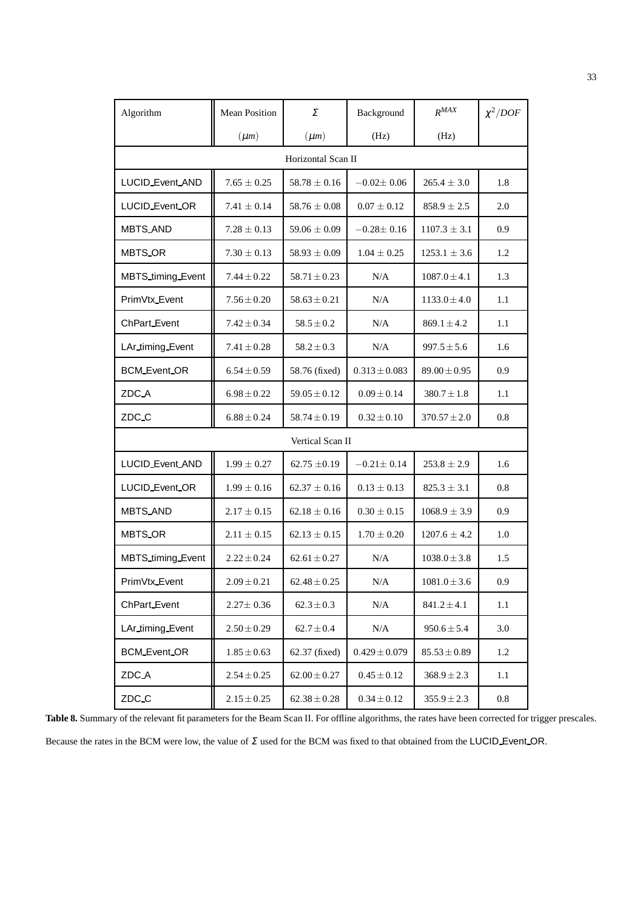| Algorithm | Mean Position ($\mu m$) | $\Sigma$ ($\mu m$) | Background (Hz) | $R^{MAX}$ (Hz) | $\chi^2/DOF$ |
|---|---|---|---|---|---|
| Horizontal Scan II | | | | | |
| LUCID_Event_AND | $7.65 \pm 0.25$ | $58.78 \pm 0.16$ | $-0.02 \pm 0.06$ | $265.4 \pm 3.0$ | 1.8 |
| LUCID_Event_OR | $7.41 \pm 0.14$ | $58.76 \pm 0.08$ | $0.07 \pm 0.12$ | $858.9 \pm 2.5$ | 2.0 |
| MBTS_AND | $7.28 \pm 0.13$ | $59.06 \pm 0.09$ | $-0.28 \pm 0.16$ | $1107.3 \pm 3.1$ | 0.9 |
| MBTS_OR | $7.30 \pm 0.13$ | $58.93 \pm 0.09$ | $1.04 \pm 0.25$ | $1253.1 \pm 3.6$ | 1.2 |
| MBTS_timing_Event | $7.44 \pm 0.22$ | $58.71 \pm 0.23$ | N/A | $1087.0 \pm 4.1$ | 1.3 |
| PrimVtx_Event | $7.56 \pm 0.20$ | $58.63 \pm 0.21$ | N/A | $1133.0 \pm 4.0$ | 1.1 |
| ChPart_Event | $7.42 \pm 0.34$ | $58.5 \pm 0.2$ | N/A | $869.1 \pm 4.2$ | 1.1 |
| LAr_timing_Event | $7.41 \pm 0.28$ | $58.2 \pm 0.3$ | N/A | $997.5 \pm 5.6$ | 1.6 |
| BCM_Event_OR | $6.54 \pm 0.59$ | 58.76 (fixed) | $0.313 \pm 0.083$ | $89.00 \pm 0.95$ | 0.9 |
| ZDC_A | $6.98 \pm 0.22$ | $59.05 \pm 0.12$ | $0.09 \pm 0.14$ | $380.7 \pm 1.8$ | 1.1 |
| ZDC_C | $6.88 \pm 0.24$ | $58.74 \pm 0.19$ | $0.32 \pm 0.10$ | $370.57 \pm 2.0$ | 0.8 |
| Vertical Scan II | | | | | |
| LUCID_Event_AND | $1.99 \pm 0.27$ | $62.75 \pm 0.19$ | $-0.21 \pm 0.14$ | $253.8 \pm 2.9$ | 1.6 |
| LUCID_Event_OR | $1.99 \pm 0.16$ | $62.37 \pm 0.16$ | $0.13 \pm 0.13$ | $825.3 \pm 3.1$ | 0.8 |
| MBTS_AND | $2.17 \pm 0.15$ | $62.18 \pm 0.16$ | $0.30 \pm 0.15$ | $1068.9 \pm 3.9$ | 0.9 |
| MBTS_OR | $2.11 \pm 0.15$ | $62.13 \pm 0.15$ | $1.70 \pm 0.20$ | $1207.6 \pm 4.2$ | 1.0 |
| MBTS_timing_Event | $2.22 \pm 0.24$ | $62.61 \pm 0.27$ | N/A | $1038.0 \pm 3.8$ | 1.5 |
| PrimVtx_Event | $2.09 \pm 0.21$ | $62.48 \pm 0.25$ | N/A | $1081.0 \pm 3.6$ | 0.9 |
| ChPart_Event | $2.27 \pm 0.36$ | $62.3 \pm 0.3$ | N/A | $841.2 \pm 4.1$ | 1.1 |
| LAr_timing_Event | $2.50 \pm 0.29$ | $62.7 \pm 0.4$ | N/A | $950.6 \pm 5.4$ | 3.0 |
| BCM_Event_OR | $1.85 \pm 0.63$ | 62.37 (fixed) | $0.429 \pm 0.079$ | $85.53 \pm 0.89$ | 1.2 |
| ZDC_A | $2.54 \pm 0.25$ | $62.00 \pm 0.27$ | $0.45 \pm 0.12$ | $368.9 \pm 2.3$ | 1.1 |
| ZDC_C | $2.15 \pm 0.25$ | $62.38 \pm 0.28$ | $0.34 \pm 0.12$ | $355.9 \pm 2.3$ | 0.8 |

**Table 8.** Summary of the relevant fit parameters for the Beam Scan II. For offline algorithms, the rates have been corrected for trigger prescales. Because the rates in the BCM were low, the value of $\Sigma$ used for the BCM was fixed to that obtained from the LUCID_Event_OR.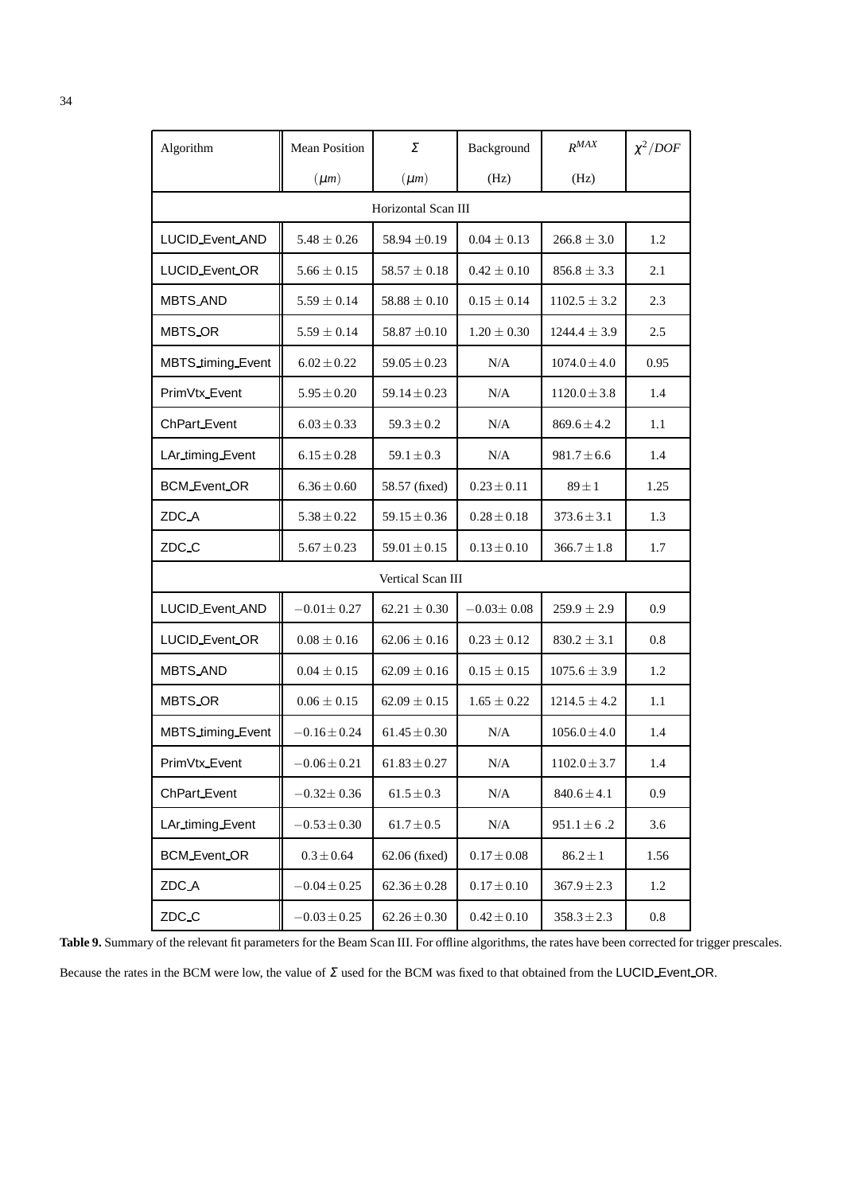| Algorithm | Mean Position ($\mu m$) | $\Sigma$ ($\mu m$) | Background (Hz) | $R^{MAX}$ (Hz) | $\chi^2/DOF$ |
|---|---|---|---|---|---|
| Horizontal Scan III | | | | | |
| LUCID_Event_AND | $5.48 \pm 0.26$ | $58.94 \pm 0.19$ | $0.04 \pm 0.13$ | $266.8 \pm 3.0$ | 1.2 |
| LUCID_Event_OR | $5.66 \pm 0.15$ | $58.57 \pm 0.18$ | $0.42 \pm 0.10$ | $856.8 \pm 3.3$ | 2.1 |
| MBTS_AND | $5.59 \pm 0.14$ | $58.88 \pm 0.10$ | $0.15 \pm 0.14$ | $1102.5 \pm 3.2$ | 2.3 |
| MBTS_OR | $5.59 \pm 0.14$ | $58.87 \pm 0.10$ | $1.20 \pm 0.30$ | $1244.4 \pm 3.9$ | 2.5 |
| MBTS_timing_Event | $6.02 \pm 0.22$ | $59.05 \pm 0.23$ | N/A | $1074.0 \pm 4.0$ | 0.95 |
| PrimVtx_Event | $5.95 \pm 0.20$ | $59.14 \pm 0.23$ | N/A | $1120.0 \pm 3.8$ | 1.4 |
| ChPart_Event | $6.03 \pm 0.33$ | $59.3 \pm 0.2$ | N/A | $869.6 \pm 4.2$ | 1.1 |
| LAr_timing_Event | $6.15 \pm 0.28$ | $59.1 \pm 0.3$ | N/A | $981.7 \pm 6.6$ | 1.4 |
| BCM_Event_OR | $6.36 \pm 0.60$ | 58.57 (fixed) | $0.23 \pm 0.11$ | $89 \pm 1$ | 1.25 |
| ZDC_A | $5.38 \pm 0.22$ | $59.15 \pm 0.36$ | $0.28 \pm 0.18$ | $373.6 \pm 3.1$ | 1.3 |
| ZDC_C | $5.67 \pm 0.23$ | $59.01 \pm 0.15$ | $0.13 \pm 0.10$ | $366.7 \pm 1.8$ | 1.7 |
| Vertical Scan III | | | | | |
| LUCID_Event_AND | $-0.01 \pm 0.27$ | $62.21 \pm 0.30$ | $-0.03 \pm 0.08$ | $259.9 \pm 2.9$ | 0.9 |
| LUCID_Event_OR | $0.08 \pm 0.16$ | $62.06 \pm 0.16$ | $0.23 \pm 0.12$ | $830.2 \pm 3.1$ | 0.8 |
| MBTS_AND | $0.04 \pm 0.15$ | $62.09 \pm 0.16$ | $0.15 \pm 0.15$ | $1075.6 \pm 3.9$ | 1.2 |
| MBTS_OR | $0.06 \pm 0.15$ | $62.09 \pm 0.15$ | $1.65 \pm 0.22$ | $1214.5 \pm 4.2$ | 1.1 |
| MBTS_timing_Event | $-0.16 \pm 0.24$ | $61.45 \pm 0.30$ | N/A | $1056.0 \pm 4.0$ | 1.4 |
| PrimVtx_Event | $-0.06 \pm 0.21$ | $61.83 \pm 0.27$ | N/A | $1102.0 \pm 3.7$ | 1.4 |
| ChPart_Event | $-0.32 \pm 0.36$ | $61.5 \pm 0.3$ | N/A | $840.6 \pm 4.1$ | 0.9 |
| LAr_timing_Event | $-0.53 \pm 0.30$ | $61.7 \pm 0.5$ | N/A | $951.1 \pm 6.2$ | 3.6 |
| BCM_Event_OR | $0.3 \pm 0.64$ | 62.06 (fixed) | $0.17 \pm 0.08$ | $86.2 \pm 1$ | 1.56 |
| ZDC_A | $-0.04 \pm 0.25$ | $62.36 \pm 0.28$ | $0.17 \pm 0.10$ | $367.9 \pm 2.3$ | 1.2 |
| ZDC_C | $-0.03 \pm 0.25$ | $62.26 \pm 0.30$ | $0.42 \pm 0.10$ | $358.3 \pm 2.3$ | 0.8 |

**Table 9.** Summary of the relevant fit parameters for the Beam Scan III. For offline algorithms, the rates have been corrected for trigger prescales. Because the rates in the BCM were low, the value of $\Sigma$ used for the BCM was fixed to that obtained from the LUCID_Event_OR.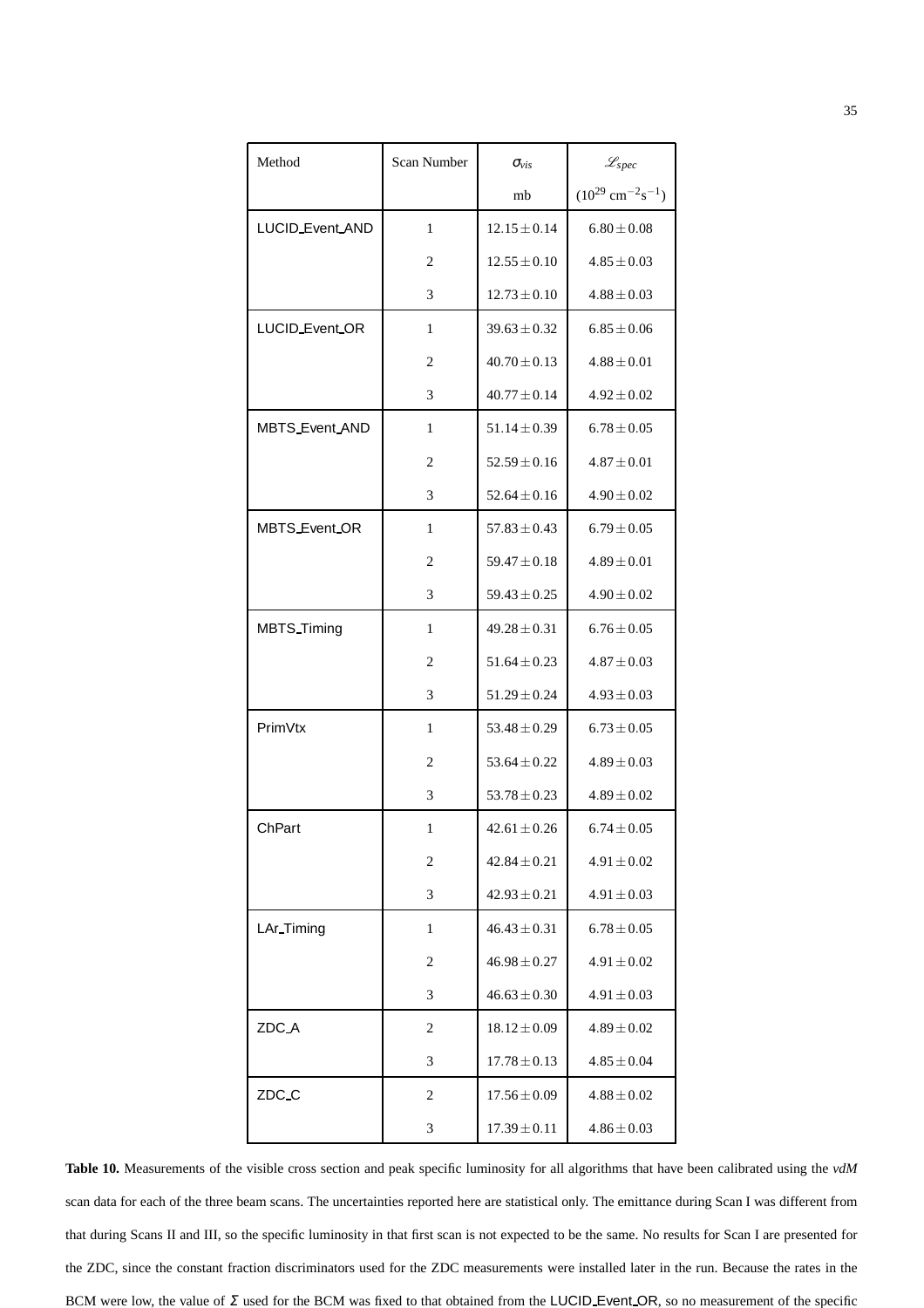| Method | Scan Number | $\sigma_{vis}$ mb | $\mathscr{L}_{spec}$ ($10^{29}$ cm$^{-2}$s$^{-1}$) |
|---|---|---|---|
| LUCID_Event_AND | 1 | $12.15 \pm 0.14$ | $6.80 \pm 0.08$ |
| | 2 | $12.55 \pm 0.10$ | $4.85 \pm 0.03$ |
| | 3 | $12.73 \pm 0.10$ | $4.88 \pm 0.03$ |
| LUCID_Event_OR | 1 | $39.63 \pm 0.32$ | $6.85 \pm 0.06$ |
| | 2 | $40.70 \pm 0.13$ | $4.88 \pm 0.01$ |
| | 3 | $40.77 \pm 0.14$ | $4.92 \pm 0.02$ |
| MBTS_Event_AND | 1 | $51.14 \pm 0.39$ | $6.78 \pm 0.05$ |
| | 2 | $52.59 \pm 0.16$ | $4.87 \pm 0.01$ |
| | 3 | $52.64 \pm 0.16$ | $4.90 \pm 0.02$ |
| MBTS_Event_OR | 1 | $57.83 \pm 0.43$ | $6.79 \pm 0.05$ |
| | 2 | $59.47 \pm 0.18$ | $4.89 \pm 0.01$ |
| | 3 | $59.43 \pm 0.25$ | $4.90 \pm 0.02$ |
| MBTS_Timing | 1 | $49.28 \pm 0.31$ | $6.76 \pm 0.05$ |
| | 2 | $51.64 \pm 0.23$ | $4.87 \pm 0.03$ |
| | 3 | $51.29 \pm 0.24$ | $4.93 \pm 0.03$ |
| PrimVtx | 1 | $53.48 \pm 0.29$ | $6.73 \pm 0.05$ |
| | 2 | $53.64 \pm 0.22$ | $4.89 \pm 0.03$ |
| | 3 | $53.78 \pm 0.23$ | $4.89 \pm 0.02$ |
| ChPart | 1 | $42.61 \pm 0.26$ | $6.74 \pm 0.05$ |
| | 2 | $42.84 \pm 0.21$ | $4.91 \pm 0.02$ |
| | 3 | $42.93 \pm 0.21$ | $4.91 \pm 0.03$ |
| LAr_Timing | 1 | $46.43 \pm 0.31$ | $6.78 \pm 0.05$ |
| | 2 | $46.98 \pm 0.27$ | $4.91 \pm 0.02$ |
| | 3 | $46.63 \pm 0.30$ | $4.91 \pm 0.03$ |
| ZDC_A | 2 | $18.12 \pm 0.09$ | $4.89 \pm 0.02$ |
| | 3 | $17.78 \pm 0.13$ | $4.85 \pm 0.04$ |
| ZDC_C | 2 | $17.56 \pm 0.09$ | $4.88 \pm 0.02$ |
| | 3 | $17.39 \pm 0.11$ | $4.86 \pm 0.03$ |

**Table 10.** Measurements of the visible cross section and peak specific luminosity for all algorithms that have been calibrated using the *vdM* scan data for each of the three beam scans. The uncertainties reported here are statistical only. The emittance during Scan I was different from that during Scans II and III, so the specific luminosity in that first scan is not expected to be the same. No results for Scan I are presented for the ZDC, since the constant fraction discriminators used for the ZDC measurements were installed later in the run. Because the rates in the BCM were low, the value of $\Sigma$ used for the BCM was fixed to that obtained from the LUCID_Event_OR, so no measurement of the specific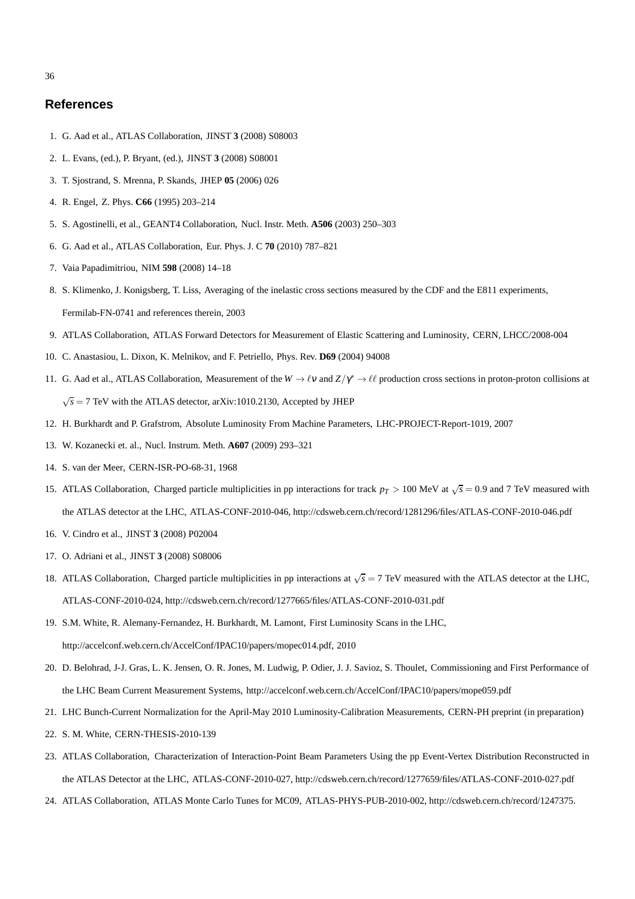## References

1. G. Aad et al., ATLAS Collaboration, JINST **3** (2008) S08003
2. L. Evans, (ed.), P. Bryant, (ed.), JINST **3** (2008) S08001
3. T. Sjostrand, S. Mrenna, P. Skands, JHEP **05** (2006) 026
4. R. Engel, Z. Phys. **C66** (1995) 203–214
5. S. Agostinelli, et al., GEANT4 Collaboration, Nucl. Instr. Meth. **A506** (2003) 250–303
6. G. Aad et al., ATLAS Collaboration, Eur. Phys. J. C **70** (2010) 787–821
7. Vaia Papadimitriou, NIM **598** (2008) 14–18
8. S. Klimenko, J. Konigsberg, T. Liss, Averaging of the inelastic cross sections measured by the CDF and the E811 experiments, Fermilab-FN-0741 and references therein, 2003
9. ATLAS Collaboration, ATLAS Forward Detectors for Measurement of Elastic Scattering and Luminosity, CERN, LHCC/2008-004
10. C. Anastasiou, L. Dixon, K. Melnikov, and F. Petriello, Phys. Rev. **D69** (2004) 94008
11. G. Aad et al., ATLAS Collaboration, Measurement of the $W \to \ell\nu$ and $Z/\gamma^{*} \to \ell\ell$ production cross sections in proton-proton collisions at $\sqrt{s} = 7$ TeV with the ATLAS detector, arXiv:1010.2130, Accepted by JHEP
12. H. Burkhardt and P. Grafstrom, Absolute Luminosity From Machine Parameters, LHC-PROJECT-Report-1019, 2007
13. W. Kozanecki et. al., Nucl. Instrum. Meth. **A607** (2009) 293–321
14. S. van der Meer, CERN-ISR-PO-68-31, 1968
15. ATLAS Collaboration, Charged particle multiplicities in pp interactions for track $p_T > 100$ MeV at $\sqrt{s} = 0.9$ and 7 TeV measured with the ATLAS detector at the LHC, ATLAS-CONF-2010-046, http://cdsweb.cern.ch/record/1281296/files/ATLAS-CONF-2010-046.pdf
16. V. Cindro et al., JINST **3** (2008) P02004
17. O. Adriani et al., JINST **3** (2008) S08006
18. ATLAS Collaboration, Charged particle multiplicities in pp interactions at $\sqrt{s} = 7$ TeV measured with the ATLAS detector at the LHC, ATLAS-CONF-2010-024, http://cdsweb.cern.ch/record/1277665/files/ATLAS-CONF-2010-031.pdf
19. S.M. White, R. Alemany-Fernandez, H. Burkhardt, M. Lamont, First Luminosity Scans in the LHC, http://accelconf.web.cern.ch/AccelConf/IPAC10/papers/mopec014.pdf, 2010
20. D. Belohrad, J-J. Gras, L. K. Jensen, O. R. Jones, M. Ludwig, P. Odier, J. J. Savioz, S. Thoulet, Commissioning and First Performance of the LHC Beam Current Measurement Systems, http://accelconf.web.cern.ch/AccelConf/IPAC10/papers/mope059.pdf
21. LHC Bunch-Current Normalization for the April-May 2010 Luminosity-Calibration Measurements, CERN-PH preprint (in preparation)
22. S. M. White, CERN-THESIS-2010-139
23. ATLAS Collaboration, Characterization of Interaction-Point Beam Parameters Using the pp Event-Vertex Distribution Reconstructed in the ATLAS Detector at the LHC, ATLAS-CONF-2010-027, http://cdsweb.cern.ch/record/1277659/files/ATLAS-CONF-2010-027.pdf
24. ATLAS Collaboration, ATLAS Monte Carlo Tunes for MC09, ATLAS-PHYS-PUB-2010-002, http://cdsweb.cern.ch/record/1247375.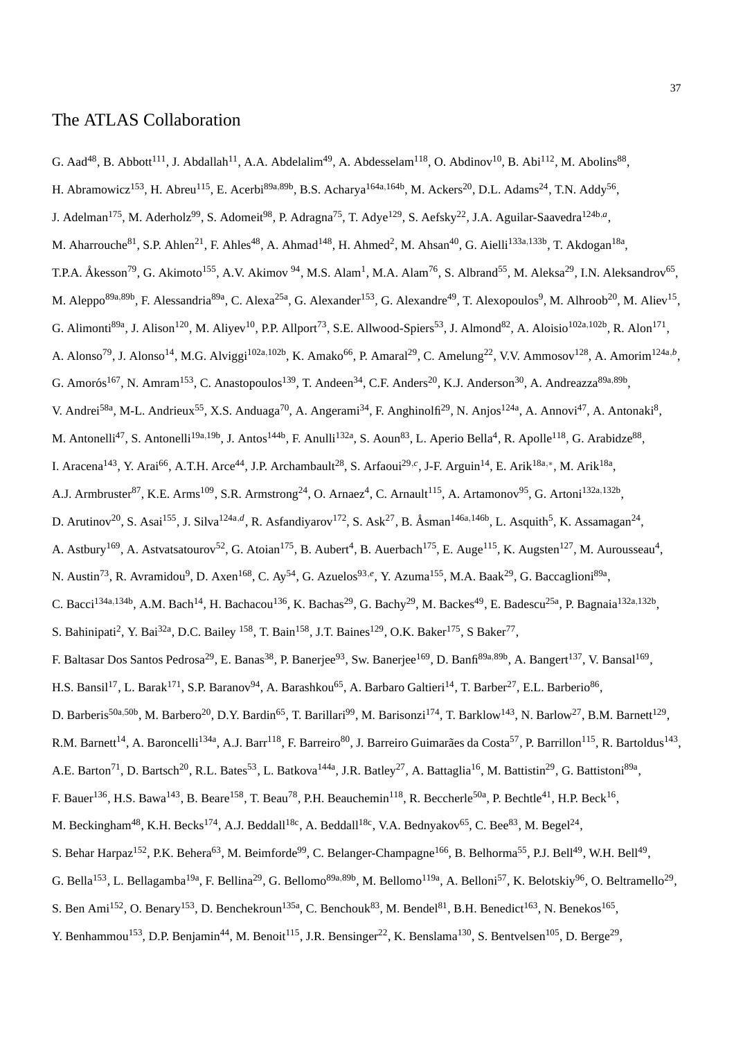# The ATLAS Collaboration

G. Aad[48], B. Abbott[111], J. Abdallah[11], A.A. Abdelalim[49], A. Abdesselam[118], O. Abdinov[10], B. Abi[112], M. Abolins[88], H. Abramowicz[153], H. Abreu[115], E. Acerbi[89a,89b], B.S. Acharya[164a,164b], M. Ackers[20], D.L. Adams[24], T.N. Addy[56], J. Adelman[175], M. Aderholz[99], S. Adomeit[98], P. Adragna[75], T. Adye[129], S. Aefsky[22], J.A. Aguilar-Saavedra[124b,a], M. Aharrouche[81], S.P. Ahlen[21], F. Ahles[48], A. Ahmad[148], H. Ahmed[2], M. Ahsan[40], G. Aielli[133a,133b], T. Akdogan[18a], T.P.A. Åkesson[79], G. Akimoto[155], A.V. Akimov [94], M.S. Alam[1], M.A. Alam[76], S. Albrand[55], M. Aleksa[29], I.N. Aleksandrov[65], M. Aleppo[89a,89b], F. Alessandria[89a], C. Alexa[25a], G. Alexander[153], G. Alexandre[49], T. Alexopoulos[9], M. Alhroob[20], M. Aliev[15], G. Alimonti[89a], J. Alison[120], M. Aliyev[10], P.P. Allport[73], S.E. Allwood-Spiers[53], J. Almond[82], A. Aloisio[102a,102b], R. Alon[171], A. Alonso[79], J. Alonso[14], M.G. Alviggi[102a,102b], K. Amako[66], P. Amaral[29], C. Amelung[22], V.V. Ammosov[128], A. Amorim[124a,b], G. Amorós[167], N. Amram[153], C. Anastopoulos[139], T. Andeen[34], C.F. Anders[20], K.J. Anderson[30], A. Andreazza[89a,89b], V. Andrei[58a], M-L. Andrieux[55], X.S. Anduaga[70], A. Angerami[34], F. Anghinolfi[29], N. Anjos[124a], A. Annovi[47], A. Antonaki[8], M. Antonelli[47], S. Antonelli[19a,19b], J. Antos[144b], F. Anulli[132a], S. Aoun[83], L. Aperio Bella[4], R. Apolle[118], G. Arabidze[88], I. Aracena[143], Y. Arai[66], A.T.H. Arce[44], J.P. Archambault[28], S. Arfaoui[29,c], J-F. Arguin[14], E. Arik[18a,*], M. Arik[18a], A.J. Armbruster[87], K.E. Arms[109], S.R. Armstrong[24], O. Arnaez[4], C. Arnault[115], A. Artamonov[95], G. Artoni[132a,132b], D. Arutinov[20], S. Asai[155], J. Silva[124a,d], R. Asfandiyarov[172], S. Ask[27], B. Åsman[146a,146b], L. Asquith[5], K. Assamagan[24], A. Astbury[169], A. Astvatsatourov[52], G. Atoian[175], B. Aubert[4], B. Auerbach[175], E. Auge[115], K. Augsten[127], M. Aurousseau[4], N. Austin[73], R. Avramidou[9], D. Axen[168], C. Ay[54], G. Azuelos[93,e], Y. Azuma[155], M.A. Baak[29], G. Baccaglioni[89a], C. Bacci[134a,134b], A.M. Bach[14], H. Bachacou[136], K. Bachas[29], G. Bachy[29], M. Backes[49], E. Badescu[25a], P. Bagnaia[132a,132b], S. Bahinipati[2], Y. Bai[32a], D.C. Bailey [158], T. Bain[158], J.T. Baines[129], O.K. Baker[175], S Baker[77], F. Baltasar Dos Santos Pedrosa[29], E. Banas[38], P. Banerjee[93], Sw. Banerjee[169], D. Banfi[89a,89b], A. Bangert[137], V. Bansal[169], H.S. Bansil[17], L. Barak[171], S.P. Baranov[94], A. Barashkou[65], A. Barbaro Galtieri[14], T. Barber[27], E.L. Barberio[86], D. Barberis[50a,50b], M. Barbero[20], D.Y. Bardin[65], T. Barillari[99], M. Barisonzi[174], T. Barklow[143], N. Barlow[27], B.M. Barnett[129], R.M. Barnett[14], A. Baroncelli[134a], A.J. Barr[118], F. Barreiro[80], J. Barreiro Guimarães da Costa[57], P. Barrillon[115], R. Bartoldus[143], A.E. Barton[71], D. Bartsch[20], R.L. Bates[53], L. Batkova[144a], J.R. Batley[27], A. Battaglia[16], M. Battistin[29], G. Battistoni[89a], F. Bauer[136], H.S. Bawa[143], B. Beare[158], T. Beau[78], P.H. Beauchemin[118], R. Beccherle[50a], P. Bechtle[41], H.P. Beck[16], M. Beckingham[48], K.H. Becks[174], A.J. Beddall[18c], A. Beddall[18c], V.A. Bednyakov[65], C. Bee[83], M. Begel[24], S. Behar Harpaz[152], P.K. Behera[63], M. Beimforde[99], C. Belanger-Champagne[166], B. Belhorma[55], P.J. Bell[49], W.H. Bell[49], G. Bella[153], L. Bellagamba[19a], F. Bellina[29], G. Bellomo[89a,89b], M. Bellomo[119a], A. Belloni[57], K. Belotskiy[96], O. Beltramello[29], S. Ben Ami[152], O. Benary[153], D. Benchekroun[135a], C. Benchouk[83], M. Bendel[81], B.H. Benedict[163], N. Benekos[165], Y. Benhammou[153], D.P. Benjamin[44], M. Benoit[115], J.R. Bensinger[22], K. Benslama[130], S. Bentvelsen[105], D. Berge[29],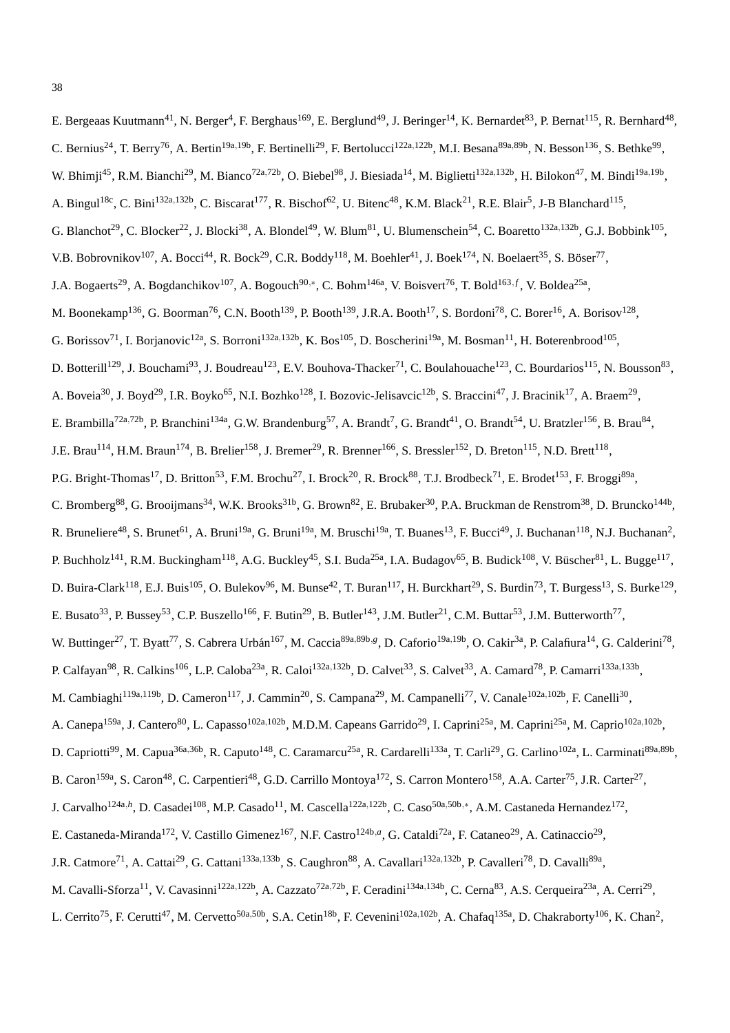E. Bergeaas Kuutmann[41], N. Berger[4], F. Berghaus[169], E. Berglund[49], J. Beringer[14], K. Bernardet[83], P. Bernat[115], R. Bernhard[48], C. Bernius[24], T. Berry[76], A. Bertin[19a,19b], F. Bertinelli[29], F. Bertolucci[122a,122b], M.I. Besana[89a,89b], N. Besson[136], S. Bethke[99], W. Bhimji[45], R.M. Bianchi[29], M. Bianco[72a,72b], O. Biebel[98], J. Biesiada[14], M. Biglietti[132a,132b], H. Bilokon[47], M. Bindi[19a,19b], A. Bingul[18c], C. Bini[132a,132b], C. Biscarat[177], R. Bischof[62], U. Bitenc[48], K.M. Black[21], R.E. Blair[5], J-B Blanchard[115], G. Blanchot[29], C. Blocker[22], J. Blocki[38], A. Blondel[49], W. Blum[81], U. Blumenschein[54], C. Boaretto[132a,132b], G.J. Bobbink[105], V.B. Bobrovnikov[107], A. Bocci[44], R. Bock[29], C.R. Boddy[118], M. Boehler[41], J. Boek[174], N. Boelaert[35], S. Böser[77], J.A. Bogaerts[29], A. Bogdanchikov[107], A. Bogouch[90,*], C. Bohm[146a], V. Boisvert[76], T. Bold[163,f], V. Boldea[25a], M. Boonekamp[136], G. Boorman[76], C.N. Booth[139], P. Booth[139], J.R.A. Booth[17], S. Bordoni[78], C. Borer[16], A. Borisov[128], G. Borissov[71], I. Borjanovic[12a], S. Borroni[132a,132b], K. Bos[105], D. Boscherini[19a], M. Bosman[11], H. Boterenbrood[105], D. Botterill[129], J. Bouchami[93], J. Boudreau[123], E.V. Bouhova-Thacker[71], C. Boulahouache[123], C. Bourdarios[115], N. Bousson[83], A. Boveia[30], J. Boyd[29], I.R. Boyko[65], N.I. Bozhko[128], I. Bozovic-Jelisavcic[12b], S. Braccini[47], J. Bracinik[17], A. Braem[29], E. Brambilla[72a,72b], P. Branchini[134a], G.W. Brandenburg[57], A. Brandt[7], G. Brandt[41], O. Brandt[54], U. Bratzler[156], B. Brau[84], J.E. Brau[114], H.M. Braun[174], B. Brelier[158], J. Bremer[29], R. Brenner[166], S. Bressler[152], D. Breton[115], N.D. Brett[118], P.G. Bright-Thomas[17], D. Britton[53], F.M. Brochu[27], I. Brock[20], R. Brock[88], T.J. Brodbeck[71], E. Brodet[153], F. Broggi[89a], C. Bromberg[88], G. Brooijmans[34], W.K. Brooks[31b], G. Brown[82], E. Brubaker[30], P.A. Bruckman de Renstrom[38], D. Bruncko[144b], R. Bruneliere[48], S. Brunet[61], A. Bruni[19a], G. Bruni[19a], M. Bruschi[19a], T. Buanes[13], F. Bucci[49], J. Buchanan[118], N.J. Buchanan[2], P. Buchholz[141], R.M. Buckingham[118], A.G. Buckley[45], S.I. Buda[25a], I.A. Budagov[65], B. Budick[108], V. Büscher[81], L. Bugge[117], D. Buira-Clark[118], E.J. Buis[105], O. Bulekov[96], M. Bunse[42], T. Buran[117], H. Burckhart[29], S. Burdin[73], T. Burgess[13], S. Burke[129], E. Busato[33], P. Bussey[53], C.P. Buszello[166], F. Butin[29], B. Butler[143], J.M. Butler[21], C.M. Buttar[53], J.M. Butterworth[77], W. Buttinger[27], T. Byatt[77], S. Cabrera Urbán[167], M. Caccia[89a,89b,g], D. Caforio[19a,19b], O. Cakir[3a], P. Calafiura[14], G. Calderini[78], P. Calfayan[98], R. Calkins[106], L.P. Caloba[23a], R. Caloi[132a,132b], D. Calvet[33], S. Calvet[33], A. Camard[78], P. Camarri[133a,133b], M. Cambiaghi[119a,119b], D. Cameron[117], J. Cammin[20], S. Campana[29], M. Campanelli[77], V. Canale[102a,102b], F. Canelli[30], A. Canepa[159a], J. Cantero[80], L. Capasso[102a,102b], M.D.M. Capeans Garrido[29], I. Caprini[25a], M. Caprini[25a], M. Caprio[102a,102b], D. Capriotti[99], M. Capua[36a,36b], R. Caputo[148], C. Caramarcu[25a], R. Cardarelli[133a], T. Carli[29], G. Carlino[102a], L. Carminati[89a,89b], B. Caron[159a], S. Caron[48], C. Carpentieri[48], G.D. Carrillo Montoya[172], S. Carron Montero[158], A.A. Carter[75], J.R. Carter[27], J. Carvalho[124a,h], D. Casadei[108], M.P. Casado[11], M. Cascella[122a,122b], C. Caso[50a,50b,*], A.M. Castaneda Hernandez[172], E. Castaneda-Miranda[172], V. Castillo Gimenez[167], N.F. Castro[124b,a], G. Cataldi[72a], F. Cataneo[29], A. Catinaccio[29], J.R. Catmore[71], A. Cattai[29], G. Cattani[133a,133b], S. Caughron[88], A. Cavallari[132a,132b], P. Cavalleri[78], D. Cavalli[89a], M. Cavalli-Sforza[11], V. Cavasinni[122a,122b], A. Cazzato[72a,72b], F. Ceradini[134a,134b], C. Cerna[83], A.S. Cerqueira[23a], A. Cerri[29], L. Cerrito[75], F. Cerutti[47], M. Cervetto[50a,50b], S.A. Cetin[18b], F. Cevenini[102a,102b], A. Chafaq[135a], D. Chakraborty[106], K. Chan[2],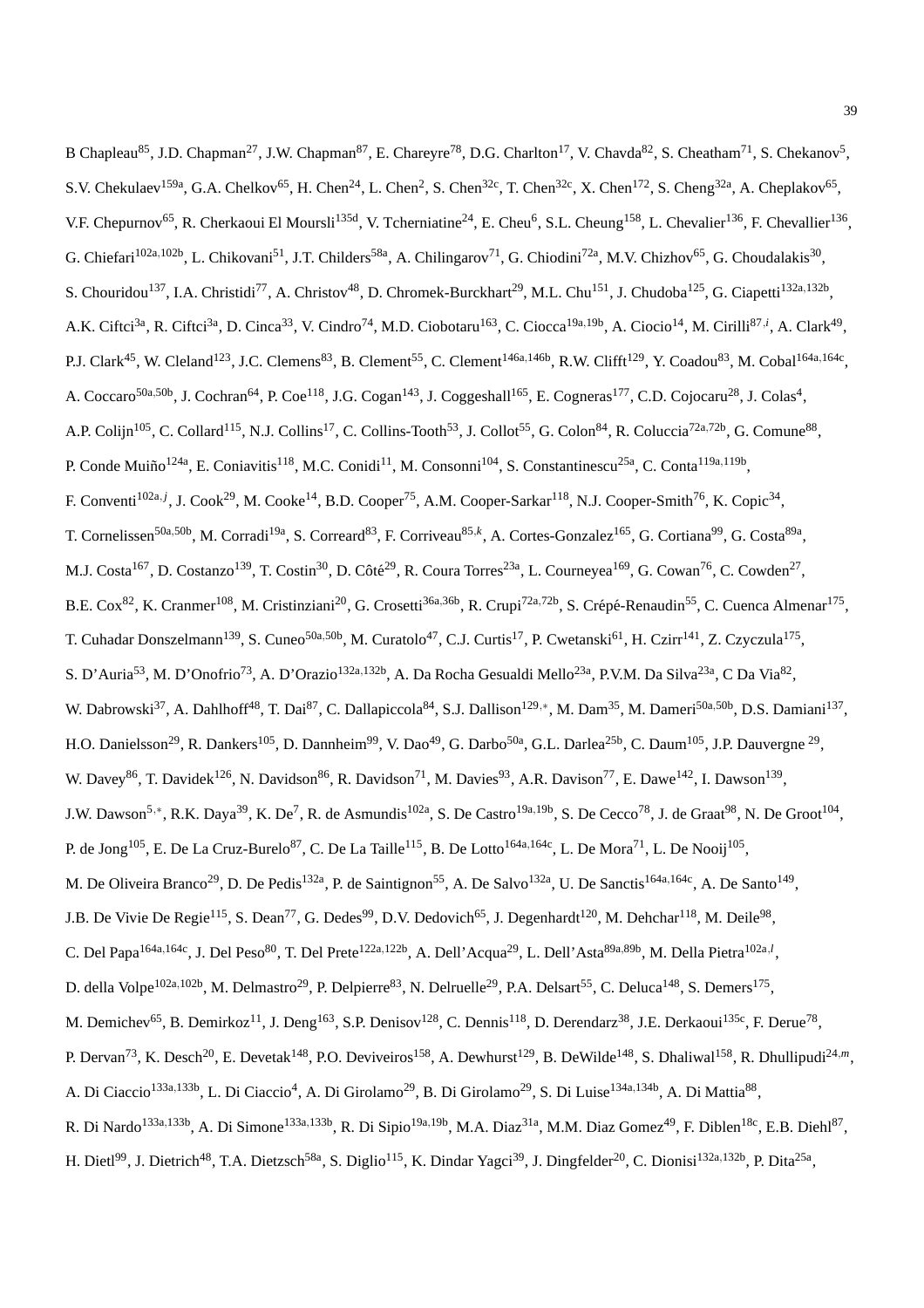B Chapleau[85], J.D. Chapman[27], J.W. Chapman[87], E. Chareyre[78], D.G. Charlton[17], V. Chavda[82], S. Cheatham[71], S. Chekanov[5], S.V. Chekulaev[159a], G.A. Chelkov[65], H. Chen[24], L. Chen[2], S. Chen[32c], T. Chen[32c], X. Chen[172], S. Cheng[32a], A. Cheplakov[65], V.F. Chepurnov[65], R. Cherkaoui El Moursli[135d], V. Tcherniatine[24], E. Cheu[6], S.L. Cheung[158], L. Chevalier[136], F. Chevallier[136], G. Chiefari[102a,102b], L. Chikovani[51], J.T. Childers[58a], A. Chilingarov[71], G. Chiodini[72a], M.V. Chizhov[65], G. Choudalakis[30], S. Chouridou[137], I.A. Christidi[77], A. Christov[48], D. Chromek-Burckhart[29], M.L. Chu[151], J. Chudoba[125], G. Ciapetti[132a,132b], A.K. Ciftci[3a], R. Ciftci[3a], D. Cinca[33], V. Cindro[74], M.D. Ciobotaru[163], C. Ciocca[19a,19b], A. Ciocio[14], M. Cirilli[87,i], A. Clark[49], P.J. Clark[45], W. Cleland[123], J.C. Clemens[83], B. Clement[55], C. Clement[146a,146b], R.W. Clifft[129], Y. Coadou[83], M. Cobal[164a,164c], A. Coccaro[50a,50b], J. Cochran[64], P. Coe[118], J.G. Cogan[143], J. Coggeshall[165], E. Cogneras[177], C.D. Cojocaru[28], J. Colas[4], A.P. Colijn[105], C. Collard[115], N.J. Collins[17], C. Collins-Tooth[53], J. Collot[55], G. Colon[84], R. Coluccia[72a,72b], G. Comune[88], P. Conde Muiño[124a], E. Coniavitis[118], M.C. Conidi[11], M. Consonni[104], S. Constantinescu[25a], C. Conta[119a,119b], F. Conventi[102a,j], J. Cook[29], M. Cooke[14], B.D. Cooper[75], A.M. Cooper-Sarkar[118], N.J. Cooper-Smith[76], K. Copic[34], T. Cornelissen[50a,50b], M. Corradi[19a], S. Correard[83], F. Corriveau[85,k], A. Cortes-Gonzalez[165], G. Cortiana[99], G. Costa[89a], M.J. Costa[167], D. Costanzo[139], T. Costin[30], D. Côté[29], R. Coura Torres[23a], L. Courneyea[169], G. Cowan[76], C. Cowden[27], B.E. Cox[82], K. Cranmer[108], M. Cristinziani[20], G. Crosetti[36a,36b], R. Crupi[72a,72b], S. Crépé-Renaudin[55], C. Cuenca Almenar[175], T. Cuhadar Donszelmann[139], S. Cuneo[50a,50b], M. Curatolo[47], C.J. Curtis[17], P. Cwetanski[61], H. Czirr[141], Z. Czyczula[175], S. D'Auria[53], M. D'Onofrio[73], A. D'Orazio[132a,132b], A. Da Rocha Gesualdi Mello[23a], P.V.M. Da Silva[23a], C Da Via[82], W. Dabrowski[37], A. Dahlhoff[48], T. Dai[87], C. Dallapiccola[84], S.J. Dallison[129,*], M. Dam[35], M. Dameri[50a,50b], D.S. Damiani[137], H.O. Danielsson[29], R. Dankers[105], D. Dannheim[99], V. Dao[49], G. Darbo[50a], G.L. Darlea[25b], C. Daum[105], J.P. Dauvergne [29], W. Davey[86], T. Davidek[126], N. Davidson[86], R. Davidson[71], M. Davies[93], A.R. Davison[77], E. Dawe[142], I. Dawson[139], J.W. Dawson[5,*], R.K. Daya[39], K. De[7], R. de Asmundis[102a], S. De Castro[19a,19b], S. De Cecco[78], J. de Graat[98], N. De Groot[104], P. de Jong[105], E. De La Cruz-Burelo[87], C. De La Taille[115], B. De Lotto[164a,164c], L. De Mora[71], L. De Nooij[105], M. De Oliveira Branco[29], D. De Pedis[132a], P. de Saintignon[55], A. De Salvo[132a], U. De Sanctis[164a,164c], A. De Santo[149], J.B. De Vivie De Regie[115], S. Dean[77], G. Dedes[99], D.V. Dedovich[65], J. Degenhardt[120], M. Dehchar[118], M. Deile[98], C. Del Papa[164a,164c], J. Del Peso[80], T. Del Prete[122a,122b], A. Dell'Acqua[29], L. Dell'Asta[89a,89b], M. Della Pietra[102a,l], D. della Volpe[102a,102b], M. Delmastro[29], P. Delpierre[83], N. Delruelle[29], P.A. Delsart[55], C. Deluca[148], S. Demers[175], M. Demichev[65], B. Demirkoz[11], J. Deng[163], S.P. Denisov[128], C. Dennis[118], D. Derendarz[38], J.E. Derkaoui[135c], F. Derue[78], P. Dervan[73], K. Desch[20], E. Devetak[148], P.O. Deviveiros[158], A. Dewhurst[129], B. DeWilde[148], S. Dhaliwal[158], R. Dhullipudi[24,m], A. Di Ciaccio[133a,133b], L. Di Ciaccio[4], A. Di Girolamo[29], B. Di Girolamo[29], S. Di Luise[134a,134b], A. Di Mattia[88], R. Di Nardo[133a,133b], A. Di Simone[133a,133b], R. Di Sipio[19a,19b], M.A. Diaz[31a], M.M. Diaz Gomez[49], F. Diblen[18c], E.B. Diehl[87], H. Dietl[99], J. Dietrich[48], T.A. Dietzsch[58a], S. Diglio[115], K. Dindar Yagci[39], J. Dingfelder[20], C. Dionisi[132a,132b], P. Dita[25a],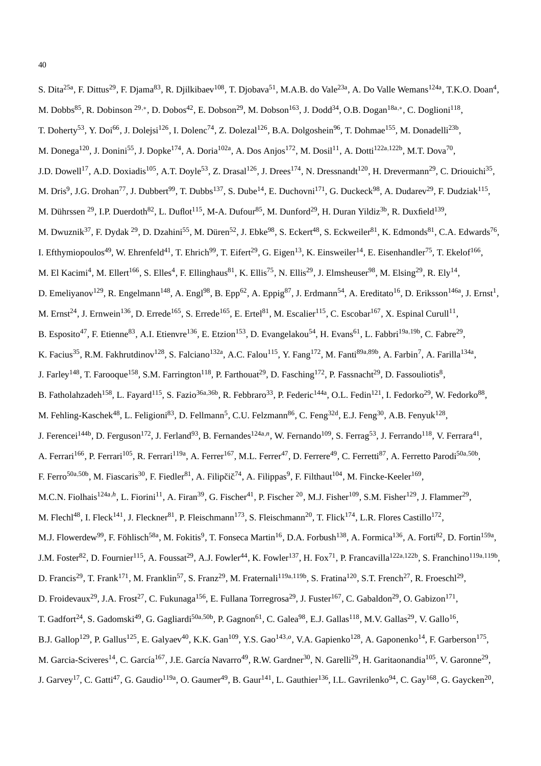S. Dita[25a], F. Dittus[29], F. Djama[83], R. Djilkibaev[108], T. Djobava[51], M.A.B. do Vale[23a], A. Do Valle Wemans[124a], T.K.O. Doan[4], M. Dobbs[85], R. Dobinson [29,*], D. Dobos[42], E. Dobson[29], M. Dobson[163], J. Dodd[34], O.B. Dogan[18a,*], C. Doglioni[118], T. Doherty[53], Y. Doi[66], J. Dolejsi[126], I. Dolenc[74], Z. Dolezal[126], B.A. Dolgoshein[96], T. Dohmae[155], M. Donadelli[23b], M. Donega[120], J. Donini[55], J. Dopke[174], A. Doria[102a], A. Dos Anjos[172], M. Dosil[11], A. Dotti[122a,122b], M.T. Dova[70], J.D. Dowell[17], A.D. Doxiadis[105], A.T. Doyle[53], Z. Drasal[126], J. Drees[174], N. Dressnandt[120], H. Drevermann[29], C. Driouichi[35], M. Dris[9], J.G. Drohan[77], J. Dubbert[99], T. Dubbs[137], S. Dube[14], E. Duchovni[171], G. Duckeck[98], A. Dudarev[29], F. Dudziak[115], M. Dührssen [29], I.P. Duerdoth[82], L. Duflot[115], M-A. Dufour[85], M. Dunford[29], H. Duran Yildiz[3b], R. Duxfield[139], M. Dwuznik[37], F. Dydak [29], D. Dzahini[55], M. Düren[52], J. Ebke[98], S. Eckert[48], S. Eckweiler[81], K. Edmonds[81], C.A. Edwards[76], I. Efthymiopoulos[49], W. Ehrenfeld[41], T. Ehrich[99], T. Eifert[29], G. Eigen[13], K. Einsweiler[14], E. Eisenhandler[75], T. Ekelof[166], M. El Kacimi[4], M. Ellert[166], S. Elles[4], F. Ellinghaus[81], K. Ellis[75], N. Ellis[29], J. Elmsheuser[98], M. Elsing[29], R. Ely[14], D. Emeliyanov[129], R. Engelmann[148], A. Engl[98], B. Epp[62], A. Eppig[87], J. Erdmann[54], A. Ereditato[16], D. Eriksson[146a], J. Ernst[1], M. Ernst[24], J. Ernwein[136], D. Errede[165], S. Errede[165], E. Ertel[81], M. Escalier[115], C. Escobar[167], X. Espinal Curull[11], B. Esposito[47], F. Etienne[83], A.I. Etienvre[136], E. Etzion[153], D. Evangelakou[54], H. Evans[61], L. Fabbri[19a,19b], C. Fabre[29], K. Facius[35], R.M. Fakhrutdinov[128], S. Falciano[132a], A.C. Falou[115], Y. Fang[172], M. Fanti[89a,89b], A. Farbin[7], A. Farilla[134a], J. Farley[148], T. Farooque[158], S.M. Farrington[118], P. Farthouat[29], D. Fasching[172], P. Fassnacht[29], D. Fassouliotis[8], B. Fatholahzadeh[158], L. Fayard[115], S. Fazio[36a,36b], R. Febbraro[33], P. Federic[144a], O.L. Fedin[121], I. Fedorko[29], W. Fedorko[88], M. Fehling-Kaschek[48], L. Feligioni[83], D. Fellmann[5], C.U. Felzmann[86], C. Feng[32d], E.J. Feng[30], A.B. Fenyuk[128], J. Ferencei[144b], D. Ferguson[172], J. Ferland[93], B. Fernandes[124a,n], W. Fernando[109], S. Ferrag[53], J. Ferrando[118], V. Ferrara[41], A. Ferrari[166], P. Ferrari[105], R. Ferrari[119a], A. Ferrer[167], M.L. Ferrer[47], D. Ferrere[49], C. Ferretti[87], A. Ferretto Parodi[50a,50b], F. Ferro[50a,50b], M. Fiascaris[30], F. Fiedler[81], A. Filipčič[74], A. Filippas[9], F. Filthaut[104], M. Fincke-Keeler[169], M.C.N. Fiolhais[124a,h], L. Fiorini[11], A. Firan[39], G. Fischer[41], P. Fischer [20], M.J. Fisher[109], S.M. Fisher[129], J. Flammer[29], M. Flechl[48], I. Fleck[141], J. Fleckner[81], P. Fleischmann[173], S. Fleischmann[20], T. Flick[174], L.R. Flores Castillo[172], M.J. Flowerdew[99], F. Föhlisch[58a], M. Fokitis[9], T. Fonseca Martin[16], D.A. Forbush[138], A. Formica[136], A. Forti[82], D. Fortin[159a], J.M. Foster[82], D. Fournier[115], A. Foussat[29], A.J. Fowler[44], K. Fowler[137], H. Fox[71], P. Francavilla[122a,122b], S. Franchino[119a,119b], D. Francis[29], T. Frank[171], M. Franklin[57], S. Franz[29], M. Fraternali[119a,119b], S. Fratina[120], S.T. French[27], R. Froeschl[29], D. Froidevaux[29], J.A. Frost[27], C. Fukunaga[156], E. Fullana Torregrosa[29], J. Fuster[167], C. Gabaldon[29], O. Gabizon[171], T. Gadfort[24], S. Gadomski[49], G. Gagliardi[50a,50b], P. Gagnon[61], C. Galea[98], E.J. Gallas[118], M.V. Gallas[29], V. Gallo[16], B.J. Gallop[129], P. Gallus[125], E. Galyaev[40], K.K. Gan[109], Y.S. Gao[143,o], V.A. Gapienko[128], A. Gaponenko[14], F. Garberson[175], M. Garcia-Sciveres[14], C. García[167], J.E. García Navarro[49], R.W. Gardner[30], N. Garelli[29], H. Garitaonandia[105], V. Garonne[29], J. Garvey[17], C. Gatti[47], G. Gaudio[119a], O. Gaumer[49], B. Gaur[141], L. Gauthier[136], I.L. Gavrilenko[94], C. Gay[168], G. Gaycken[20],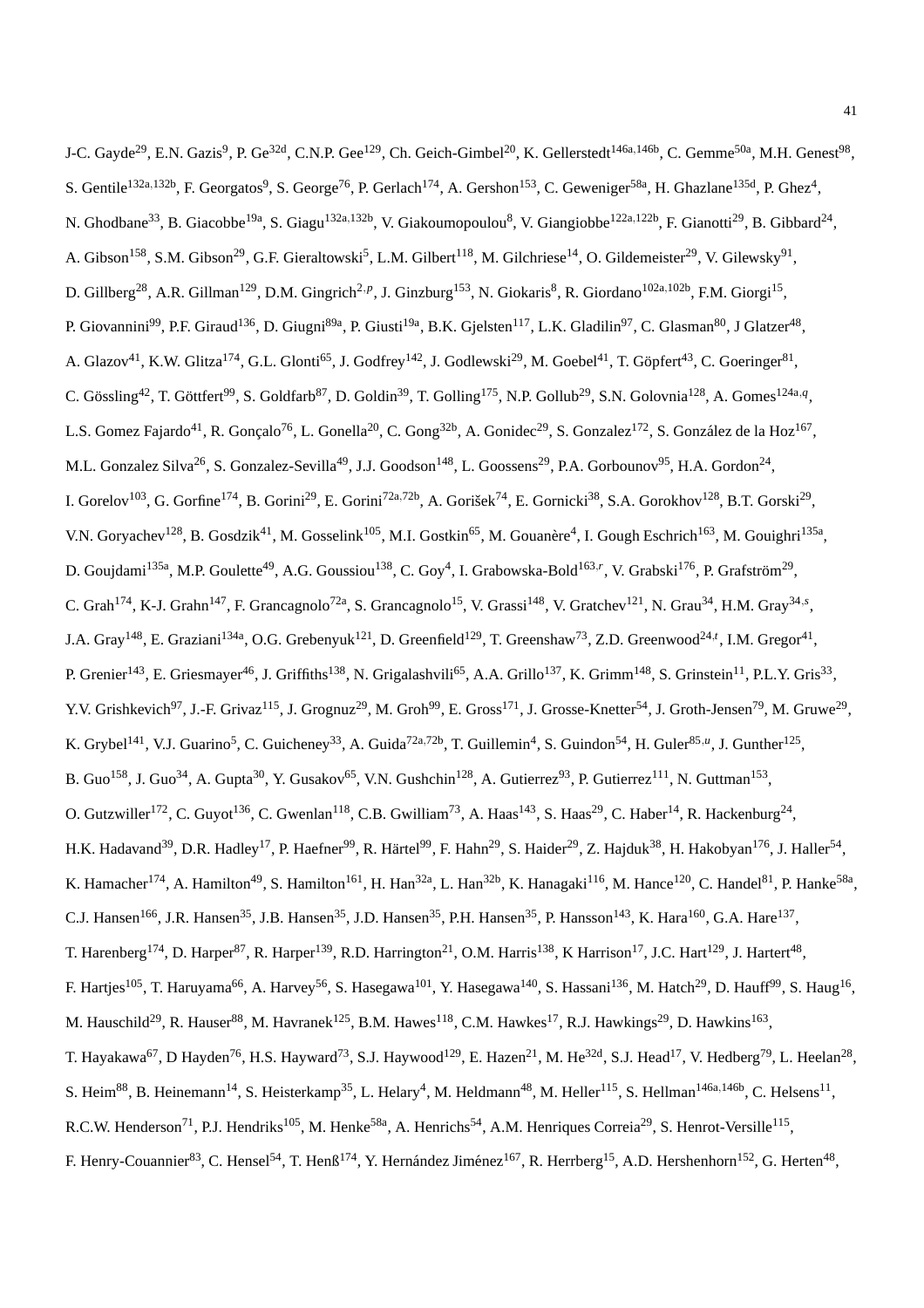J-C. Gayde[29], E.N. Gazis[9], P. Ge[32d], C.N.P. Gee[129], Ch. Geich-Gimbel[20], K. Gellerstedt[146a,146b], C. Gemme[50a], M.H. Genest[98], S. Gentile[132a,132b], F. Georgatos[9], S. George[76], P. Gerlach[174], A. Gershon[153], C. Geweniger[58a], H. Ghazlane[135d], P. Ghez[4], N. Ghodbane[33], B. Giacobbe[19a], S. Giagu[132a,132b], V. Giakoumopoulou[8], V. Giangiobbe[122a,122b], F. Gianotti[29], B. Gibbard[24], A. Gibson[158], S.M. Gibson[29], G.F. Gieraltowski[5], L.M. Gilbert[118], M. Gilchriese[14], O. Gildemeister[29], V. Gilewsky[91], D. Gillberg[28], A.R. Gillman[129], D.M. Gingrich[2,p], J. Ginzburg[153], N. Giokaris[8], R. Giordano[102a,102b], F.M. Giorgi[15], P. Giovannini[99], P.F. Giraud[136], D. Giugni[89a], P. Giusti[19a], B.K. Gjelsten[117], L.K. Gladilin[97], C. Glasman[80], J Glatzer[48], A. Glazov[41], K.W. Glitza[174], G.L. Glonti[65], J. Godfrey[142], J. Godlewski[29], M. Goebel[41], T. Göpfert[43], C. Goeringer[81], C. Gössling[42], T. Göttfert[99], S. Goldfarb[87], D. Goldin[39], T. Golling[175], N.P. Gollub[29], S.N. Golovnia[128], A. Gomes[124a,q], L.S. Gomez Fajardo[41], R. Gonçalo[76], L. Gonella[20], C. Gong[32b], A. Gonidec[29], S. Gonzalez[172], S. González de la Hoz[167], M.L. Gonzalez Silva[26], S. Gonzalez-Sevilla[49], J.J. Goodson[148], L. Goossens[29], P.A. Gorbounov[95], H.A. Gordon[24], I. Gorelov[103], G. Gorfine[174], B. Gorini[29], E. Gorini[72a,72b], A. Gorišek[74], E. Gornicki[38], S.A. Gorokhov[128], B.T. Gorski[29], V.N. Goryachev[128], B. Gosdzik[41], M. Gosselink[105], M.I. Gostkin[65], M. Gouanère[4], I. Gough Eschrich[163], M. Gouighri[135a], D. Goujdami[135a], M.P. Goulette[49], A.G. Goussiou[138], C. Goy[4], I. Grabowska-Bold[163,r], V. Grabski[176], P. Grafström[29], C. Grah[174], K-J. Grahn[147], F. Grancagnolo[72a], S. Grancagnolo[15], V. Grassi[148], V. Gratchev[121], N. Grau[34], H.M. Gray[34,s], J.A. Gray[148], E. Graziani[134a], O.G. Grebenyuk[121], D. Greenfield[129], T. Greenshaw[73], Z.D. Greenwood[24,t], I.M. Gregor[41], P. Grenier[143], E. Griesmayer[46], J. Griffiths[138], N. Grigalashvili[65], A.A. Grillo[137], K. Grimm[148], S. Grinstein[11], P.L.Y. Gris[33], Y.V. Grishkevich[97], J.-F. Grivaz[115], J. Grognuz[29], M. Groh[99], E. Gross[171], J. Grosse-Knetter[54], J. Groth-Jensen[79], M. Gruwe[29], K. Grybel[141], V.J. Guarino[5], C. Guicheney[33], A. Guida[72a,72b], T. Guillemin[4], S. Guindon[54], H. Guler[85,u], J. Gunther[125], B. Guo[158], J. Guo[34], A. Gupta[30], Y. Gusakov[65], V.N. Gushchin[128], A. Gutierrez[93], P. Gutierrez[111], N. Guttman[153], O. Gutzwiller[172], C. Guyot[136], C. Gwenlan[118], C.B. Gwilliam[73], A. Haas[143], S. Haas[29], C. Haber[14], R. Hackenburg[24], H.K. Hadavand[39], D.R. Hadley[17], P. Haefner[99], R. Härtel[99], F. Hahn[29], S. Haider[29], Z. Hajduk[38], H. Hakobyan[176], J. Haller[54], K. Hamacher[174], A. Hamilton[49], S. Hamilton[161], H. Han[32a], L. Han[32b], K. Hanagaki[116], M. Hance[120], C. Handel[81], P. Hanke[58a], C.J. Hansen[166], J.R. Hansen[35], J.B. Hansen[35], J.D. Hansen[35], P.H. Hansen[35], P. Hansson[143], K. Hara[160], G.A. Hare[137], T. Harenberg[174], D. Harper[87], R. Harper[139], R.D. Harrington[21], O.M. Harris[138], K Harrison[17], J.C. Hart[129], J. Hartert[48], F. Hartjes[105], T. Haruyama[66], A. Harvey[56], S. Hasegawa[101], Y. Hasegawa[140], S. Hassani[136], M. Hatch[29], D. Hauff[99], S. Haug[16], M. Hauschild[29], R. Hauser[88], M. Havranek[125], B.M. Hawes[118], C.M. Hawkes[17], R.J. Hawkings[29], D. Hawkins[163], T. Hayakawa[67], D Hayden[76], H.S. Hayward[73], S.J. Haywood[129], E. Hazen[21], M. He[32d], S.J. Head[17], V. Hedberg[79], L. Heelan[28], S. Heim[88], B. Heinemann[14], S. Heisterkamp[35], L. Helary[4], M. Heldmann[48], M. Heller[115], S. Hellman[146a,146b], C. Helsens[11], R.C.W. Henderson[71], P.J. Hendriks[105], M. Henke[58a], A. Henrichs[54], A.M. Henriques Correia[29], S. Henrot-Versille[115], F. Henry-Couannier[83], C. Hensel[54], T. Henß[174], Y. Hernández Jiménez[167], R. Herrberg[15], A.D. Hershenhorn[152], G. Herten[48],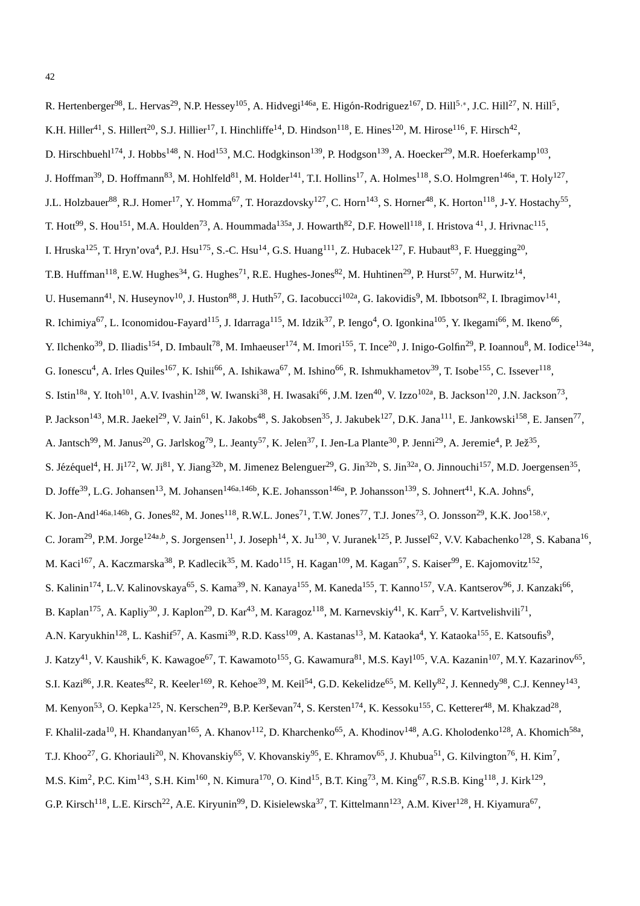R. Hertenberger[98], L. Hervas[29], N.P. Hessey[105], A. Hidvegi[146a], E. Higón-Rodriguez[167], D. Hill[5,*], J.C. Hill[27], N. Hill[5], K.H. Hiller[41], S. Hillert[20], S.J. Hillier[17], I. Hinchliffe[14], D. Hindson[118], E. Hines[120], M. Hirose[116], F. Hirsch[42], D. Hirschbuehl[174], J. Hobbs[148], N. Hod[153], M.C. Hodgkinson[139], P. Hodgson[139], A. Hoecker[29], M.R. Hoeferkamp[103], J. Hoffman[39], D. Hoffmann[83], M. Hohlfeld[81], M. Holder[141], T.I. Hollins[17], A. Holmes[118], S.O. Holmgren[146a], T. Holy[127], J.L. Holzbauer[88], R.J. Homer[17], Y. Homma[67], T. Horazdovsky[127], C. Horn[143], S. Horner[48], K. Horton[118], J-Y. Hostachy[55], T. Hott[99], S. Hou[151], M.A. Houlden[73], A. Hoummada[135a], J. Howarth[82], D.F. Howell[118], I. Hristova [41], J. Hrivnac[115], I. Hruska[125], T. Hryn'ova[4], P.J. Hsu[175], S.-C. Hsu[14], G.S. Huang[111], Z. Hubacek[127], F. Hubaut[83], F. Huegging[20], T.B. Huffman[118], E.W. Hughes[34], G. Hughes[71], R.E. Hughes-Jones[82], M. Huhtinen[29], P. Hurst[57], M. Hurwitz[14], U. Husemann[41], N. Huseynov[10], J. Huston[88], J. Huth[57], G. Iacobucci[102a], G. Iakovidis[9], M. Ibbotson[82], I. Ibragimov[141], R. Ichimiya[67], L. Iconomidou-Fayard[115], J. Idarraga[115], M. Idzik[37], P. Iengo[4], O. Igonkina[105], Y. Ikegami[66], M. Ikeno[66], Y. Ilchenko[39], D. Iliadis[154], D. Imbault[78], M. Imhaeuser[174], M. Imori[155], T. Ince[20], J. Inigo-Golfin[29], P. Ioannou[8], M. Iodice[134a], G. Ionescu[4], A. Irles Quiles[167], K. Ishii[66], A. Ishikawa[67], M. Ishino[66], R. Ishmukhametov[39], T. Isobe[155], C. Issever[118], S. Istin[18a], Y. Itoh[101], A.V. Ivashin[128], W. Iwanski[38], H. Iwasaki[66], J.M. Izen[40], V. Izzo[102a], B. Jackson[120], J.N. Jackson[73], P. Jackson[143], M.R. Jaekel[29], V. Jain[61], K. Jakobs[48], S. Jakobsen[35], J. Jakubek[127], D.K. Jana[111], E. Jankowski[158], E. Jansen[77], A. Jantsch[99], M. Janus[20], G. Jarlskog[79], L. Jeanty[57], K. Jelen[37], I. Jen-La Plante[30], P. Jenni[29], A. Jeremie[4], P. Jež[35], S. Jézéquel[4], H. Ji[172], W. Ji[81], Y. Jiang[32b], M. Jimenez Belenguer[29], G. Jin[32b], S. Jin[32a], O. Jinnouchi[157], M.D. Joergensen[35], D. Joffe[39], L.G. Johansen[13], M. Johansen[146a,146b], K.E. Johansson[146a], P. Johansson[139], S. Johnert[41], K.A. Johns[6], K. Jon-And[146a,146b], G. Jones[82], M. Jones[118], R.W.L. Jones[71], T.W. Jones[77], T.J. Jones[73], O. Jonsson[29], K.K. Joo[158,v], C. Joram[29], P.M. Jorge[124a,b], S. Jorgensen[11], J. Joseph[14], X. Ju[130], V. Juranek[125], P. Jussel[62], V.V. Kabachenko[128], S. Kabana[16], M. Kaci[167], A. Kaczmarska[38], P. Kadlecik[35], M. Kado[115], H. Kagan[109], M. Kagan[57], S. Kaiser[99], E. Kajomovitz[152], S. Kalinin[174], L.V. Kalinovskaya[65], S. Kama[39], N. Kanaya[155], M. Kaneda[155], T. Kanno[157], V.A. Kantserov[96], J. Kanzaki[66], B. Kaplan[175], A. Kapliy[30], J. Kaplon[29], D. Kar[43], M. Karagoz[118], M. Karnevskiy[41], K. Karr[5], V. Kartvelishvili[71], A.N. Karyukhin[128], L. Kashif[57], A. Kasmi[39], R.D. Kass[109], A. Kastanas[13], M. Kataoka[4], Y. Kataoka[155], E. Katsoufis[9], J. Katzy[41], V. Kaushik[6], K. Kawagoe[67], T. Kawamoto[155], G. Kawamura[81], M.S. Kayl[105], V.A. Kazanin[107], M.Y. Kazarinov[65], S.I. Kazi[86], J.R. Keates[82], R. Keeler[169], R. Kehoe[39], M. Keil[54], G.D. Kekelidze[65], M. Kelly[82], J. Kennedy[98], C.J. Kenney[143], M. Kenyon[53], O. Kepka[125], N. Kerschen[29], B.P. Kerševan[74], S. Kersten[174], K. Kessoku[155], C. Ketterer[48], M. Khakzad[28], F. Khalil-zada[10], H. Khandanyan[165], A. Khanov[112], D. Kharchenko[65], A. Khodinov[148], A.G. Kholodenko[128], A. Khomich[58a], T.J. Khoo[27], G. Khoriauli[20], N. Khovanskiy[65], V. Khovanskiy[95], E. Khramov[65], J. Khubua[51], G. Kilvington[76], H. Kim[7], M.S. Kim[2], P.C. Kim[143], S.H. Kim[160], N. Kimura[170], O. Kind[15], B.T. King[73], M. King[67], R.S.B. King[118], J. Kirk[129], G.P. Kirsch[118], L.E. Kirsch[22], A.E. Kiryunin[99], D. Kisielewska[37], T. Kittelmann[123], A.M. Kiver[128], H. Kiyamura[67],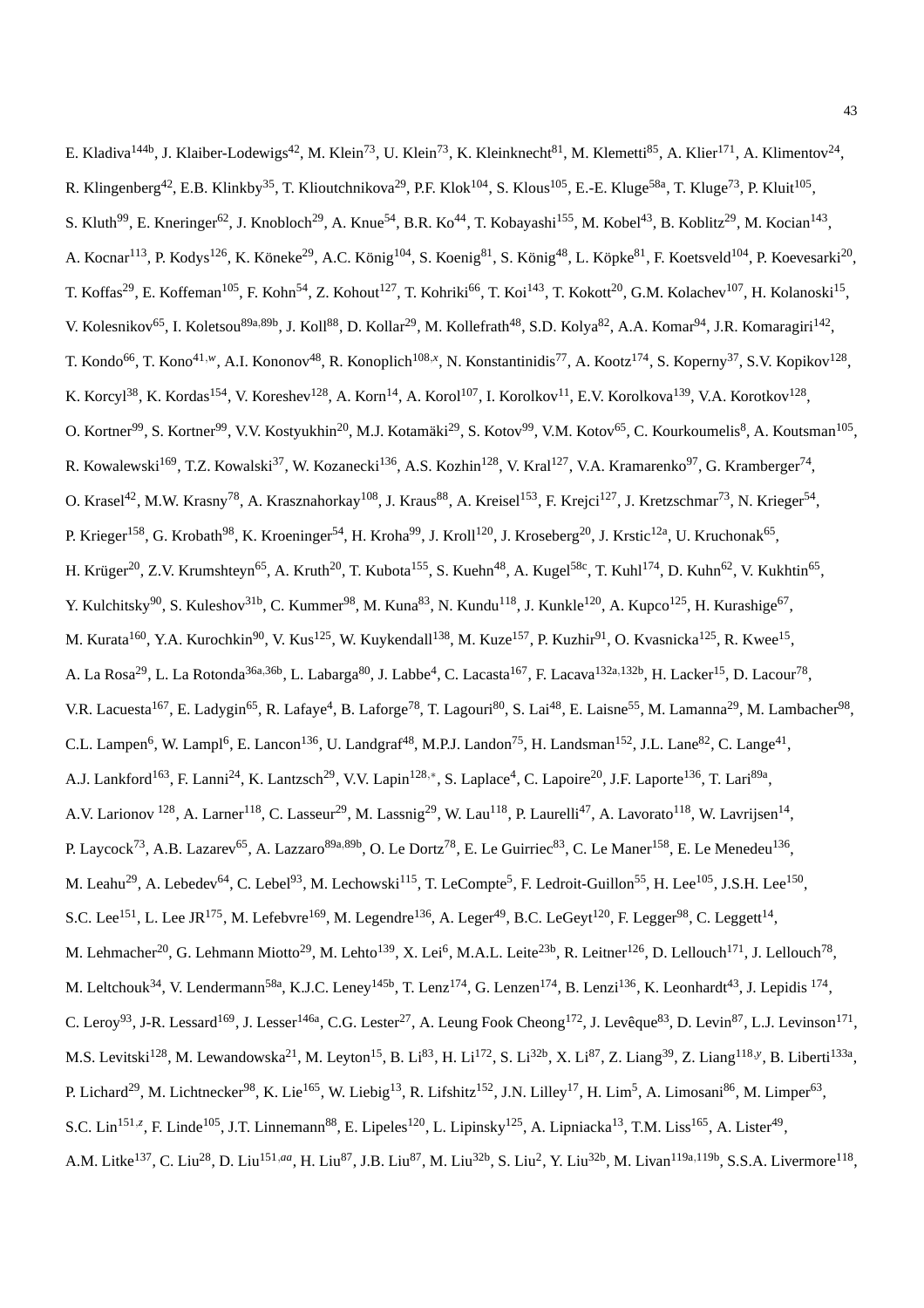E. Kladiva[144b], J. Klaiber-Lodewigs[42], M. Klein[73], U. Klein[73], K. Kleinknecht[81], M. Klemetti[85], A. Klier[171], A. Klimentov[24], R. Klingenberg[42], E.B. Klinkby[35], T. Klioutchnikova[29], P.F. Klok[104], S. Klous[105], E.-E. Kluge[58a], T. Kluge[73], P. Kluit[105], S. Kluth[99], E. Kneringer[62], J. Knobloch[29], A. Knue[54], B.R. Ko[44], T. Kobayashi[155], M. Kobel[43], B. Koblitz[29], M. Kocian[143], A. Kocnar[113], P. Kodys[126], K. Köneke[29], A.C. König[104], S. Koenig[81], S. König[48], L. Köpke[81], F. Koetsveld[104], P. Koevesarki[20], T. Koffas[29], E. Koffeman[105], F. Kohn[54], Z. Kohout[127], T. Kohriki[66], T. Koi[143], T. Kokott[20], G.M. Kolachev[107], H. Kolanoski[15], V. Kolesnikov[65], I. Koletsou[89a,89b], J. Koll[88], D. Kollar[29], M. Kollefrath[48], S.D. Kolya[82], A.A. Komar[94], J.R. Komaragiri[142], T. Kondo[66], T. Kono[41,w], A.I. Kononov[48], R. Konoplich[108,x], N. Konstantinidis[77], A. Kootz[174], S. Koperny[37], S.V. Kopikov[128], K. Korcyl[38], K. Kordas[154], V. Koreshev[128], A. Korn[14], A. Korol[107], I. Korolkov[11], E.V. Korolkova[139], V.A. Korotkov[128], O. Kortner[99], S. Kortner[99], V.V. Kostyukhin[20], M.J. Kotamäki[29], S. Kotov[99], V.M. Kotov[65], C. Kourkoumelis[8], A. Koutsman[105], R. Kowalewski[169], T.Z. Kowalski[37], W. Kozanecki[136], A.S. Kozhin[128], V. Kral[127], V.A. Kramarenko[97], G. Kramberger[74], O. Krasel[42], M.W. Krasny[78], A. Krasznahorkay[108], J. Kraus[88], A. Kreisel[153], F. Krejci[127], J. Kretzschmar[73], N. Krieger[54], P. Krieger[158], G. Krobath[98], K. Kroeninger[54], H. Kroha[99], J. Kroll[120], J. Kroseberg[20], J. Krstic[12a], U. Kruchonak[65], H. Krüger[20], Z.V. Krumshteyn[65], A. Kruth[20], T. Kubota[155], S. Kuehn[48], A. Kugel[58c], T. Kuhl[174], D. Kuhn[62], V. Kukhtin[65], Y. Kulchitsky[90], S. Kuleshov[31b], C. Kummer[98], M. Kuna[83], N. Kundu[118], J. Kunkle[120], A. Kupco[125], H. Kurashige[67], M. Kurata[160], Y.A. Kurochkin[90], V. Kus[125], W. Kuykendall[138], M. Kuze[157], P. Kuzhir[91], O. Kvasnicka[125], R. Kwee[15], A. La Rosa[29], L. La Rotonda[36a,36b], L. Labarga[80], J. Labbe[4], C. Lacasta[167], F. Lacava[132a,132b], H. Lacker[15], D. Lacour[78], V.R. Lacuesta[167], E. Ladygin[65], R. Lafaye[4], B. Laforge[78], T. Lagouri[80], S. Lai[48], E. Laisne[55], M. Lamanna[29], M. Lambacher[98], C.L. Lampen[6], W. Lampl[6], E. Lancon[136], U. Landgraf[48], M.P.J. Landon[75], H. Landsman[152], J.L. Lane[82], C. Lange[41], A.J. Lankford[163], F. Lanni[24], K. Lantzsch[29], V.V. Lapin[128,*], S. Laplace[4], C. Lapoire[20], J.F. Laporte[136], T. Lari[89a], A.V. Larionov [128], A. Larner[118], C. Lasseur[29], M. Lassnig[29], W. Lau[118], P. Laurelli[47], A. Lavorato[118], W. Lavrijsen[14], P. Laycock[73], A.B. Lazarev[65], A. Lazzaro[89a,89b], O. Le Dortz[78], E. Le Guirriec[83], C. Le Maner[158], E. Le Menedeu[136], M. Leahu[29], A. Lebedev[64], C. Lebel[93], M. Lechowski[115], T. LeCompte[5], F. Ledroit-Guillon[55], H. Lee[105], J.S.H. Lee[150], S.C. Lee[151], L. Lee JR[175], M. Lefebvre[169], M. Legendre[136], A. Leger[49], B.C. LeGeyt[120], F. Legger[98], C. Leggett[14], M. Lehmacher[20], G. Lehmann Miotto[29], M. Lehto[139], X. Lei[6], M.A.L. Leite[23b], R. Leitner[126], D. Lellouch[171], J. Lellouch[78], M. Leltchouk[34], V. Lendermann[58a], K.J.C. Leney[145b], T. Lenz[174], G. Lenzen[174], B. Lenzi[136], K. Leonhardt[43], J. Lepidis [174], C. Leroy[93], J-R. Lessard[169], J. Lesser[146a], C.G. Lester[27], A. Leung Fook Cheong[172], J. Levêque[83], D. Levin[87], L.J. Levinson[171], M.S. Levitski[128], M. Lewandowska[21], M. Leyton[15], B. Li[83], H. Li[172], S. Li[32b], X. Li[87], Z. Liang[39], Z. Liang[118,y], B. Liberti[133a], P. Lichard[29], M. Lichtnecker[98], K. Lie[165], W. Liebig[13], R. Lifshitz[152], J.N. Lilley[17], H. Lim[5], A. Limosani[86], M. Limper[63], S.C. Lin[151,z], F. Linde[105], J.T. Linnemann[88], E. Lipeles[120], L. Lipinsky[125], A. Lipniacka[13], T.M. Liss[165], A. Lister[49], A.M. Litke[137], C. Liu[28], D. Liu[151,aa], H. Liu[87], J.B. Liu[87], M. Liu[32b], S. Liu[2], Y. Liu[32b], M. Livan[119a,119b], S.S.A. Livermore[118],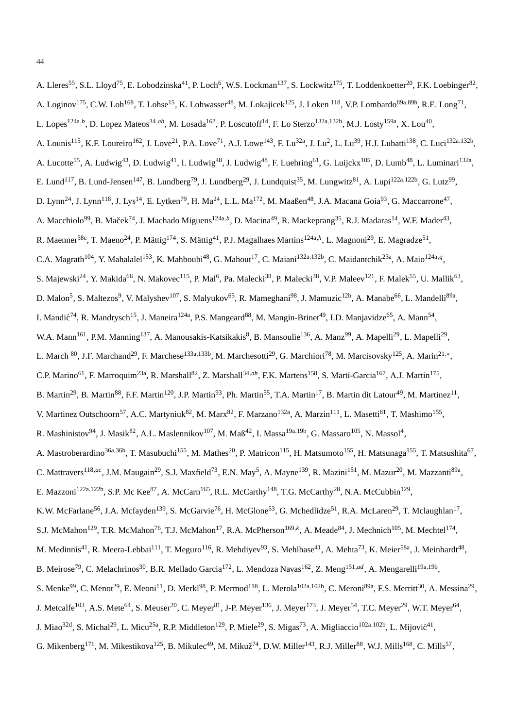A. Lleres[55], S.L. Lloyd[75], E. Lobodzinska[41], P. Loch[6], W.S. Lockman[137], S. Lockwitz[175], T. Loddenkoetter[20], F.K. Loebinger[82], A. Loginov[175], C.W. Loh[168], T. Lohse[15], K. Lohwasser[48], M. Lokajicek[125], J. Loken [118], V.P. Lombardo[89a,89b], R.E. Long[71], L. Lopes[124a,b], D. Lopez Mateos[34,ab], M. Losada[162], P. Loscutoff[14], F. Lo Sterzo[132a,132b], M.J. Losty[159a], X. Lou[40], A. Lounis[115], K.F. Loureiro[162], J. Love[21], P.A. Love[71], A.J. Lowe[143], F. Lu[32a], J. Lu[2], L. Lu[39], H.J. Lubatti[138], C. Luci[132a,132b], A. Lucotte[55], A. Ludwig[43], D. Ludwig[41], I. Ludwig[48], J. Ludwig[48], F. Luehring[61], G. Luijckx[105], D. Lumb[48], L. Luminari[132a], E. Lund[117], B. Lund-Jensen[147], B. Lundberg[79], J. Lundberg[29], J. Lundquist[35], M. Lungwitz[81], A. Lupi[122a,122b], G. Lutz[99], D. Lynn[24], J. Lynn[118], J. Lys[14], E. Lytken[79], H. Ma[24], L.L. Ma[172], M. Maaßen[48], J.A. Macana Goia[93], G. Maccarrone[47], A. Macchiolo[99], B. Maček[74], J. Machado Miguens[124a,b], D. Macina[49], R. Mackeprang[35], R.J. Madaras[14], W.F. Mader[43], R. Maenner[58c], T. Maeno[24], P. Mättig[174], S. Mättig[41], P.J. Magalhaes Martins[124a,h], L. Magnoni[29], E. Magradze[51], C.A. Magrath[104], Y. Mahalalel[153], K. Mahboubi[48], G. Mahout[17], C. Maiani[132a,132b], C. Maidantchik[23a], A. Maio[124a,q], S. Majewski[24], Y. Makida[66], N. Makovec[115], P. Mal[6], Pa. Malecki[38], P. Malecki[38], V.P. Maleev[121], F. Malek[55], U. Mallik[63], D. Malon[5], S. Maltezos[9], V. Malyshev[107], S. Malyukov[65], R. Mameghani[98], J. Mamuzic[12b], A. Manabe[66], L. Mandelli[89a], I. Mandić[74], R. Mandrysch[15], J. Maneira[124a], P.S. Mangeard[88], M. Mangin-Brinet[49], I.D. Manjavidze[65], A. Mann[54], W.A. Mann[161], P.M. Manning[137], A. Manousakis-Katsikakis[8], B. Mansoulie[136], A. Manz[99], A. Mapelli[29], L. Mapelli[29], L. March [80], J.F. Marchand[29], F. Marchese[133a,133b], M. Marchesotti[29], G. Marchiori[78], M. Marcisovsky[125], A. Marin[21,*], C.P. Marino[61], F. Marroquim[23a], R. Marshall[82], Z. Marshall[34,ab], F.K. Martens[158], S. Marti-Garcia[167], A.J. Martin[175], B. Martin[29], B. Martin[88], F.F. Martin[120], J.P. Martin[93], Ph. Martin[55], T.A. Martin[17], B. Martin dit Latour[49], M. Martinez[11], V. Martinez Outschoorn[57], A.C. Martyniuk[82], M. Marx[82], F. Marzano[132a], A. Marzin[111], L. Masetti[81], T. Mashimo[155], R. Mashinistov[94], J. Masik[82], A.L. Maslennikov[107], M. Maß[42], I. Massa[19a,19b], G. Massaro[105], N. Massol[4], A. Mastroberardino[36a,36b], T. Masubuchi[155], M. Mathes[20], P. Matricon[115], H. Matsumoto[155], H. Matsunaga[155], T. Matsushita[67], C. Mattravers[118,ac], J.M. Maugain[29], S.J. Maxfield[73], E.N. May[5], A. Mayne[139], R. Mazini[151], M. Mazur[20], M. Mazzanti[89a], E. Mazzoni[122a,122b], S.P. Mc Kee[87], A. McCarn[165], R.L. McCarthy[148], T.G. McCarthy[28], N.A. McCubbin[129], K.W. McFarlane[56], J.A. Mcfayden[139], S. McGarvie[76], H. McGlone[53], G. Mchedlidze[51], R.A. McLaren[29], T. Mclaughlan[17], S.J. McMahon[129], T.R. McMahon[76], T.J. McMahon[17], R.A. McPherson[169,k], A. Meade[84], J. Mechnich[105], M. Mechtel[174], M. Medinnis[41], R. Meera-Lebbai[111], T. Meguro[116], R. Mehdiyev[93], S. Mehlhase[41], A. Mehta[73], K. Meier[58a], J. Meinhardt[48], B. Meirose[79], C. Melachrinos[30], B.R. Mellado Garcia[172], L. Mendoza Navas[162], Z. Meng[151,ad], A. Mengarelli[19a,19b], S. Menke[99], C. Menot[29], E. Meoni[11], D. Merkl[98], P. Mermod[118], L. Merola[102a,102b], C. Meroni[89a], F.S. Merritt[30], A. Messina[29], J. Metcalfe[103], A.S. Mete[64], S. Meuser[20], C. Meyer[81], J-P. Meyer[136], J. Meyer[173], J. Meyer[54], T.C. Meyer[29], W.T. Meyer[64], J. Miao[32d], S. Michal[29], L. Micu[25a], R.P. Middleton[129], P. Miele[29], S. Migas[73], A. Migliaccio[102a,102b], L. Mijović[41], G. Mikenberg[171], M. Mikestikova[125], B. Mikulec[49], M. Mikuž[74], D.W. Miller[143], R.J. Miller[88], W.J. Mills[168], C. Mills[57],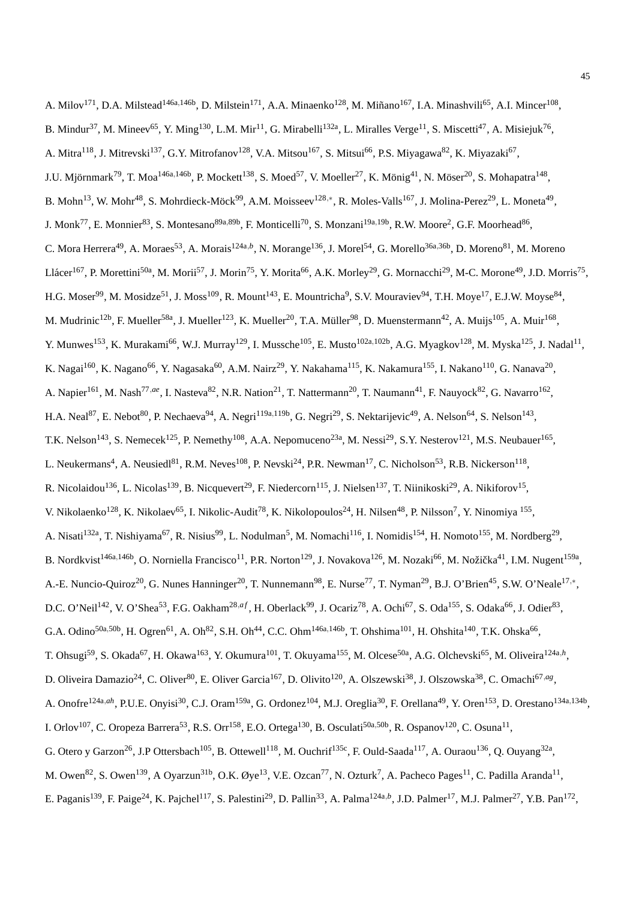A. Milov[171], D.A. Milstead[146a,146b], D. Milstein[171], A.A. Minaenko[128], M. Miñano[167], I.A. Minashvili[65], A.I. Mincer[108], B. Mindur[37], M. Mineev[65], Y. Ming[130], L.M. Mir[11], G. Mirabelli[132a], L. Miralles Verge[11], S. Miscetti[47], A. Misiejuk[76], A. Mitra[118], J. Mitrevski[137], G.Y. Mitrofanov[128], V.A. Mitsou[167], S. Mitsui[66], P.S. Miyagawa[82], K. Miyazaki[67], J.U. Mjörnmark[79], T. Moa[146a,146b], P. Mockett[138], S. Moed[57], V. Moeller[27], K. Mönig[41], N. Möser[20], S. Mohapatra[148], B. Mohn[13], W. Mohr[48], S. Mohrdieck-Möck[99], A.M. Moisseev[128,*], R. Moles-Valls[167], J. Molina-Perez[29], L. Moneta[49], J. Monk[77], E. Monnier[83], S. Montesano[89a,89b], F. Monticelli[70], S. Monzani[19a,19b], R.W. Moore[2], G.F. Moorhead[86], C. Mora Herrera[49], A. Moraes[53], A. Morais[124a,b], N. Morange[136], J. Morel[54], G. Morello[36a,36b], D. Moreno[81], M. Moreno Llácer[167], P. Morettini[50a], M. Morii[57], J. Morin[75], Y. Morita[66], A.K. Morley[29], G. Mornacchi[29], M-C. Morone[49], J.D. Morris[75], H.G. Moser[99], M. Mosidze[51], J. Moss[109], R. Mount[143], E. Mountricha[9], S.V. Mouraviev[94], T.H. Moye[17], E.J.W. Moyse[84], M. Mudrinic[12b], F. Mueller[58a], J. Mueller[123], K. Mueller[20], T.A. Müller[98], D. Muenstermann[42], A. Muijs[105], A. Muir[168], Y. Munwes[153], K. Murakami[66], W.J. Murray[129], I. Mussche[105], E. Musto[102a,102b], A.G. Myagkov[128], M. Myska[125], J. Nadal[11], K. Nagai[160], K. Nagano[66], Y. Nagasaka[60], A.M. Nairz[29], Y. Nakahama[115], K. Nakamura[155], I. Nakano[110], G. Nanava[20], A. Napier[161], M. Nash[77,ae], I. Nasteva[82], N.R. Nation[21], T. Nattermann[20], T. Naumann[41], F. Nauyock[82], G. Navarro[162], H.A. Neal[87], E. Nebot[80], P. Nechaeva[94], A. Negri[119a,119b], G. Negri[29], S. Nektarijevic[49], A. Nelson[64], S. Nelson[143], T.K. Nelson[143], S. Nemecek[125], P. Nemethy[108], A.A. Nepomuceno[23a], M. Nessi[29], S.Y. Nesterov[121], M.S. Neubauer[165], L. Neukermans[4], A. Neusiedl[81], R.M. Neves[108], P. Nevski[24], P.R. Newman[17], C. Nicholson[53], R.B. Nickerson[118], R. Nicolaidou[136], L. Nicolas[139], B. Nicquevert[29], F. Niedercorn[115], J. Nielsen[137], T. Niinikoski[29], A. Nikiforov[15], V. Nikolaenko[128], K. Nikolaev[65], I. Nikolic-Audit[78], K. Nikolopoulos[24], H. Nilsen[48], P. Nilsson[7], Y. Ninomiya [155], A. Nisati[132a], T. Nishiyama[67], R. Nisius[99], L. Nodulman[5], M. Nomachi[116], I. Nomidis[154], H. Nomoto[155], M. Nordberg[29], B. Nordkvist[146a,146b], O. Norniella Francisco[11], P.R. Norton[129], J. Novakova[126], M. Nozaki[66], M. Nožička[41], I.M. Nugent[159a], A.-E. Nuncio-Quiroz[20], G. Nunes Hanninger[20], T. Nunnemann[98], E. Nurse[77], T. Nyman[29], B.J. O'Brien[45], S.W. O'Neale[17,*], D.C. O'Neil[142], V. O'Shea[53], F.G. Oakham[28,af], H. Oberlack[99], J. Ocariz[78], A. Ochi[67], S. Oda[155], S. Odaka[66], J. Odier[83], G.A. Odino[50a,50b], H. Ogren[61], A. Oh[82], S.H. Oh[44], C.C. Ohm[146a,146b], T. Ohshima[101], H. Ohshita[140], T.K. Ohska[66], T. Ohsugi[59], S. Okada[67], H. Okawa[163], Y. Okumura[101], T. Okuyama[155], M. Olcese[50a], A.G. Olchevski[65], M. Oliveira[124a,h], D. Oliveira Damazio[24], C. Oliver[80], E. Oliver Garcia[167], D. Olivito[120], A. Olszewski[38], J. Olszowska[38], C. Omachi[67,ag], A. Onofre[124a,ah], P.U.E. Onyisi[30], C.J. Oram[159a], G. Ordonez[104], M.J. Oreglia[30], F. Orellana[49], Y. Oren[153], D. Orestano[134a,134b], I. Orlov[107], C. Oropeza Barrera[53], R.S. Orr[158], E.O. Ortega[130], B. Osculati[50a,50b], R. Ospanov[120], C. Osuna[11], G. Otero y Garzon[26], J.P Ottersbach[105], B. Ottewell[118], M. Ouchrif[135c], F. Ould-Saada[117], A. Ouraou[136], Q. Ouyang[32a], M. Owen[82], S. Owen[139], A Oyarzun[31b], O.K. Øye[13], V.E. Ozcan[77], N. Ozturk[7], A. Pacheco Pages[11], C. Padilla Aranda[11], E. Paganis[139], F. Paige[24], K. Pajchel[117], S. Palestini[29], D. Pallin[33], A. Palma[124a,b], J.D. Palmer[17], M.J. Palmer[27], Y.B. Pan[172],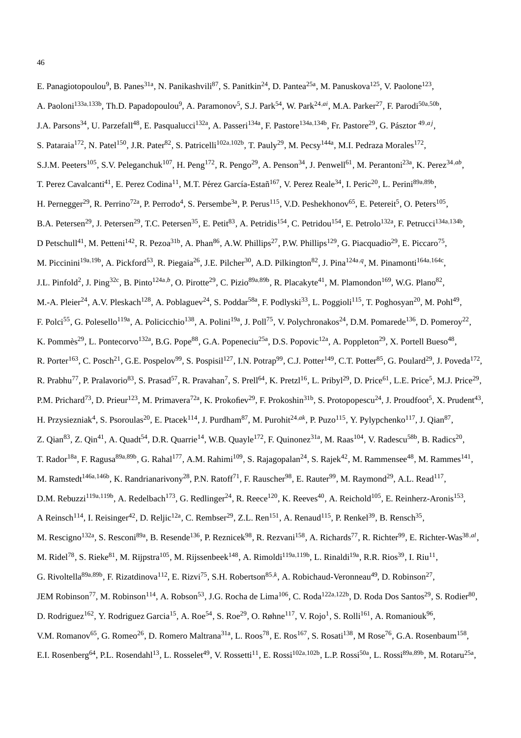E. Panagiotopoulou[9], B. Panes[31a], N. Panikashvili[87], S. Panitkin[24], D. Pantea[25a], M. Panuskova[125], V. Paolone[123], A. Paoloni[133a,133b], Th.D. Papadopoulou[9], A. Paramonov[5], S.J. Park[54], W. Park[24,ai], M.A. Parker[27], F. Parodi[50a,50b], J.A. Parsons[34], U. Parzefall[48], E. Pasqualucci[132a], A. Passeri[134a], F. Pastore[134a,134b], Fr. Pastore[29], G. Pásztor [49,aj], S. Pataraia[172], N. Patel[150], J.R. Pater[82], S. Patricelli[102a,102b], T. Pauly[29], M. Pecsy[144a], M.I. Pedraza Morales[172], S.J.M. Peeters[105], S.V. Peleganchuk[107], H. Peng[172], R. Pengo[29], A. Penson[34], J. Penwell[61], M. Perantoni[23a], K. Perez[34,ab], T. Perez Cavalcanti[41], E. Perez Codina[11], M.T. Pérez García-Estañ[167], V. Perez Reale[34], I. Peric[20], L. Perini[89a,89b], H. Pernegger[29], R. Perrino[72a], P. Perrodo[4], S. Persembe[3a], P. Perus[115], V.D. Peshekhonov[65], E. Petereit[5], O. Peters[105], B.A. Petersen[29], J. Petersen[29], T.C. Petersen[35], E. Petit[83], A. Petridis[154], C. Petridou[154], E. Petrolo[132a], F. Petrucci[134a,134b], D Petschull[41], M. Petteni[142], R. Pezoa[31b], A. Phan[86], A.W. Phillips[27], P.W. Phillips[129], G. Piacquadio[29], E. Piccaro[75], M. Piccinini[19a,19b], A. Pickford[53], R. Piegaia[26], J.E. Pilcher[30], A.D. Pilkington[82], J. Pina[124a,q], M. Pinamonti[164a,164c], J.L. Pinfold[2], J. Ping[32c], B. Pinto[124a,b], O. Pirotte[29], C. Pizio[89a,89b], R. Placakyte[41], M. Plamondon[169], W.G. Plano[82], M.-A. Pleier[24], A.V. Pleskach[128], A. Poblaguev[24], S. Poddar[58a], F. Podlyski[33], L. Poggioli[115], T. Poghosyan[20], M. Pohl[49], F. Polci[55], G. Polesello[119a], A. Policicchio[138], A. Polini[19a], J. Poll[75], V. Polychronakos[24], D.M. Pomarede[136], D. Pomeroy[22], K. Pommès[29], L. Pontecorvo[132a], B.G. Pope[88], G.A. Popeneciu[25a], D.S. Popovic[12a], A. Poppleton[29], X. Portell Bueso[48], R. Porter[163], C. Posch[21], G.E. Pospelov[99], S. Pospisil[127], I.N. Potrap[99], C.J. Potter[149], C.T. Potter[85], G. Poulard[29], J. Poveda[172], R. Prabhu[77], P. Pralavorio[83], S. Prasad[57], R. Pravahan[7], S. Prell[64], K. Pretzl[16], L. Pribyl[29], D. Price[61], L.E. Price[5], M.J. Price[29], P.M. Prichard[73], D. Prieur[123], M. Primavera[72a], K. Prokofiev[29], F. Prokoshin[31b], S. Protopopescu[24], J. Proudfoot[5], X. Prudent[43], H. Przysiezniak[4], S. Psoroulas[20], E. Ptacek[114], J. Purdham[87], M. Purohit[24,ak], P. Puzo[115], Y. Pylypchenko[117], J. Qian[87], Z. Qian[83], Z. Qin[41], A. Quadt[54], D.R. Quarrie[14], W.B. Quayle[172], F. Quinonez[31a], M. Raas[104], V. Radescu[58b], B. Radics[20], T. Rador[18a], F. Ragusa[89a,89b], G. Rahal[177], A.M. Rahimi[109], S. Rajagopalan[24], S. Rajek[42], M. Rammensee[48], M. Rammes[141], M. Ramstedt[146a,146b], K. Randrianarivony[28], P.N. Ratoff[71], F. Rauscher[98], E. Rauter[99], M. Raymond[29], A.L. Read[117], D.M. Rebuzzi[119a,119b], A. Redelbach[173], G. Redlinger[24], R. Reece[120], K. Reeves[40], A. Reichold[105], E. Reinherz-Aronis[153], A Reinsch[114], I. Reisinger[42], D. Reljic[12a], C. Rembser[29], Z.L. Ren[151], A. Renaud[115], P. Renkel[39], B. Rensch[35], M. Rescigno[132a], S. Resconi[89a], B. Resende[136], P. Reznicek[98], R. Rezvani[158], A. Richards[77], R. Richter[99], E. Richter-Was[38,al], M. Ridel[78], S. Rieke[81], M. Rijpstra[105], M. Rijssenbeek[148], A. Rimoldi[119a,119b], L. Rinaldi[19a], R.R. Rios[39], I. Riu[11], G. Rivoltella[89a,89b], F. Rizatdinova[112], E. Rizvi[75], S.H. Robertson[85,k], A. Robichaud-Veronneau[49], D. Robinson[27], JEM Robinson[77], M. Robinson[114], A. Robson[53], J.G. Rocha de Lima[106], C. Roda[122a,122b], D. Roda Dos Santos[29], S. Rodier[80], D. Rodriguez[162], Y. Rodriguez Garcia[15], A. Roe[54], S. Roe[29], O. Røhne[117], V. Rojo[1], S. Rolli[161], A. Romaniouk[96], V.M. Romanov[65], G. Romeo[26], D. Romero Maltrana[31a], L. Roos[78], E. Ros[167], S. Rosati[138], M Rose[76], G.A. Rosenbaum[158], E.I. Rosenberg[64], P.L. Rosendahl[13], L. Rosselet[49], V. Rossetti[11], E. Rossi[102a,102b], L.P. Rossi[50a], L. Rossi[89a,89b], M. Rotaru[25a],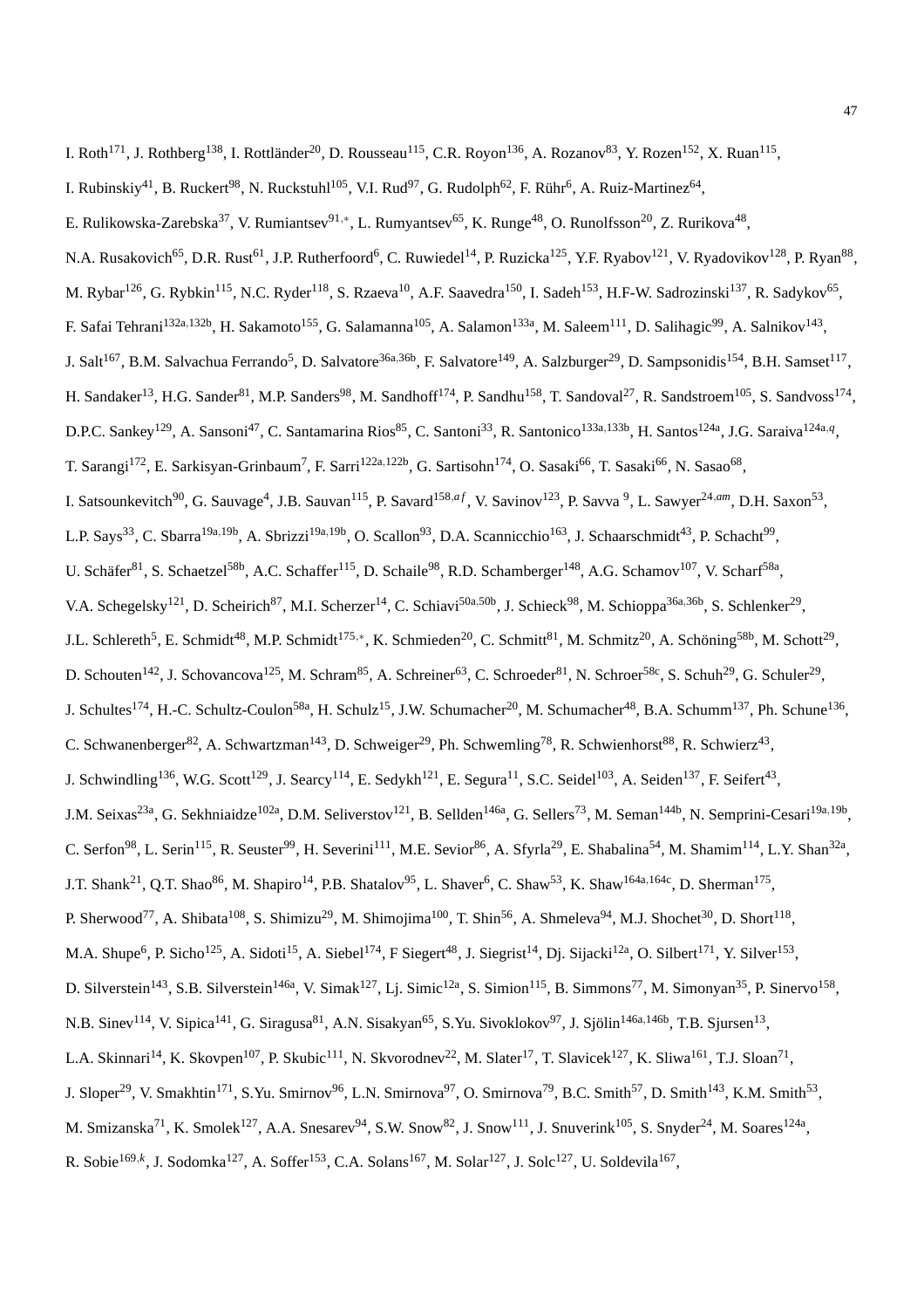I. Roth[171], J. Rothberg[138], I. Rottländer[20], D. Rousseau[115], C.R. Royon[136], A. Rozanov[83], Y. Rozen[152], X. Ruan[115], I. Rubinskiy[41], B. Ruckert[98], N. Ruckstuhl[105], V.I. Rud[97], G. Rudolph[62], F. Rühr[6], A. Ruiz-Martinez[64], E. Rulikowska-Zarebska[37], V. Rumiantsev[91,*], L. Rumyantsev[65], K. Runge[48], O. Runolfsson[20], Z. Rurikova[48], N.A. Rusakovich[65], D.R. Rust[61], J.P. Rutherfoord[6], C. Ruwiedel[14], P. Ruzicka[125], Y.F. Ryabov[121], V. Ryadovikov[128], P. Ryan[88], M. Rybar[126], G. Rybkin[115], N.C. Ryder[118], S. Rzaeva[10], A.F. Saavedra[150], I. Sadeh[153], H.F-W. Sadrozinski[137], R. Sadykov[65], F. Safai Tehrani[132a,132b], H. Sakamoto[155], G. Salamanna[105], A. Salamon[133a], M. Saleem[111], D. Salihagic[99], A. Salnikov[143], J. Salt[167], B.M. Salvachua Ferrando[5], D. Salvatore[36a,36b], F. Salvatore[149], A. Salzburger[29], D. Sampsonidis[154], B.H. Samset[117], H. Sandaker[13], H.G. Sander[81], M.P. Sanders[98], M. Sandhoff[174], P. Sandhu[158], T. Sandoval[27], R. Sandstroem[105], S. Sandvoss[174], D.P.C. Sankey[129], A. Sansoni[47], C. Santamarina Rios[85], C. Santoni[33], R. Santonico[133a,133b], H. Santos[124a], J.G. Saraiva[124a,q], T. Sarangi[172], E. Sarkisyan-Grinbaum[7], F. Sarri[122a,122b], G. Sartisohn[174], O. Sasaki[66], T. Sasaki[66], N. Sasao[68], I. Satsounkevitch[90], G. Sauvage[4], J.B. Sauvan[115], P. Savard[158,af], V. Savinov[123], P. Savva [9], L. Sawyer[24,am], D.H. Saxon[53], L.P. Says[33], C. Sbarra[19a,19b], A. Sbrizzi[19a,19b], O. Scallon[93], D.A. Scannicchio[163], J. Schaarschmidt[43], P. Schacht[99], U. Schäfer[81], S. Schaetzel[58b], A.C. Schaffer[115], D. Schaile[98], R.D. Schamberger[148], A.G. Schamov[107], V. Scharf[58a], V.A. Schegelsky[121], D. Scheirich[87], M.I. Scherzer[14], C. Schiavi[50a,50b], J. Schieck[98], M. Schioppa[36a,36b], S. Schlenker[29], J.L. Schlereth[5], E. Schmidt[48], M.P. Schmidt[175,*], K. Schmieden[20], C. Schmitt[81], M. Schmitz[20], A. Schöning[58b], M. Schott[29], D. Schouten[142], J. Schovancova[125], M. Schram[85], A. Schreiner[63], C. Schroeder[81], N. Schroer[58c], S. Schuh[29], G. Schuler[29], J. Schultes[174], H.-C. Schultz-Coulon[58a], H. Schulz[15], J.W. Schumacher[20], M. Schumacher[48], B.A. Schumm[137], Ph. Schune[136], C. Schwanenberger[82], A. Schwartzman[143], D. Schweiger[29], Ph. Schwemling[78], R. Schwienhorst[88], R. Schwierz[43], J. Schwindling[136], W.G. Scott[129], J. Searcy[114], E. Sedykh[121], E. Segura[11], S.C. Seidel[103], A. Seiden[137], F. Seifert[43], J.M. Seixas[23a], G. Sekhniaidze[102a], D.M. Seliverstov[121], B. Sellden[146a], G. Sellers[73], M. Seman[144b], N. Semprini-Cesari[19a,19b], C. Serfon[98], L. Serin[115], R. Seuster[99], H. Severini[111], M.E. Sevior[86], A. Sfyrla[29], E. Shabalina[54], M. Shamim[114], L.Y. Shan[32a], J.T. Shank[21], Q.T. Shao[86], M. Shapiro[14], P.B. Shatalov[95], L. Shaver[6], C. Shaw[53], K. Shaw[164a,164c], D. Sherman[175], P. Sherwood[77], A. Shibata[108], S. Shimizu[29], M. Shimojima[100], T. Shin[56], A. Shmeleva[94], M.J. Shochet[30], D. Short[118], M.A. Shupe[6], P. Sicho[125], A. Sidoti[15], A. Siebel[174], F Siegert[48], J. Siegrist[14], Dj. Sijacki[12a], O. Silbert[171], Y. Silver[153], D. Silverstein[143], S.B. Silverstein[146a], V. Simak[127], Lj. Simic[12a], S. Simion[115], B. Simmons[77], M. Simonyan[35], P. Sinervo[158], N.B. Sinev[114], V. Sipica[141], G. Siragusa[81], A.N. Sisakyan[65], S.Yu. Sivoklokov[97], J. Sjölin[146a,146b], T.B. Sjursen[13], L.A. Skinnari[14], K. Skovpen[107], P. Skubic[111], N. Skvorodnev[22], M. Slater[17], T. Slavicek[127], K. Sliwa[161], T.J. Sloan[71], J. Sloper[29], V. Smakhtin[171], S.Yu. Smirnov[96], L.N. Smirnova[97], O. Smirnova[79], B.C. Smith[57], D. Smith[143], K.M. Smith[53], M. Smizanska[71], K. Smolek[127], A.A. Snesarev[94], S.W. Snow[82], J. Snow[111], J. Snuverink[105], S. Snyder[24], M. Soares[124a], R. Sobie[169,k], J. Sodomka[127], A. Soffer[153], C.A. Solans[167], M. Solar[127], J. Solc[127], U. Soldevila[167],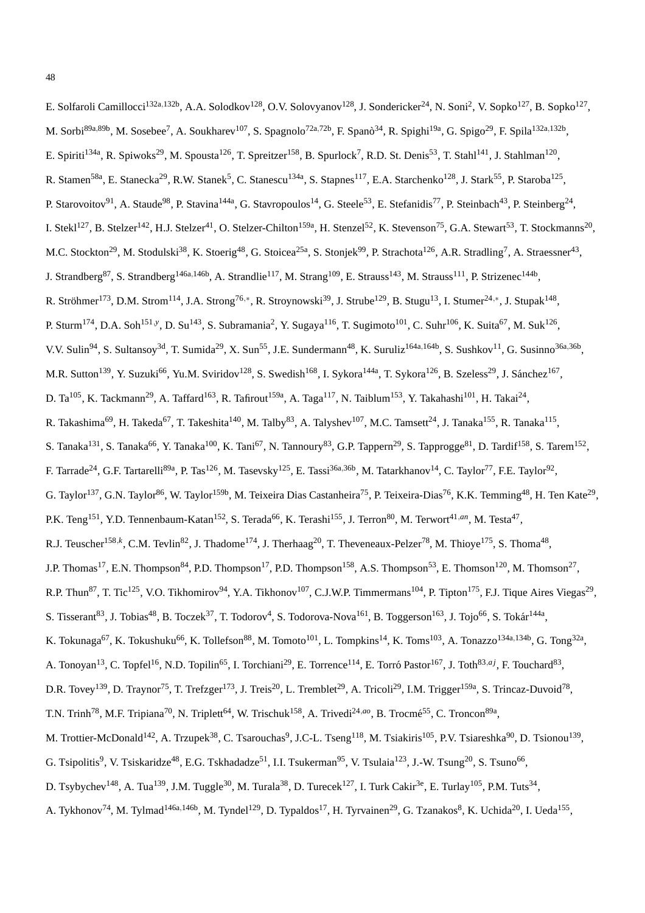E. Solfaroli Camillocci[132a,132b], A.A. Solodkov[128], O.V. Solovyanov[128], J. Sondericker[24], N. Soni[2], V. Sopko[127], B. Sopko[127], M. Sorbi[89a,89b], M. Sosebee[7], A. Soukharev[107], S. Spagnolo[72a,72b], F. Spanò[34], R. Spighi[19a], G. Spigo[29], F. Spila[132a,132b], E. Spiriti[134a], R. Spiwoks[29], M. Spousta[126], T. Spreitzer[158], B. Spurlock[7], R.D. St. Denis[53], T. Stahl[141], J. Stahlman[120], R. Stamen[58a], E. Stanecka[29], R.W. Stanek[5], C. Stanescu[134a], S. Stapnes[117], E.A. Starchenko[128], J. Stark[55], P. Staroba[125], P. Starovoitov[91], A. Staude[98], P. Stavina[144a], G. Stavropoulos[14], G. Steele[53], E. Stefanidis[77], P. Steinbach[43], P. Steinberg[24], I. Stekl[127], B. Stelzer[142], H.J. Stelzer[41], O. Stelzer-Chilton[159a], H. Stenzel[52], K. Stevenson[75], G.A. Stewart[53], T. Stockmanns[20], M.C. Stockton[29], M. Stodulski[38], K. Stoerig[48], G. Stoicea[25a], S. Stonjek[99], P. Strachota[126], A.R. Stradling[7], A. Straessner[43], J. Strandberg[87], S. Strandberg[146a,146b], A. Strandlie[117], M. Strang[109], E. Strauss[143], M. Strauss[111], P. Strizenec[144b], R. Ströhmer[173], D.M. Strom[114], J.A. Strong[76,*], R. Stroynowski[39], J. Strube[129], B. Stugu[13], I. Stumer[24,*], J. Stupak[148], P. Sturm[174], D.A. Soh[151,y], D. Su[143], S. Subramania[2], Y. Sugaya[116], T. Sugimoto[101], C. Suhr[106], K. Suita[67], M. Suk[126], V.V. Sulin[94], S. Sultansoy[3d], T. Sumida[29], X. Sun[55], J.E. Sundermann[48], K. Suruliz[164a,164b], S. Sushkov[11], G. Susinno[36a,36b], M.R. Sutton[139], Y. Suzuki[66], Yu.M. Sviridov[128], S. Swedish[168], I. Sykora[144a], T. Sykora[126], B. Szeless[29], J. Sánchez[167], D. Ta[105], K. Tackmann[29], A. Taffard[163], R. Tafirout[159a], A. Taga[117], N. Taiblum[153], Y. Takahashi[101], H. Takai[24], R. Takashima[69], H. Takeda[67], T. Takeshita[140], M. Talby[83], A. Talyshev[107], M.C. Tamsett[24], J. Tanaka[155], R. Tanaka[115], S. Tanaka[131], S. Tanaka[66], Y. Tanaka[100], K. Tani[67], N. Tannoury[83], G.P. Tappern[29], S. Tapprogge[81], D. Tardif[158], S. Tarem[152], F. Tarrade[24], G.F. Tartarelli[89a], P. Tas[126], M. Tasevsky[125], E. Tassi[36a,36b], M. Tatarkhanov[14], C. Taylor[77], F.E. Taylor[92], G. Taylor[137], G.N. Taylor[86], W. Taylor[159b], M. Teixeira Dias Castanheira[75], P. Teixeira-Dias[76], K.K. Temming[48], H. Ten Kate[29], P.K. Teng[151], Y.D. Tennenbaum-Katan[152], S. Terada[66], K. Terashi[155], J. Terron[80], M. Terwort[41,an], M. Testa[47], R.J. Teuscher[158,k], C.M. Tevlin[82], J. Thadome[174], J. Therhaag[20], T. Theveneaux-Pelzer[78], M. Thioye[175], S. Thoma[48], J.P. Thomas[17], E.N. Thompson[84], P.D. Thompson[17], P.D. Thompson[158], A.S. Thompson[53], E. Thomson[120], M. Thomson[27], R.P. Thun[87], T. Tic[125], V.O. Tikhomirov[94], Y.A. Tikhonov[107], C.J.W.P. Timmermans[104], P. Tipton[175], F.J. Tique Aires Viegas[29], S. Tisserant[83], J. Tobias[48], B. Toczek[37], T. Todorov[4], S. Todorova-Nova[161], B. Toggerson[163], J. Tojo[66], S. Tokár[144a], K. Tokunaga[67], K. Tokushuku[66], K. Tollefson[88], M. Tomoto[101], L. Tompkins[14], K. Toms[103], A. Tonazzo[134a,134b], G. Tong[32a], A. Tonoyan[13], C. Topfel[16], N.D. Topilin[65], I. Torchiani[29], E. Torrence[114], E. Torró Pastor[167], J. Toth[83,aj], F. Touchard[83], D.R. Tovey[139], D. Traynor[75], T. Trefzger[173], J. Treis[20], L. Tremblet[29], A. Tricoli[29], I.M. Trigger[159a], S. Trincaz-Duvoid[78], T.N. Trinh[78], M.F. Tripiana[70], N. Triplett[64], W. Trischuk[158], A. Trivedi[24,ao], B. Trocmé[55], C. Troncon[89a], M. Trottier-McDonald[142], A. Trzupek[38], C. Tsarouchas[9], J.C-L. Tseng[118], M. Tsiakiris[105], P.V. Tsiareshka[90], D. Tsionou[139], G. Tsipolitis[9], V. Tsiskaridze[48], E.G. Tskhadadze[51], I.I. Tsukerman[95], V. Tsulaia[123], J.-W. Tsung[20], S. Tsuno[66], D. Tsybychev[148], A. Tua[139], J.M. Tuggle[30], M. Turala[38], D. Turecek[127], I. Turk Cakir[3e], E. Turlay[105], P.M. Tuts[34], A. Tykhonov[74], M. Tylmad[146a,146b], M. Tyndel[129], D. Typaldos[17], H. Tyrvainen[29], G. Tzanakos[8], K. Uchida[20], I. Ueda[155],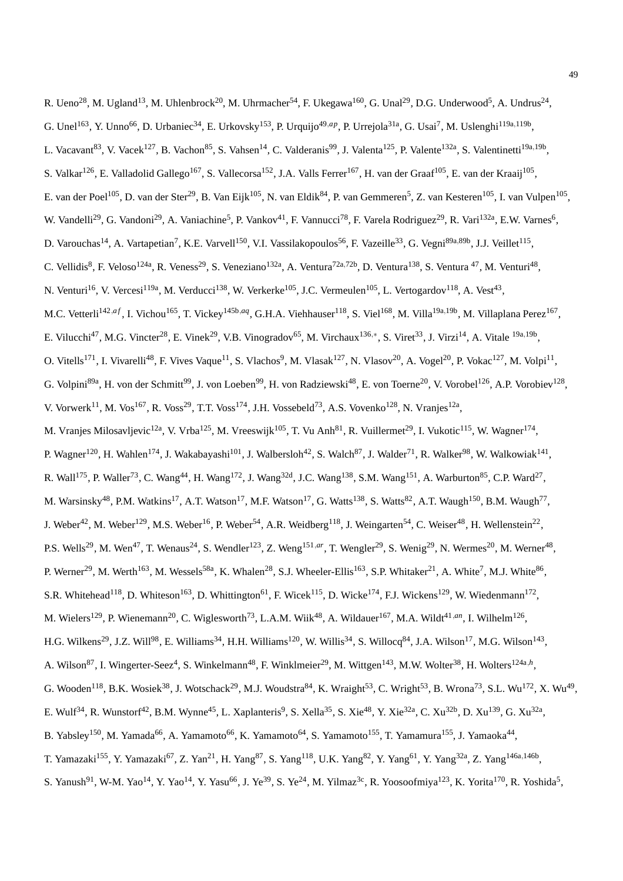R. Ueno[28], M. Ugland[13], M. Uhlenbrock[20], M. Uhrmacher[54], F. Ukegawa[160], G. Unal[29], D.G. Underwood[5], A. Undrus[24], G. Unel[163], Y. Unno[66], D. Urbaniec[34], E. Urkovsky[153], P. Urquijo[49,ap], P. Urrejola[31a], G. Usai[7], M. Uslenghi[119a,119b], L. Vacavant[83], V. Vacek[127], B. Vachon[85], S. Vahsen[14], C. Valderanis[99], J. Valenta[125], P. Valente[132a], S. Valentinetti[19a,19b], S. Valkar[126], E. Valladolid Gallego[167], S. Vallecorsa[152], J.A. Valls Ferrer[167], H. van der Graaf[105], E. van der Kraaij[105], E. van der Poel[105], D. van der Ster[29], B. Van Eijk[105], N. van Eldik[84], P. van Gemmeren[5], Z. van Kesteren[105], I. van Vulpen[105], W. Vandelli[29], G. Vandoni[29], A. Vaniachine[5], P. Vankov[41], F. Vannucci[78], F. Varela Rodriguez[29], R. Vari[132a], E.W. Varnes[6], D. Varouchas[14], A. Vartapetian[7], K.E. Varvell[150], V.I. Vassilakopoulos[56], F. Vazeille[33], G. Vegni[89a,89b], J.J. Veillet[115], C. Vellidis[8], F. Veloso[124a], R. Veness[29], S. Veneziano[132a], A. Ventura[72a,72b], D. Ventura[138], S. Ventura [47], M. Venturi[48], N. Venturi[16], V. Vercesi[119a], M. Verducci[138], W. Verkerke[105], J.C. Vermeulen[105], L. Vertogardov[118], A. Vest[43], M.C. Vetterli[142,af], I. Vichou[165], T. Vickey[145b,aq], G.H.A. Viehhauser[118], S. Viel[168], M. Villa[19a,19b], M. Villaplana Perez[167], E. Vilucchi[47], M.G. Vincter[28], E. Vinek[29], V.B. Vinogradov[65], M. Virchaux[136,*], S. Viret[33], J. Virzi[14], A. Vitale [19a,19b], O. Vitells[171], I. Vivarelli[48], F. Vives Vaque[11], S. Vlachos[9], M. Vlasak[127], N. Vlasov[20], A. Vogel[20], P. Vokac[127], M. Volpi[11], G. Volpini[89a], H. von der Schmitt[99], J. von Loeben[99], H. von Radziewski[48], E. von Toerne[20], V. Vorobel[126], A.P. Vorobiev[128], V. Vorwerk[11], M. Vos[167], R. Voss[29], T.T. Voss[174], J.H. Vossebeld[73], A.S. Vovenko[128], N. Vranjes[12a], M. Vranjes Milosavljevic[12a], V. Vrba[125], M. Vreeswijk[105], T. Vu Anh[81], R. Vuillermet[29], I. Vukotic[115], W. Wagner[174], P. Wagner[120], H. Wahlen[174], J. Wakabayashi[101], J. Walbersloh[42], S. Walch[87], J. Walder[71], R. Walker[98], W. Walkowiak[141], R. Wall[175], P. Waller[73], C. Wang[44], H. Wang[172], J. Wang[32d], J.C. Wang[138], S.M. Wang[151], A. Warburton[85], C.P. Ward[27], M. Warsinsky[48], P.M. Watkins[17], A.T. Watson[17], M.F. Watson[17], G. Watts[138], S. Watts[82], A.T. Waugh[150], B.M. Waugh[77], J. Weber[42], M. Weber[129], M.S. Weber[16], P. Weber[54], A.R. Weidberg[118], J. Weingarten[54], C. Weiser[48], H. Wellenstein[22], P.S. Wells[29], M. Wen[47], T. Wenaus[24], S. Wendler[123], Z. Weng[151,ar], T. Wengler[29], S. Wenig[29], N. Wermes[20], M. Werner[48], P. Werner[29], M. Werth[163], M. Wessels[58a], K. Whalen[28], S.J. Wheeler-Ellis[163], S.P. Whitaker[21], A. White[7], M.J. White[86], S.R. Whitehead[118], D. Whiteson[163], D. Whittington[61], F. Wicek[115], D. Wicke[174], F.J. Wickens[129], W. Wiedenmann[172], M. Wielers[129], P. Wienemann[20], C. Wiglesworth[73], L.A.M. Wiik[48], A. Wildauer[167], M.A. Wildt[41,an], I. Wilhelm[126], H.G. Wilkens[29], J.Z. Will[98], E. Williams[34], H.H. Williams[120], W. Willis[34], S. Willocq[84], J.A. Wilson[17], M.G. Wilson[143], A. Wilson[87], I. Wingerter-Seez[4], S. Winkelmann[48], F. Winklmeier[29], M. Wittgen[143], M.W. Wolter[38], H. Wolters[124a,h], G. Wooden[118], B.K. Wosiek[38], J. Wotschack[29], M.J. Woudstra[84], K. Wraight[53], C. Wright[53], B. Wrona[73], S.L. Wu[172], X. Wu[49], E. Wulf[34], R. Wunstorf[42], B.M. Wynne[45], L. Xaplanteris[9], S. Xella[35], S. Xie[48], Y. Xie[32a], C. Xu[32b], D. Xu[139], G. Xu[32a], B. Yabsley[150], M. Yamada[66], A. Yamamoto[66], K. Yamamoto[64], S. Yamamoto[155], T. Yamamura[155], J. Yamaoka[44], T. Yamazaki[155], Y. Yamazaki[67], Z. Yan[21], H. Yang[87], S. Yang[118], U.K. Yang[82], Y. Yang[61], Y. Yang[32a], Z. Yang[146a,146b], S. Yanush[91], W-M. Yao[14], Y. Yao[14], Y. Yasu[66], J. Ye[39], S. Ye[24], M. Yilmaz[3c], R. Yoosoofmiya[123], K. Yorita[170], R. Yoshida[5],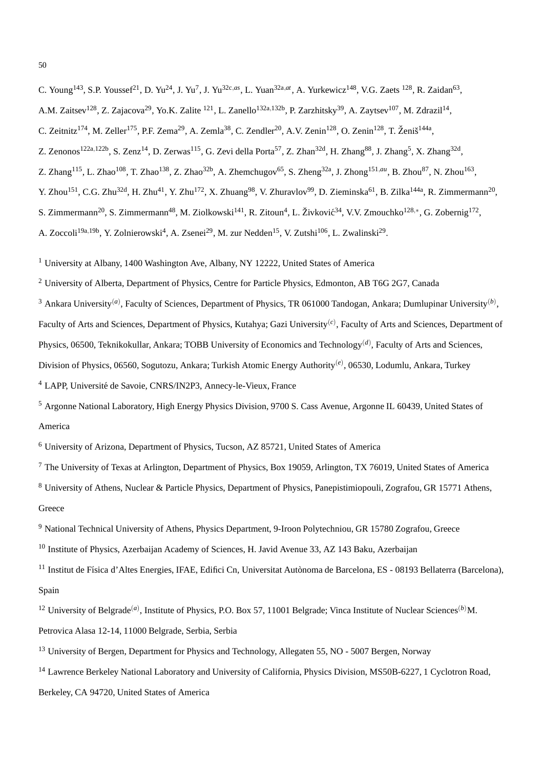C. Young[143], S.P. Youssef[21], D. Yu[24], J. Yu[7], J. Yu[32c,as], L. Yuan[32a,at], A. Yurkewicz[148], V.G. Zaets [128], R. Zaidan[63], A.M. Zaitsev[128], Z. Zajacova[29], Yo.K. Zalite [121], L. Zanello[132a,132b], P. Zarzhitsky[39], A. Zaytsev[107], M. Zdrazil[14], C. Zeitnitz[174], M. Zeller[175], P.F. Zema[29], A. Zemla[38], C. Zendler[20], A.V. Zenin[128], O. Zenin[128], T. Ženiš[144a], Z. Zenonos[122a,122b], S. Zenz[14], D. Zerwas[115], G. Zevi della Porta[57], Z. Zhan[32d], H. Zhang[88], J. Zhang[5], X. Zhang[32d], Z. Zhang[115], L. Zhao[108], T. Zhao[138], Z. Zhao[32b], A. Zhemchugov[65], S. Zheng[32a], J. Zhong[151,au], B. Zhou[87], N. Zhou[163], Y. Zhou[151], C.G. Zhu[32d], H. Zhu[41], Y. Zhu[172], X. Zhuang[98], V. Zhuravlov[99], D. Zieminska[61], B. Zilka[144a], R. Zimmermann[20], S. Zimmermann[20], S. Zimmermann[48], M. Ziolkowski[141], R. Zitoun[4], L. Živković[34], V.V. Zmouchko[128,*], G. Zobernig[172], A. Zoccoli[19a,19b], Y. Zolnierowski[4], A. Zsenei[29], M. zur Nedden[15], V. Zutshi[106], L. Zwalinski[29].

[1] University at Albany, 1400 Washington Ave, Albany, NY 12222, United States of America

[2] University of Alberta, Department of Physics, Centre for Particle Physics, Edmonton, AB T6G 2G7, Canada

[3] Ankara University[(a)], Faculty of Sciences, Department of Physics, TR 061000 Tandogan, Ankara; Dumlupinar University[(b)], Faculty of Arts and Sciences, Department of Physics, Kutahya; Gazi University[(c)], Faculty of Arts and Sciences, Department of Physics, 06500, Teknikokullar, Ankara; TOBB University of Economics and Technology[(d)], Faculty of Arts and Sciences, Division of Physics, 06560, Sogutozu, Ankara; Turkish Atomic Energy Authority[(e)], 06530, Lodumlu, Ankara, Turkey

[4] LAPP, Université de Savoie, CNRS/IN2P3, Annecy-le-Vieux, France

[5] Argonne National Laboratory, High Energy Physics Division, 9700 S. Cass Avenue, Argonne IL 60439, United States of America

[6] University of Arizona, Department of Physics, Tucson, AZ 85721, United States of America

[7] The University of Texas at Arlington, Department of Physics, Box 19059, Arlington, TX 76019, United States of America

[8] University of Athens, Nuclear & Particle Physics, Department of Physics, Panepistimiopouli, Zografou, GR 15771 Athens, Greece

[9] National Technical University of Athens, Physics Department, 9-Iroon Polytechniou, GR 15780 Zografou, Greece

[10] Institute of Physics, Azerbaijan Academy of Sciences, H. Javid Avenue 33, AZ 143 Baku, Azerbaijan

[11] Institut de Física d'Altes Energies, IFAE, Edifici Cn, Universitat Autònoma de Barcelona, ES - 08193 Bellaterra (Barcelona), Spain

[12] University of Belgrade[(a)], Institute of Physics, P.O. Box 57, 11001 Belgrade; Vinca Institute of Nuclear Sciences[(b)]M. Petrovica Alasa 12-14, 11000 Belgrade, Serbia, Serbia

[13] University of Bergen, Department for Physics and Technology, Allegaten 55, NO - 5007 Bergen, Norway

[14] Lawrence Berkeley National Laboratory and University of California, Physics Division, MS50B-6227, 1 Cyclotron Road, Berkeley, CA 94720, United States of America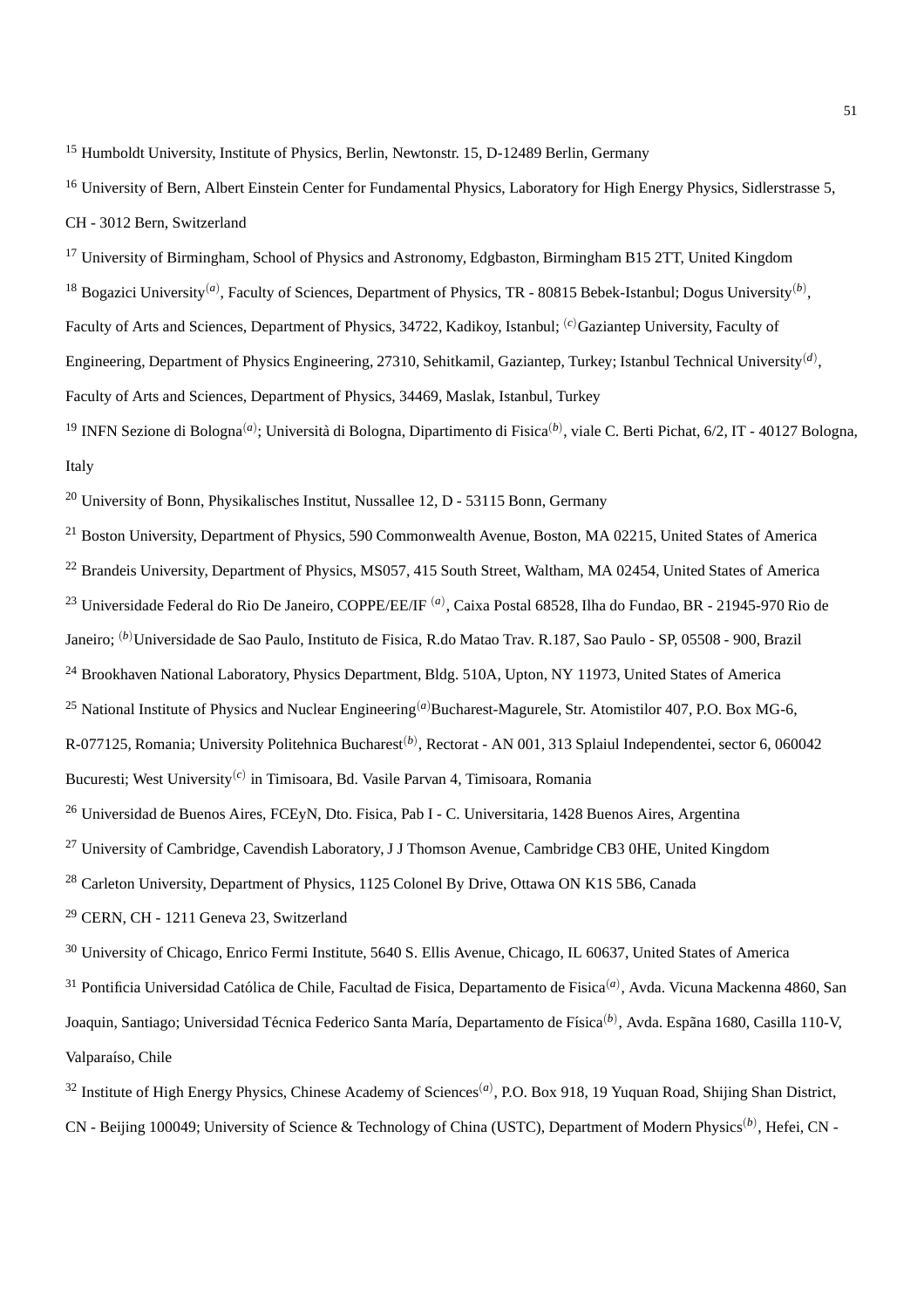[15] Humboldt University, Institute of Physics, Berlin, Newtonstr. 15, D-12489 Berlin, Germany

[16] University of Bern, Albert Einstein Center for Fundamental Physics, Laboratory for High Energy Physics, Sidlerstrasse 5, CH - 3012 Bern, Switzerland

[17] University of Birmingham, School of Physics and Astronomy, Edgbaston, Birmingham B15 2TT, United Kingdom

[18] Bogazici University[(a)], Faculty of Sciences, Department of Physics, TR - 80815 Bebek-Istanbul; Dogus University[(b)], Faculty of Arts and Sciences, Department of Physics, 34722, Kadikoy, Istanbul; [(c)]Gaziantep University, Faculty of Engineering, Department of Physics Engineering, 27310, Sehitkamil, Gaziantep, Turkey; Istanbul Technical University[(d)], Faculty of Arts and Sciences, Department of Physics, 34469, Maslak, Istanbul, Turkey

[19] INFN Sezione di Bologna[(a)]; Università di Bologna, Dipartimento di Fisica[(b)], viale C. Berti Pichat, 6/2, IT - 40127 Bologna, Italy

[20] University of Bonn, Physikalisches Institut, Nussallee 12, D - 53115 Bonn, Germany

[21] Boston University, Department of Physics, 590 Commonwealth Avenue, Boston, MA 02215, United States of America

[22] Brandeis University, Department of Physics, MS057, 415 South Street, Waltham, MA 02454, United States of America

[23] Universidade Federal do Rio De Janeiro, COPPE/EE/IF [(a)], Caixa Postal 68528, Ilha do Fundao, BR - 21945-970 Rio de Janeiro; [(b)]Universidade de Sao Paulo, Instituto de Fisica, R.do Matao Trav. R.187, Sao Paulo - SP, 05508 - 900, Brazil

[24] Brookhaven National Laboratory, Physics Department, Bldg. 510A, Upton, NY 11973, United States of America

[25] National Institute of Physics and Nuclear Engineering[(a)]Bucharest-Magurele, Str. Atomistilor 407, P.O. Box MG-6, R-077125, Romania; University Politehnica Bucharest[(b)], Rectorat - AN 001, 313 Splaiul Independentei, sector 6, 060042 Bucuresti; West University[(c)] in Timisoara, Bd. Vasile Parvan 4, Timisoara, Romania

[26] Universidad de Buenos Aires, FCEyN, Dto. Fisica, Pab I - C. Universitaria, 1428 Buenos Aires, Argentina

[27] University of Cambridge, Cavendish Laboratory, J J Thomson Avenue, Cambridge CB3 0HE, United Kingdom

[28] Carleton University, Department of Physics, 1125 Colonel By Drive, Ottawa ON K1S 5B6, Canada

[29] CERN, CH - 1211 Geneva 23, Switzerland

[30] University of Chicago, Enrico Fermi Institute, 5640 S. Ellis Avenue, Chicago, IL 60637, United States of America

[31] Pontificia Universidad Católica de Chile, Facultad de Fisica, Departamento de Fisica[(a)], Avda. Vicuna Mackenna 4860, San Joaquin, Santiago; Universidad Técnica Federico Santa María, Departamento de Física[(b)], Avda. Espãna 1680, Casilla 110-V, Valparaíso, Chile

[32] Institute of High Energy Physics, Chinese Academy of Sciences[(a)], P.O. Box 918, 19 Yuquan Road, Shijing Shan District, CN - Beijing 100049; University of Science & Technology of China (USTC), Department of Modern Physics[(b)], Hefei, CN -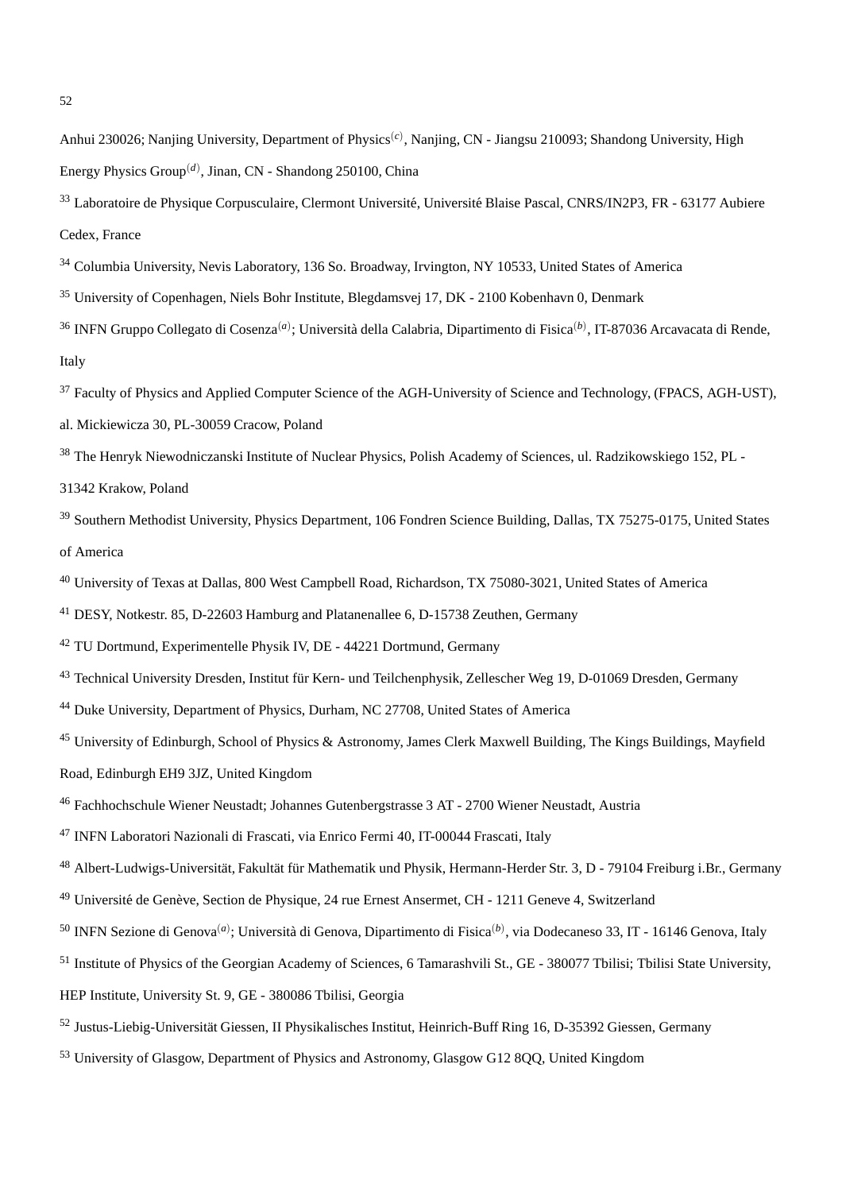Anhui 230026; Nanjing University, Department of Physics[(c)], Nanjing, CN - Jiangsu 210093; Shandong University, High Energy Physics Group[(d)], Jinan, CN - Shandong 250100, China

[33] Laboratoire de Physique Corpusculaire, Clermont Université, Université Blaise Pascal, CNRS/IN2P3, FR - 63177 Aubiere Cedex, France

[34] Columbia University, Nevis Laboratory, 136 So. Broadway, Irvington, NY 10533, United States of America

[35] University of Copenhagen, Niels Bohr Institute, Blegdamsvej 17, DK - 2100 Kobenhavn 0, Denmark

[36] INFN Gruppo Collegato di Cosenza[(a)]; Università della Calabria, Dipartimento di Fisica[(b)], IT-87036 Arcavacata di Rende, Italy

[37] Faculty of Physics and Applied Computer Science of the AGH-University of Science and Technology, (FPACS, AGH-UST), al. Mickiewicza 30, PL-30059 Cracow, Poland

[38] The Henryk Niewodniczanski Institute of Nuclear Physics, Polish Academy of Sciences, ul. Radzikowskiego 152, PL - 31342 Krakow, Poland

[39] Southern Methodist University, Physics Department, 106 Fondren Science Building, Dallas, TX 75275-0175, United States of America

[40] University of Texas at Dallas, 800 West Campbell Road, Richardson, TX 75080-3021, United States of America

[41] DESY, Notkestr. 85, D-22603 Hamburg and Platanenallee 6, D-15738 Zeuthen, Germany

[42] TU Dortmund, Experimentelle Physik IV, DE - 44221 Dortmund, Germany

[43] Technical University Dresden, Institut für Kern- und Teilchenphysik, Zellescher Weg 19, D-01069 Dresden, Germany

[44] Duke University, Department of Physics, Durham, NC 27708, United States of America

[45] University of Edinburgh, School of Physics & Astronomy, James Clerk Maxwell Building, The Kings Buildings, Mayfield Road, Edinburgh EH9 3JZ, United Kingdom

[46] Fachhochschule Wiener Neustadt; Johannes Gutenbergstrasse 3 AT - 2700 Wiener Neustadt, Austria

[47] INFN Laboratori Nazionali di Frascati, via Enrico Fermi 40, IT-00044 Frascati, Italy

[48] Albert-Ludwigs-Universität, Fakultät für Mathematik und Physik, Hermann-Herder Str. 3, D - 79104 Freiburg i.Br., Germany

[49] Université de Genève, Section de Physique, 24 rue Ernest Ansermet, CH - 1211 Geneve 4, Switzerland

[50] INFN Sezione di Genova[(a)]; Università di Genova, Dipartimento di Fisica[(b)], via Dodecaneso 33, IT - 16146 Genova, Italy

[51] Institute of Physics of the Georgian Academy of Sciences, 6 Tamarashvili St., GE - 380077 Tbilisi; Tbilisi State University, HEP Institute, University St. 9, GE - 380086 Tbilisi, Georgia

[52] Justus-Liebig-Universität Giessen, II Physikalisches Institut, Heinrich-Buff Ring 16, D-35392 Giessen, Germany

[53] University of Glasgow, Department of Physics and Astronomy, Glasgow G12 8QQ, United Kingdom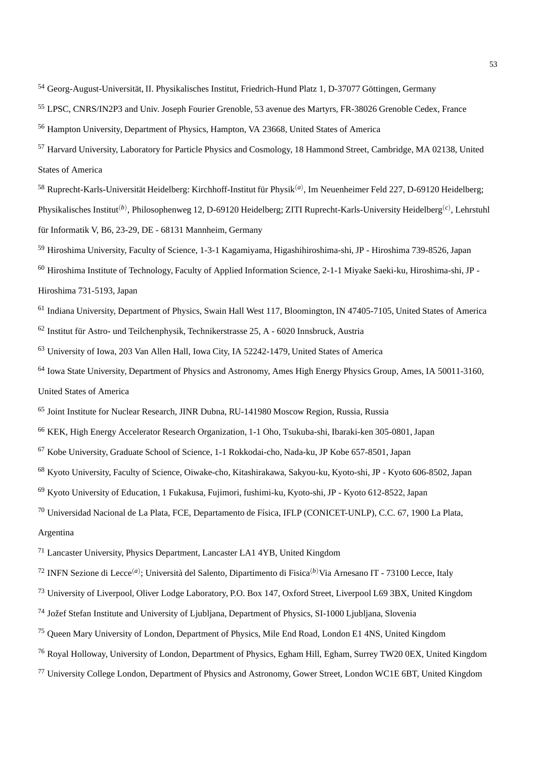[54] Georg-August-Universität, II. Physikalisches Institut, Friedrich-Hund Platz 1, D-37077 Göttingen, Germany

[55] LPSC, CNRS/IN2P3 and Univ. Joseph Fourier Grenoble, 53 avenue des Martyrs, FR-38026 Grenoble Cedex, France

[56] Hampton University, Department of Physics, Hampton, VA 23668, United States of America

[57] Harvard University, Laboratory for Particle Physics and Cosmology, 18 Hammond Street, Cambridge, MA 02138, United States of America

[58] Ruprecht-Karls-Universität Heidelberg: Kirchhoff-Institut für Physik[(a)], Im Neuenheimer Feld 227, D-69120 Heidelberg; Physikalisches Institut[(b)], Philosophenweg 12, D-69120 Heidelberg; ZITI Ruprecht-Karls-University Heidelberg[(c)], Lehrstuhl für Informatik V, B6, 23-29, DE - 68131 Mannheim, Germany

[59] Hiroshima University, Faculty of Science, 1-3-1 Kagamiyama, Higashihiroshima-shi, JP - Hiroshima 739-8526, Japan

[60] Hiroshima Institute of Technology, Faculty of Applied Information Science, 2-1-1 Miyake Saeki-ku, Hiroshima-shi, JP - Hiroshima 731-5193, Japan

[61] Indiana University, Department of Physics, Swain Hall West 117, Bloomington, IN 47405-7105, United States of America

[62] Institut für Astro- und Teilchenphysik, Technikerstrasse 25, A - 6020 Innsbruck, Austria

[63] University of Iowa, 203 Van Allen Hall, Iowa City, IA 52242-1479, United States of America

[64] Iowa State University, Department of Physics and Astronomy, Ames High Energy Physics Group, Ames, IA 50011-3160, United States of America

[65] Joint Institute for Nuclear Research, JINR Dubna, RU-141980 Moscow Region, Russia, Russia

[66] KEK, High Energy Accelerator Research Organization, 1-1 Oho, Tsukuba-shi, Ibaraki-ken 305-0801, Japan

[67] Kobe University, Graduate School of Science, 1-1 Rokkodai-cho, Nada-ku, JP Kobe 657-8501, Japan

[68] Kyoto University, Faculty of Science, Oiwake-cho, Kitashirakawa, Sakyou-ku, Kyoto-shi, JP - Kyoto 606-8502, Japan

[69] Kyoto University of Education, 1 Fukakusa, Fujimori, fushimi-ku, Kyoto-shi, JP - Kyoto 612-8522, Japan

[70] Universidad Nacional de La Plata, FCE, Departamento de Física, IFLP (CONICET-UNLP), C.C. 67, 1900 La Plata, Argentina

[71] Lancaster University, Physics Department, Lancaster LA1 4YB, United Kingdom

[72] INFN Sezione di Lecce[(a)]; Università del Salento, Dipartimento di Fisica[(b)]Via Arnesano IT - 73100 Lecce, Italy

[73] University of Liverpool, Oliver Lodge Laboratory, P.O. Box 147, Oxford Street, Liverpool L69 3BX, United Kingdom

[74] Jožef Stefan Institute and University of Ljubljana, Department of Physics, SI-1000 Ljubljana, Slovenia

[75] Queen Mary University of London, Department of Physics, Mile End Road, London E1 4NS, United Kingdom

[76] Royal Holloway, University of London, Department of Physics, Egham Hill, Egham, Surrey TW20 0EX, United Kingdom

[77] University College London, Department of Physics and Astronomy, Gower Street, London WC1E 6BT, United Kingdom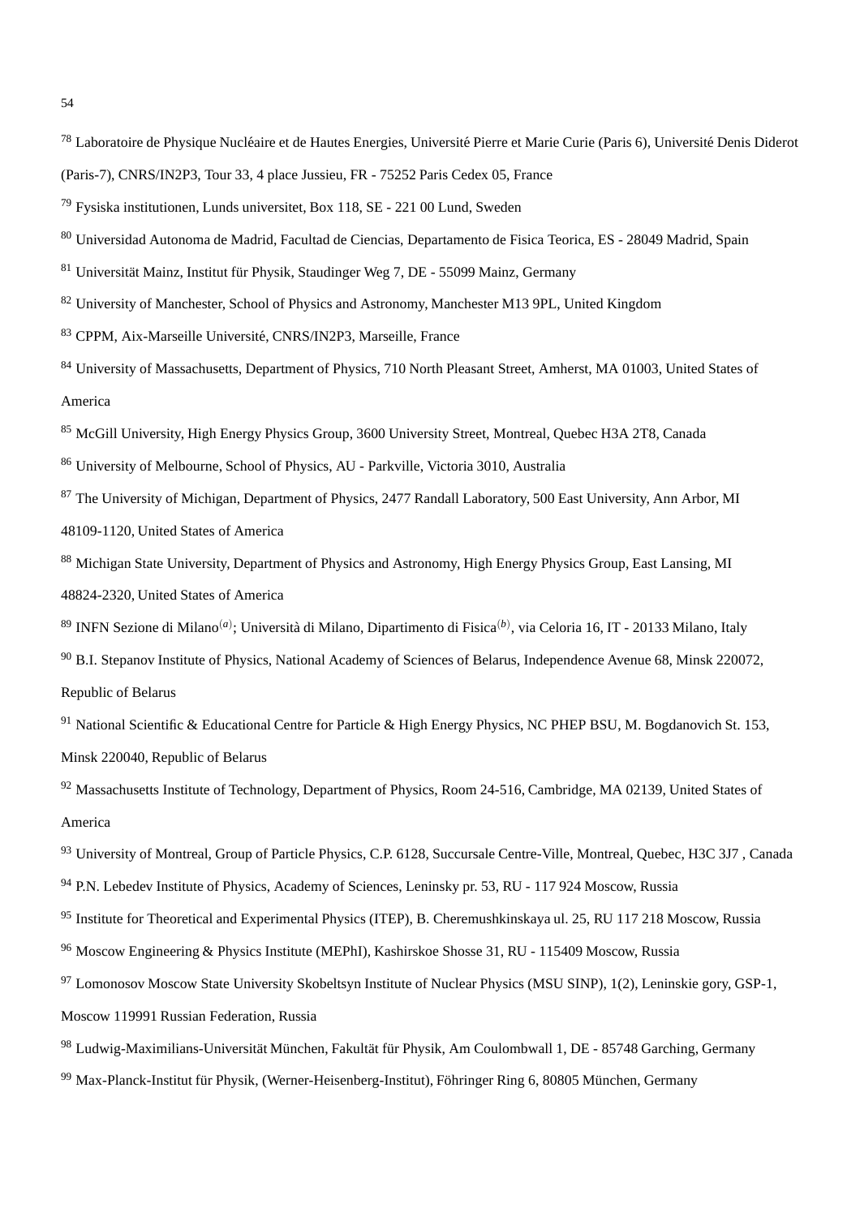[78] Laboratoire de Physique Nucléaire et de Hautes Energies, Université Pierre et Marie Curie (Paris 6), Université Denis Diderot (Paris-7), CNRS/IN2P3, Tour 33, 4 place Jussieu, FR - 75252 Paris Cedex 05, France

[79] Fysiska institutionen, Lunds universitet, Box 118, SE - 221 00 Lund, Sweden

[80] Universidad Autonoma de Madrid, Facultad de Ciencias, Departamento de Fisica Teorica, ES - 28049 Madrid, Spain

[81] Universität Mainz, Institut für Physik, Staudinger Weg 7, DE - 55099 Mainz, Germany

[82] University of Manchester, School of Physics and Astronomy, Manchester M13 9PL, United Kingdom

[83] CPPM, Aix-Marseille Université, CNRS/IN2P3, Marseille, France

[84] University of Massachusetts, Department of Physics, 710 North Pleasant Street, Amherst, MA 01003, United States of America

[85] McGill University, High Energy Physics Group, 3600 University Street, Montreal, Quebec H3A 2T8, Canada

[86] University of Melbourne, School of Physics, AU - Parkville, Victoria 3010, Australia

[87] The University of Michigan, Department of Physics, 2477 Randall Laboratory, 500 East University, Ann Arbor, MI 48109-1120, United States of America

[88] Michigan State University, Department of Physics and Astronomy, High Energy Physics Group, East Lansing, MI 48824-2320, United States of America

[89] INFN Sezione di Milano[(a)]; Università di Milano, Dipartimento di Fisica[(b)], via Celoria 16, IT - 20133 Milano, Italy

[90] B.I. Stepanov Institute of Physics, National Academy of Sciences of Belarus, Independence Avenue 68, Minsk 220072, Republic of Belarus

[91] National Scientific & Educational Centre for Particle & High Energy Physics, NC PHEP BSU, M. Bogdanovich St. 153, Minsk 220040, Republic of Belarus

[92] Massachusetts Institute of Technology, Department of Physics, Room 24-516, Cambridge, MA 02139, United States of America

[93] University of Montreal, Group of Particle Physics, C.P. 6128, Succursale Centre-Ville, Montreal, Quebec, H3C 3J7 , Canada

[94] P.N. Lebedev Institute of Physics, Academy of Sciences, Leninsky pr. 53, RU - 117 924 Moscow, Russia

[95] Institute for Theoretical and Experimental Physics (ITEP), B. Cheremushkinskaya ul. 25, RU 117 218 Moscow, Russia

[96] Moscow Engineering & Physics Institute (MEPhI), Kashirskoe Shosse 31, RU - 115409 Moscow, Russia

[97] Lomonosov Moscow State University Skobeltsyn Institute of Nuclear Physics (MSU SINP), 1(2), Leninskie gory, GSP-1, Moscow 119991 Russian Federation, Russia

[98] Ludwig-Maximilians-Universität München, Fakultät für Physik, Am Coulombwall 1, DE - 85748 Garching, Germany

[99] Max-Planck-Institut für Physik, (Werner-Heisenberg-Institut), Föhringer Ring 6, 80805 München, Germany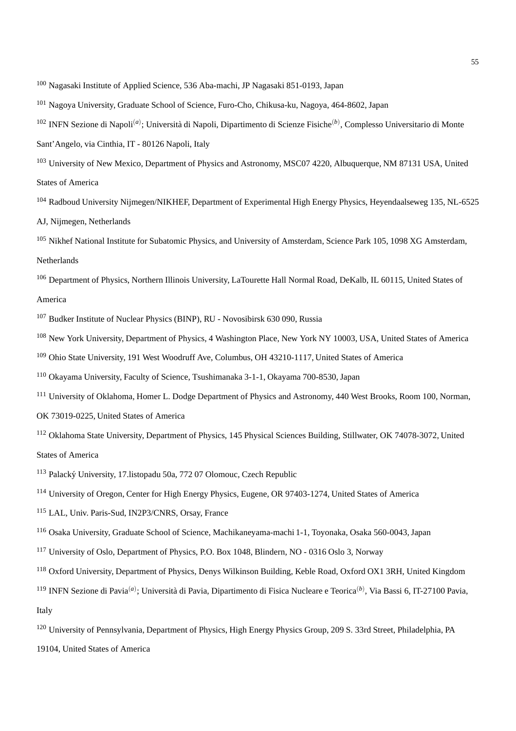[100] Nagasaki Institute of Applied Science, 536 Aba-machi, JP Nagasaki 851-0193, Japan

[101] Nagoya University, Graduate School of Science, Furo-Cho, Chikusa-ku, Nagoya, 464-8602, Japan

[102] INFN Sezione di Napoli[(a)]; Università di Napoli, Dipartimento di Scienze Fisiche[(b)], Complesso Universitario di Monte Sant'Angelo, via Cinthia, IT - 80126 Napoli, Italy

[103] University of New Mexico, Department of Physics and Astronomy, MSC07 4220, Albuquerque, NM 87131 USA, United States of America

[104] Radboud University Nijmegen/NIKHEF, Department of Experimental High Energy Physics, Heyendaalseweg 135, NL-6525 AJ, Nijmegen, Netherlands

[105] Nikhef National Institute for Subatomic Physics, and University of Amsterdam, Science Park 105, 1098 XG Amsterdam, Netherlands

[106] Department of Physics, Northern Illinois University, LaTourette Hall Normal Road, DeKalb, IL 60115, United States of America

[107] Budker Institute of Nuclear Physics (BINP), RU - Novosibirsk 630 090, Russia

[108] New York University, Department of Physics, 4 Washington Place, New York NY 10003, USA, United States of America

[109] Ohio State University, 191 West Woodruff Ave, Columbus, OH 43210-1117, United States of America

[110] Okayama University, Faculty of Science, Tsushimanaka 3-1-1, Okayama 700-8530, Japan

[111] University of Oklahoma, Homer L. Dodge Department of Physics and Astronomy, 440 West Brooks, Room 100, Norman, OK 73019-0225, United States of America

[112] Oklahoma State University, Department of Physics, 145 Physical Sciences Building, Stillwater, OK 74078-3072, United States of America

[113] Palacký University, 17.listopadu 50a, 772 07 Olomouc, Czech Republic

[114] University of Oregon, Center for High Energy Physics, Eugene, OR 97403-1274, United States of America

[115] LAL, Univ. Paris-Sud, IN2P3/CNRS, Orsay, France

[116] Osaka University, Graduate School of Science, Machikaneyama-machi 1-1, Toyonaka, Osaka 560-0043, Japan

[117] University of Oslo, Department of Physics, P.O. Box 1048, Blindern, NO - 0316 Oslo 3, Norway

[118] Oxford University, Department of Physics, Denys Wilkinson Building, Keble Road, Oxford OX1 3RH, United Kingdom

[119] INFN Sezione di Pavia[(a)]; Università di Pavia, Dipartimento di Fisica Nucleare e Teorica[(b)], Via Bassi 6, IT-27100 Pavia, Italy

[120] University of Pennsylvania, Department of Physics, High Energy Physics Group, 209 S. 33rd Street, Philadelphia, PA 19104, United States of America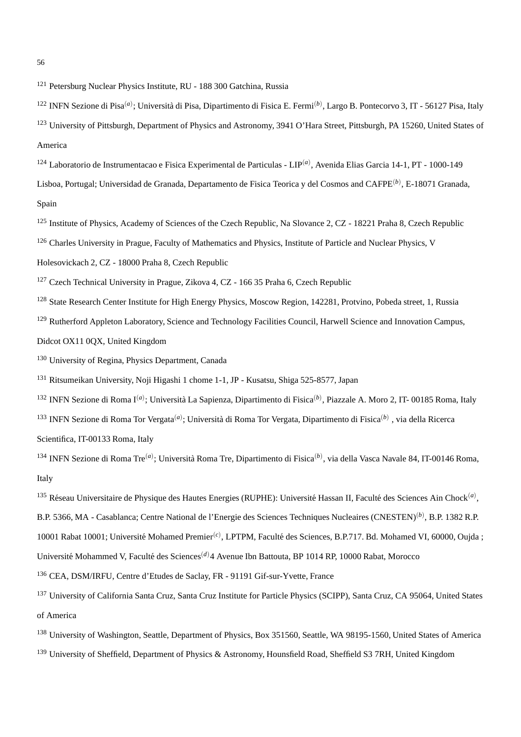[121] Petersburg Nuclear Physics Institute, RU - 188 300 Gatchina, Russia

[122] INFN Sezione di Pisa[(a)]; Università di Pisa, Dipartimento di Fisica E. Fermi[(b)], Largo B. Pontecorvo 3, IT - 56127 Pisa, Italy

[123] University of Pittsburgh, Department of Physics and Astronomy, 3941 O'Hara Street, Pittsburgh, PA 15260, United States of America

[124] Laboratorio de Instrumentacao e Fisica Experimental de Particulas - LIP[(a)], Avenida Elias Garcia 14-1, PT - 1000-149 Lisboa, Portugal; Universidad de Granada, Departamento de Fisica Teorica y del Cosmos and CAFPE[(b)], E-18071 Granada, Spain

[125] Institute of Physics, Academy of Sciences of the Czech Republic, Na Slovance 2, CZ - 18221 Praha 8, Czech Republic

[126] Charles University in Prague, Faculty of Mathematics and Physics, Institute of Particle and Nuclear Physics, V Holesovickach 2, CZ - 18000 Praha 8, Czech Republic

[127] Czech Technical University in Prague, Zikova 4, CZ - 166 35 Praha 6, Czech Republic

[128] State Research Center Institute for High Energy Physics, Moscow Region, 142281, Protvino, Pobeda street, 1, Russia

[129] Rutherford Appleton Laboratory, Science and Technology Facilities Council, Harwell Science and Innovation Campus, Didcot OX11 0QX, United Kingdom

[130] University of Regina, Physics Department, Canada

[131] Ritsumeikan University, Noji Higashi 1 chome 1-1, JP - Kusatsu, Shiga 525-8577, Japan

[132] INFN Sezione di Roma I[(a)]; Università La Sapienza, Dipartimento di Fisica[(b)], Piazzale A. Moro 2, IT- 00185 Roma, Italy

[133] INFN Sezione di Roma Tor Vergata[(a)]; Università di Roma Tor Vergata, Dipartimento di Fisica[(b)] , via della Ricerca Scientifica, IT-00133 Roma, Italy

[134] INFN Sezione di Roma Tre[(a)]; Università Roma Tre, Dipartimento di Fisica[(b)], via della Vasca Navale 84, IT-00146 Roma, Italy

[135] Réseau Universitaire de Physique des Hautes Energies (RUPHE): Université Hassan II, Faculté des Sciences Ain Chock[(a)], B.P. 5366, MA - Casablanca; Centre National de l'Energie des Sciences Techniques Nucleaires (CNESTEN)[(b)], B.P. 1382 R.P. 10001 Rabat 10001; Université Mohamed Premier[(c)], LPTPM, Faculté des Sciences, B.P.717. Bd. Mohamed VI, 60000, Oujda ; Université Mohammed V, Faculté des Sciences[(d)]4 Avenue Ibn Battouta, BP 1014 RP, 10000 Rabat, Morocco

[136] CEA, DSM/IRFU, Centre d'Etudes de Saclay, FR - 91191 Gif-sur-Yvette, France

[137] University of California Santa Cruz, Santa Cruz Institute for Particle Physics (SCIPP), Santa Cruz, CA 95064, United States of America

[138] University of Washington, Seattle, Department of Physics, Box 351560, Seattle, WA 98195-1560, United States of America

[139] University of Sheffield, Department of Physics & Astronomy, Hounsfield Road, Sheffield S3 7RH, United Kingdom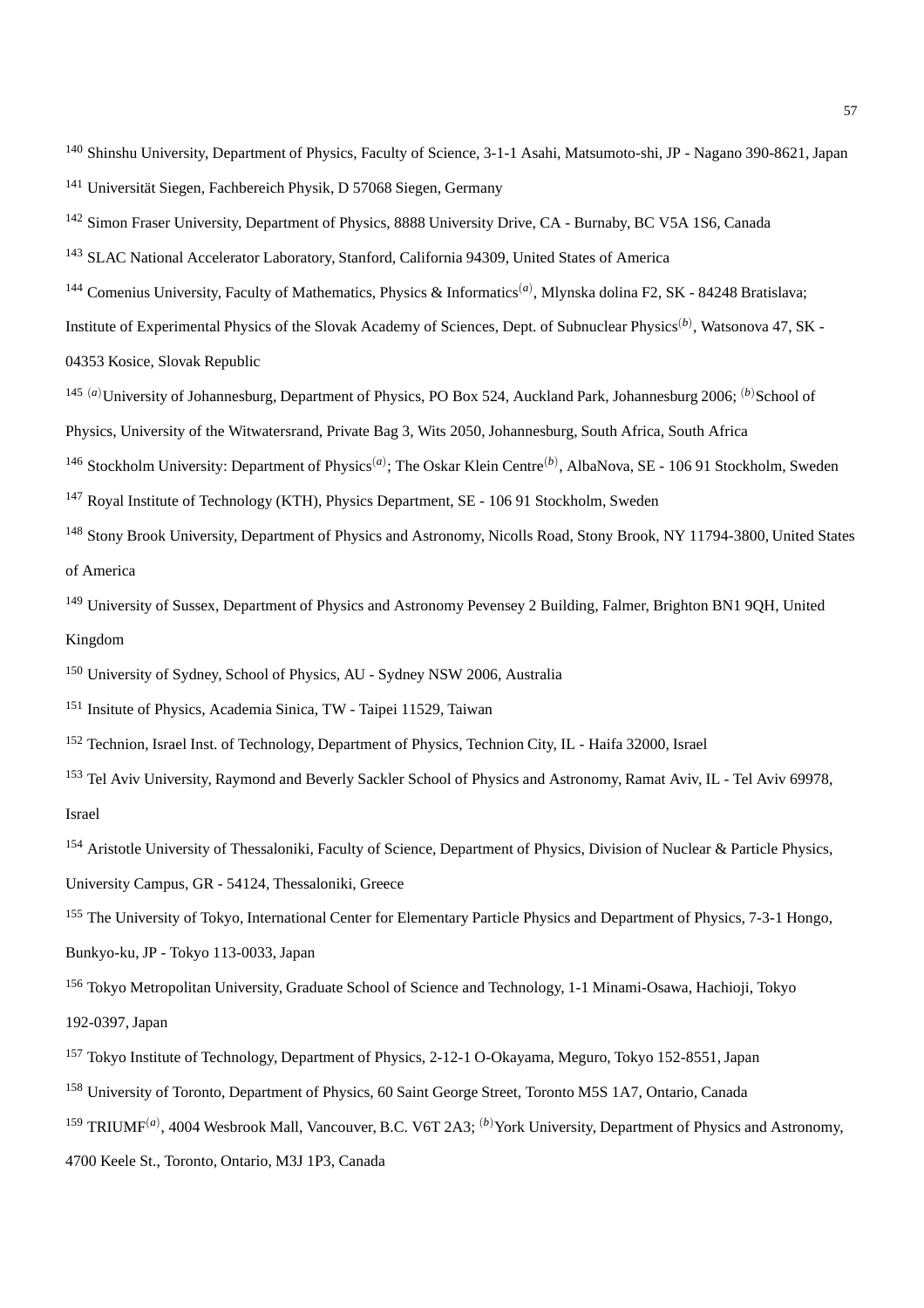[140] Shinshu University, Department of Physics, Faculty of Science, 3-1-1 Asahi, Matsumoto-shi, JP - Nagano 390-8621, Japan

[141] Universität Siegen, Fachbereich Physik, D 57068 Siegen, Germany

[142] Simon Fraser University, Department of Physics, 8888 University Drive, CA - Burnaby, BC V5A 1S6, Canada

[143] SLAC National Accelerator Laboratory, Stanford, California 94309, United States of America

[144] Comenius University, Faculty of Mathematics, Physics & Informatics[(a)], Mlynska dolina F2, SK - 84248 Bratislava; Institute of Experimental Physics of the Slovak Academy of Sciences, Dept. of Subnuclear Physics[(b)], Watsonova 47, SK - 04353 Kosice, Slovak Republic

[145] [(a)]University of Johannesburg, Department of Physics, PO Box 524, Auckland Park, Johannesburg 2006; [(b)]School of Physics, University of the Witwatersrand, Private Bag 3, Wits 2050, Johannesburg, South Africa, South Africa

[146] Stockholm University: Department of Physics[(a)]; The Oskar Klein Centre[(b)], AlbaNova, SE - 106 91 Stockholm, Sweden

[147] Royal Institute of Technology (KTH), Physics Department, SE - 106 91 Stockholm, Sweden

[148] Stony Brook University, Department of Physics and Astronomy, Nicolls Road, Stony Brook, NY 11794-3800, United States of America

[149] University of Sussex, Department of Physics and Astronomy Pevensey 2 Building, Falmer, Brighton BN1 9QH, United Kingdom

[150] University of Sydney, School of Physics, AU - Sydney NSW 2006, Australia

[151] Insitute of Physics, Academia Sinica, TW - Taipei 11529, Taiwan

[152] Technion, Israel Inst. of Technology, Department of Physics, Technion City, IL - Haifa 32000, Israel

[153] Tel Aviv University, Raymond and Beverly Sackler School of Physics and Astronomy, Ramat Aviv, IL - Tel Aviv 69978, Israel

[154] Aristotle University of Thessaloniki, Faculty of Science, Department of Physics, Division of Nuclear & Particle Physics, University Campus, GR - 54124, Thessaloniki, Greece

[155] The University of Tokyo, International Center for Elementary Particle Physics and Department of Physics, 7-3-1 Hongo, Bunkyo-ku, JP - Tokyo 113-0033, Japan

[156] Tokyo Metropolitan University, Graduate School of Science and Technology, 1-1 Minami-Osawa, Hachioji, Tokyo 192-0397, Japan

[157] Tokyo Institute of Technology, Department of Physics, 2-12-1 O-Okayama, Meguro, Tokyo 152-8551, Japan

[158] University of Toronto, Department of Physics, 60 Saint George Street, Toronto M5S 1A7, Ontario, Canada

[159] TRIUMF[(a)], 4004 Wesbrook Mall, Vancouver, B.C. V6T 2A3; [(b)]York University, Department of Physics and Astronomy, 4700 Keele St., Toronto, Ontario, M3J 1P3, Canada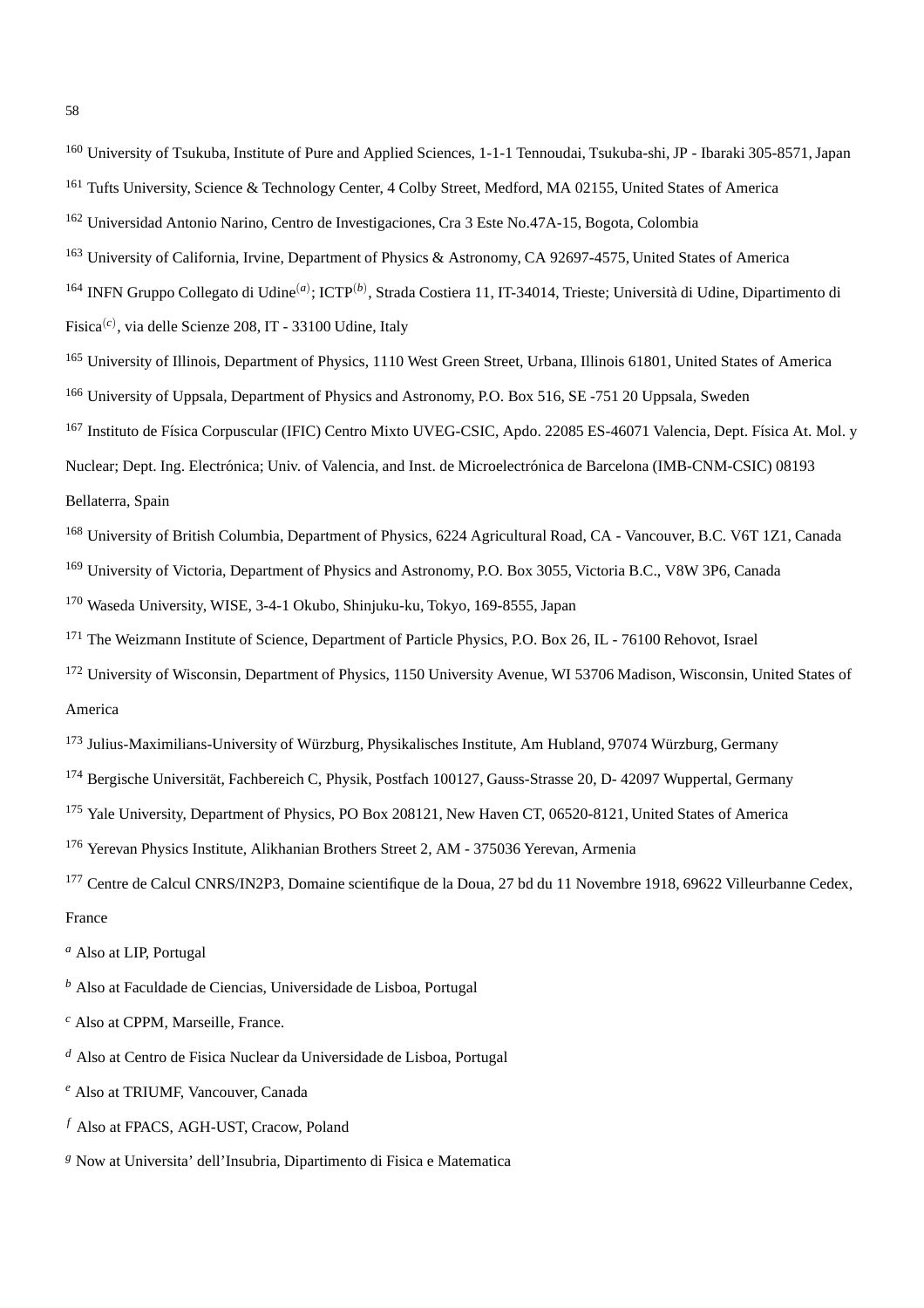[160] University of Tsukuba, Institute of Pure and Applied Sciences, 1-1-1 Tennoudai, Tsukuba-shi, JP - Ibaraki 305-8571, Japan

[161] Tufts University, Science & Technology Center, 4 Colby Street, Medford, MA 02155, United States of America

[162] Universidad Antonio Narino, Centro de Investigaciones, Cra 3 Este No.47A-15, Bogota, Colombia

[163] University of California, Irvine, Department of Physics & Astronomy, CA 92697-4575, United States of America

[164] INFN Gruppo Collegato di Udine[(a)]; ICTP[(b)], Strada Costiera 11, IT-34014, Trieste; Università di Udine, Dipartimento di Fisica[(c)], via delle Scienze 208, IT - 33100 Udine, Italy

[165] University of Illinois, Department of Physics, 1110 West Green Street, Urbana, Illinois 61801, United States of America

[166] University of Uppsala, Department of Physics and Astronomy, P.O. Box 516, SE -751 20 Uppsala, Sweden

[167] Instituto de Física Corpuscular (IFIC) Centro Mixto UVEG-CSIC, Apdo. 22085 ES-46071 Valencia, Dept. Física At. Mol. y Nuclear; Dept. Ing. Electrónica; Univ. of Valencia, and Inst. de Microelectrónica de Barcelona (IMB-CNM-CSIC) 08193 Bellaterra, Spain

[168] University of British Columbia, Department of Physics, 6224 Agricultural Road, CA - Vancouver, B.C. V6T 1Z1, Canada

[169] University of Victoria, Department of Physics and Astronomy, P.O. Box 3055, Victoria B.C., V8W 3P6, Canada

[170] Waseda University, WISE, 3-4-1 Okubo, Shinjuku-ku, Tokyo, 169-8555, Japan

[171] The Weizmann Institute of Science, Department of Particle Physics, P.O. Box 26, IL - 76100 Rehovot, Israel

[172] University of Wisconsin, Department of Physics, 1150 University Avenue, WI 53706 Madison, Wisconsin, United States of America

[173] Julius-Maximilians-University of Würzburg, Physikalisches Institute, Am Hubland, 97074 Würzburg, Germany

[174] Bergische Universität, Fachbereich C, Physik, Postfach 100127, Gauss-Strasse 20, D- 42097 Wuppertal, Germany

[175] Yale University, Department of Physics, PO Box 208121, New Haven CT, 06520-8121, United States of America

[176] Yerevan Physics Institute, Alikhanian Brothers Street 2, AM - 375036 Yerevan, Armenia

[177] Centre de Calcul CNRS/IN2P3, Domaine scientifique de la Doua, 27 bd du 11 Novembre 1918, 69622 Villeurbanne Cedex, France

[a] Also at LIP, Portugal

[b] Also at Faculdade de Ciencias, Universidade de Lisboa, Portugal

[c] Also at CPPM, Marseille, France.

[d] Also at Centro de Fisica Nuclear da Universidade de Lisboa, Portugal

[e] Also at TRIUMF, Vancouver, Canada

[f] Also at FPACS, AGH-UST, Cracow, Poland

[g] Now at Universita' dell'Insubria, Dipartimento di Fisica e Matematica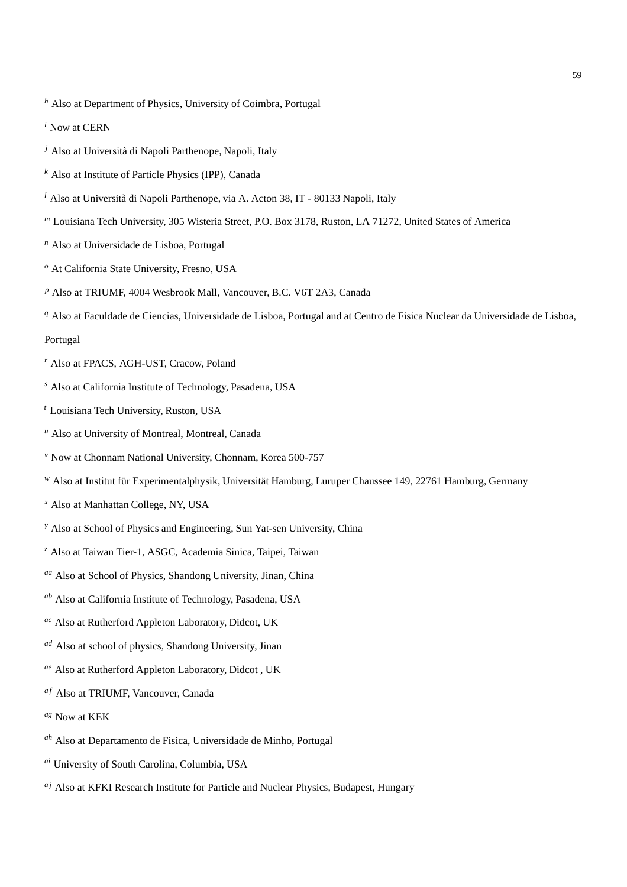[h] Also at Department of Physics, University of Coimbra, Portugal

[i] Now at CERN

[j] Also at Università di Napoli Parthenope, Napoli, Italy

[k] Also at Institute of Particle Physics (IPP), Canada

[l] Also at Università di Napoli Parthenope, via A. Acton 38, IT - 80133 Napoli, Italy

[m] Louisiana Tech University, 305 Wisteria Street, P.O. Box 3178, Ruston, LA 71272, United States of America

[n] Also at Universidade de Lisboa, Portugal

[o] At California State University, Fresno, USA

[p] Also at TRIUMF, 4004 Wesbrook Mall, Vancouver, B.C. V6T 2A3, Canada

[q] Also at Faculdade de Ciencias, Universidade de Lisboa, Portugal and at Centro de Fisica Nuclear da Universidade de Lisboa, Portugal

[r] Also at FPACS, AGH-UST, Cracow, Poland

[s] Also at California Institute of Technology, Pasadena, USA

[t] Louisiana Tech University, Ruston, USA

[u] Also at University of Montreal, Montreal, Canada

[v] Now at Chonnam National University, Chonnam, Korea 500-757

[w] Also at Institut für Experimentalphysik, Universität Hamburg, Luruper Chaussee 149, 22761 Hamburg, Germany

[x] Also at Manhattan College, NY, USA

[y] Also at School of Physics and Engineering, Sun Yat-sen University, China

[z] Also at Taiwan Tier-1, ASGC, Academia Sinica, Taipei, Taiwan

[aa] Also at School of Physics, Shandong University, Jinan, China

[ab] Also at California Institute of Technology, Pasadena, USA

[ac] Also at Rutherford Appleton Laboratory, Didcot, UK

[ad] Also at school of physics, Shandong University, Jinan

[ae] Also at Rutherford Appleton Laboratory, Didcot , UK

[af] Also at TRIUMF, Vancouver, Canada

[ag] Now at KEK

[ah] Also at Departamento de Fisica, Universidade de Minho, Portugal

[ai] University of South Carolina, Columbia, USA

[aj] Also at KFKI Research Institute for Particle and Nuclear Physics, Budapest, Hungary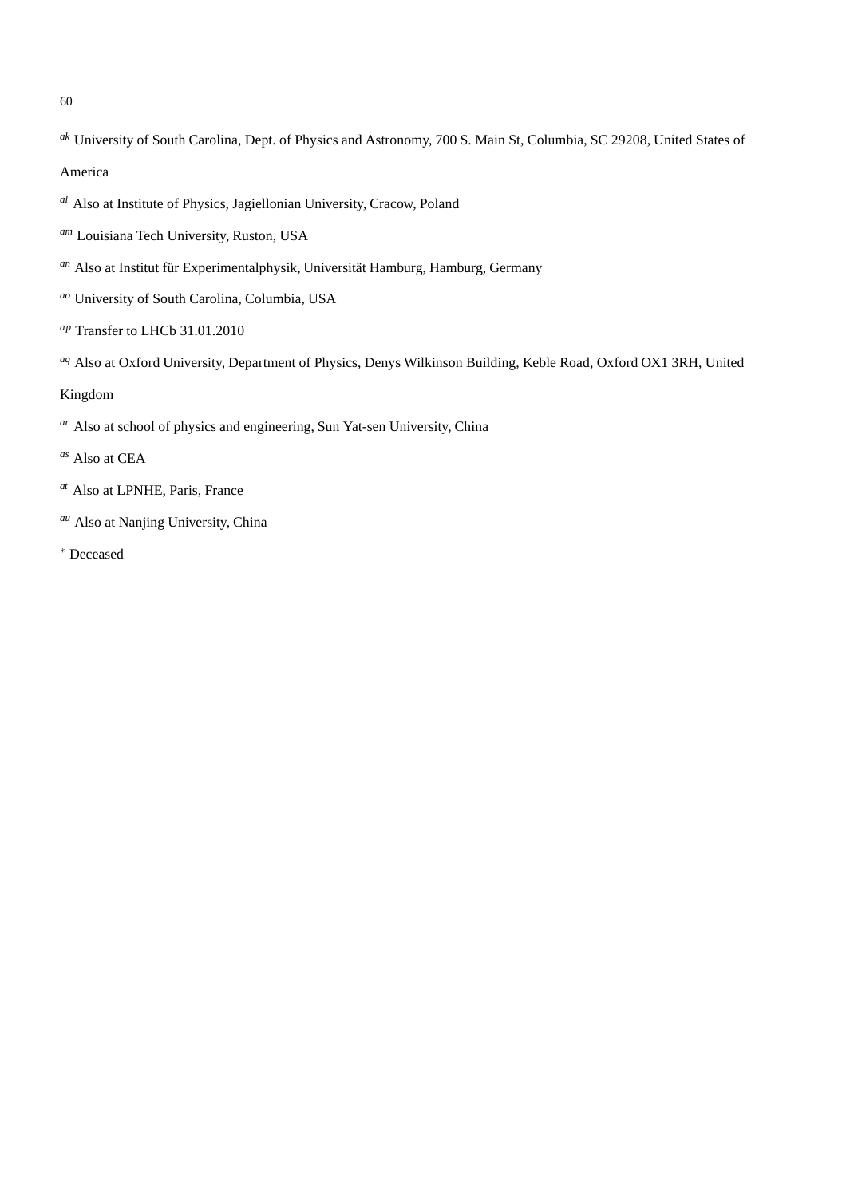[ak] University of South Carolina, Dept. of Physics and Astronomy, 700 S. Main St, Columbia, SC 29208, United States of America

[al] Also at Institute of Physics, Jagiellonian University, Cracow, Poland

[am] Louisiana Tech University, Ruston, USA

[an] Also at Institut für Experimentalphysik, Universität Hamburg, Hamburg, Germany

[ao] University of South Carolina, Columbia, USA

[ap] Transfer to LHCb 31.01.2010

[aq] Also at Oxford University, Department of Physics, Denys Wilkinson Building, Keble Road, Oxford OX1 3RH, United Kingdom

[ar] Also at school of physics and engineering, Sun Yat-sen University, China

[as] Also at CEA

[at] Also at LPNHE, Paris, France

[au] Also at Nanjing University, China

[*] Deceased